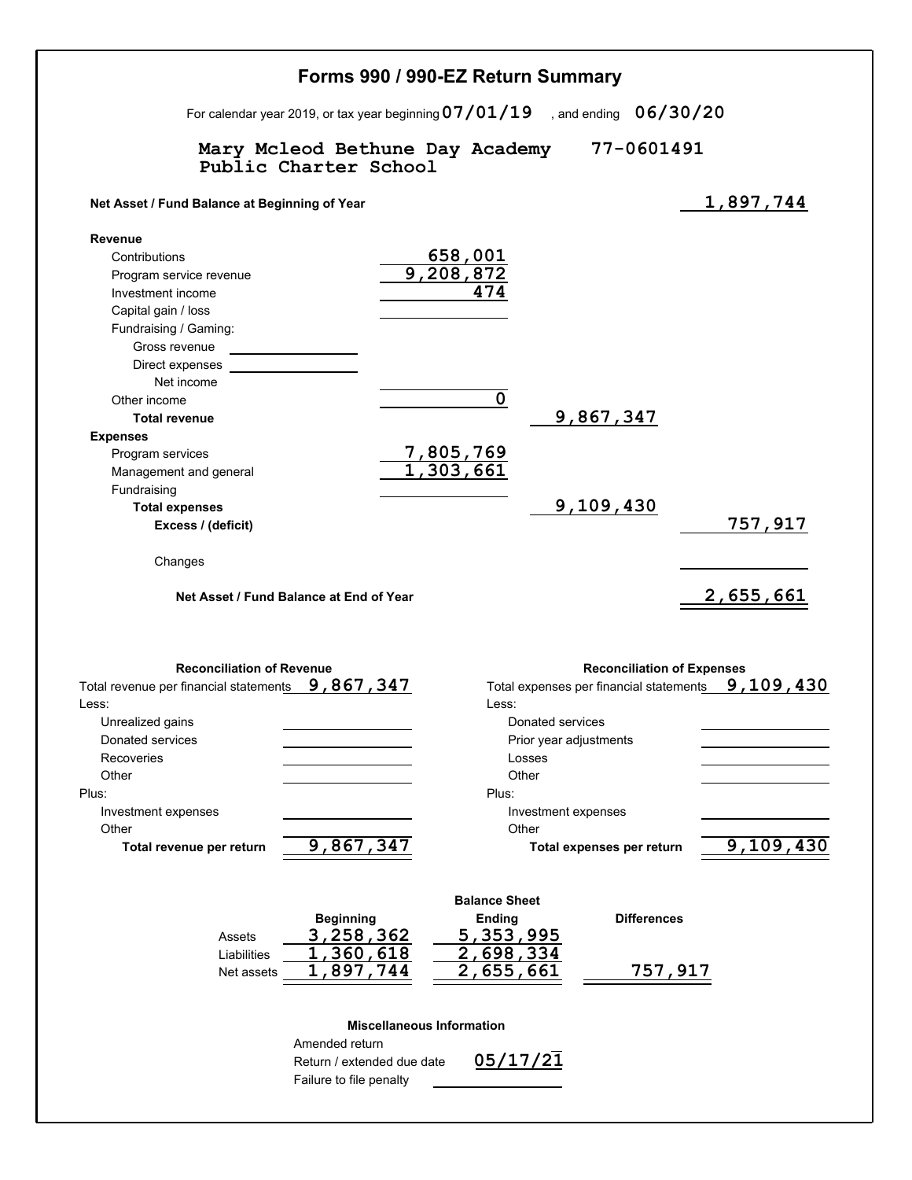# Forms 990 / 990-EZ Return Summary

For calendar year 2019, or tax year beginning 07/01/19 , and ending 06/30/20

**Mary Mcleod Bethune Day Academy Public Charter School** 77-0601491

| | | | |
|---|---|---|---|
| **Net Asset / Fund Balance at Beginning of Year** | | | 1,897,744 |
| **Revenue** | | | |
| Contributions | 658,001 | | |
| Program service revenue | 9,208,872 | | |
| Investment income | 474 | | |
| Capital gain / loss | | | |
| Fundraising / Gaming: | | | |
| Gross revenue | | | |
| Direct expenses | | | |
| Net income | | | |
| Other income | 0 | | |
| **Total revenue** | | 9,867,347 | |
| **Expenses** | | | |
| Program services | 7,805,769 | | |
| Management and general | 1,303,661 | | |
| Fundraising | | | |
| **Total expenses** | | 9,109,430 | |
| **Excess / (deficit)** | | | 757,917 |
| Changes | | | |
| **Net Asset / Fund Balance at End of Year** | | | 2,655,661 |

## Reconciliation of Revenue

| | |
|---|---|
| Total revenue per financial statements | 9,867,347 |
| Less: | |
| Unrealized gains | |
| Donated services | |
| Recoveries | |
| Other | |
| Plus: | |
| Investment expenses | |
| Other | |
| **Total revenue per return** | 9,867,347 |

## Reconciliation of Expenses

| | |
|---|---|
| Total expenses per financial statements | 9,109,430 |
| Less: | |
| Donated services | |
| Prior year adjustments | |
| Losses | |
| Other | |
| Plus: | |
| Investment expenses | |
| Other | |
| **Total expenses per return** | 9,109,430 |

## Balance Sheet

| | Beginning | Ending | Differences |
|---|---|---|---|
| Assets | 3,258,362 | 5,353,995 | |
| Liabilities | 1,360,618 | 2,698,334 | |
| Net assets | 1,897,744 | 2,655,661 | 757,917 |

## Miscellaneous Information

| | |
|---|---|
| Amended return | |
| Return / extended due date | 05/17/21 |
| Failure to file penalty | |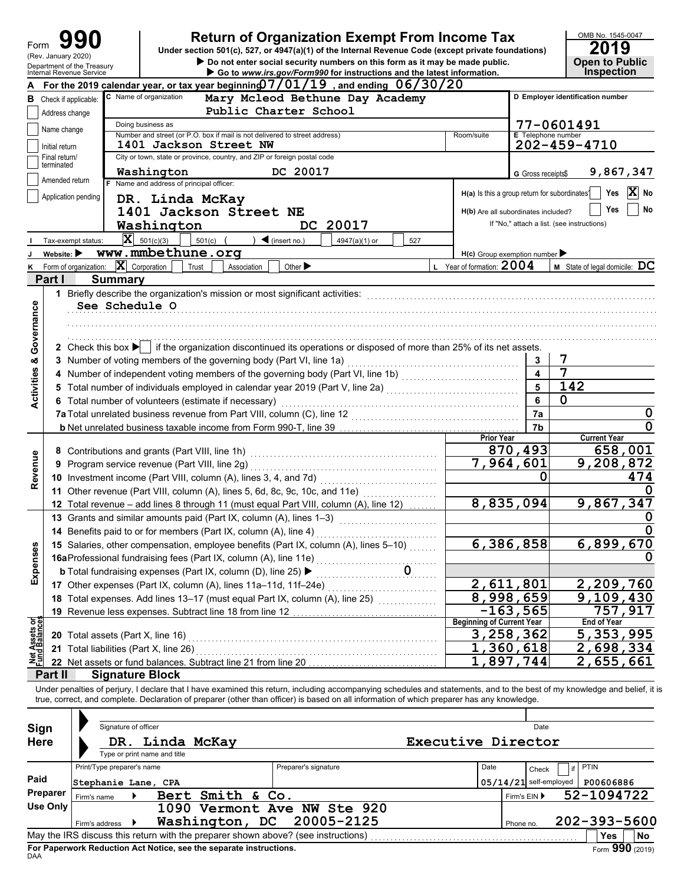# Form 990 — Return of Organization Exempt From Income Tax (2019)

Form **990** (Rev. January 2020) — Department of the Treasury, Internal Revenue Service

Under section 501(c), 527, or 4947(a)(1) of the Internal Revenue Code (except private foundations)

▶ Do not enter social security numbers on this form as it may be made public.

▶ Go to *www.irs.gov/Form990* for instructions and the latest information.

OMB No. 1545-0047 — **2019** — **Open to Public Inspection**

**A** For the 2019 calendar year, or tax year beginning 07/01/19, and ending 06/30/20

**B** Check if applicable: Address change ☐ Name change ☐ Initial return ☐ Final return/terminated ☐ Amended return ☐ Application pending ☐

**C** Name of organization: Mary Mcleod Bethune Day Academy Public Charter School

Doing business as:

Number and street (or P.O. box if mail is not delivered to street address): 1401 Jackson Street NW — Room/suite:

City or town, state or province, country, and ZIP or foreign postal code: Washington DC 20017

**D** Employer identification number: 77-0601491

**E** Telephone number: 202-459-4710

**G** Gross receipts $ 9,867,347

**F** Name and address of principal officer: DR. Linda McKay, 1401 Jackson Street NE, Washington DC 20017

**H(a)** Is this a group return for subordinates? ☐ Yes ☒ No

**H(b)** Are all subordinates included? ☐ Yes ☐ No — If "No," attach a list. (see instructions)

**I** Tax-exempt status: ☒ 501(c)(3) ☐ 501(c) ( ) ◀ (insert no.) ☐ 4947(a)(1) or ☐ 527

**J** Website: ▶ www.mmbethune.org

**H(c)** Group exemption number ▶

**K** Form of organization: ☒ Corporation ☐ Trust ☐ Association ☐ Other ▶

**L** Year of formation: 2004

**M** State of legal domicile: DC

## Part I Summary

**Activities & Governance**

1 Briefly describe the organization's mission or most significant activities: See Schedule O

2 Check this box ▶ ☐ if the organization discontinued its operations or disposed of more than 25% of its net assets.

| Line | Description | No. | Value |
|---|---|---|---|
| 3 | Number of voting members of the governing body (Part VI, line 1a) | 3 | 7 |
| 4 | Number of independent voting members of the governing body (Part VI, line 1b) | 4 | 7 |
| 5 | Total number of individuals employed in calendar year 2019 (Part V, line 2a) | 5 | 142 |
| 6 | Total number of volunteers (estimate if necessary) | 6 | 0 |
| 7a | Total unrelated business revenue from Part VIII, column (C), line 12 | 7a | 0 |
| 7b | Net unrelated business taxable income from Form 990-T, line 39 | 7b | 0 |

| Line | Description | Prior Year | Current Year |
|---|---|---|---|
| **Revenue** | | | |
| 8 | Contributions and grants (Part VIII, line 1h) | 870,493 | 658,001 |
| 9 | Program service revenue (Part VIII, line 2g) | 7,964,601 | 9,208,872 |
| 10 | Investment income (Part VIII, column (A), lines 3, 4, and 7d) | 0 | 474 |
| 11 | Other revenue (Part VIII, column (A), lines 5, 6d, 8c, 9c, 10c, and 11e) | | 0 |
| 12 | Total revenue – add lines 8 through 11 (must equal Part VIII, column (A), line 12) | 8,835,094 | 9,867,347 |
| **Expenses** | | | |
| 13 | Grants and similar amounts paid (Part IX, column (A), lines 1–3) | | 0 |
| 14 | Benefits paid to or for members (Part IX, column (A), line 4) | | 0 |
| 15 | Salaries, other compensation, employee benefits (Part IX, column (A), lines 5–10) | 6,386,858 | 6,899,670 |
| 16a | Professional fundraising fees (Part IX, column (A), line 11e) | | 0 |
| b | Total fundraising expenses (Part IX, column (D), line 25) ▶ 0 | | |
| 17 | Other expenses (Part IX, column (A), lines 11a–11d, 11f–24e) | 2,611,801 | 2,209,760 |
| 18 | Total expenses. Add lines 13–17 (must equal Part IX, column (A), line 25) | 8,998,659 | 9,109,430 |
| 19 | Revenue less expenses. Subtract line 18 from line 12 | -163,565 | 757,917 |
| **Net Assets or Fund Balances** | | **Beginning of Current Year** | **End of Year** |
| 20 | Total assets (Part X, line 16) | 3,258,362 | 5,353,995 |
| 21 | Total liabilities (Part X, line 26) | 1,360,618 | 2,698,334 |
| 22 | Net assets or fund balances. Subtract line 21 from line 20 | 1,897,744 | 2,655,661 |

## Part II Signature Block

Under penalties of perjury, I declare that I have examined this return, including accompanying schedules and statements, and to the best of my knowledge and belief, it is true, correct, and complete. Declaration of preparer (other than officer) is based on all information of which preparer has any knowledge.

**Sign Here**

Signature of officer — Date

DR. Linda McKay — Executive Director

Type or print name and title

**Paid Preparer Use Only**

| Print/Type preparer's name | Preparer's signature | Date | Check ☐ if self-employed | PTIN |
|---|---|---|---|---|
| Stephanie Lane, CPA | | 05/14/21 | | P00606886 |

Firm's name ▶ Bert Smith & Co. — Firm's EIN ▶ 52-1094722

Firm's address ▶ 1090 Vermont Ave NW Ste 920, Washington, DC 20005-2125 — Phone no. 202-393-5600

May the IRS discuss this return with the preparer shown above? (see instructions) ☐ Yes ☐ No

**For Paperwork Reduction Act Notice, see the separate instructions.**

DAA — Form **990** (2019)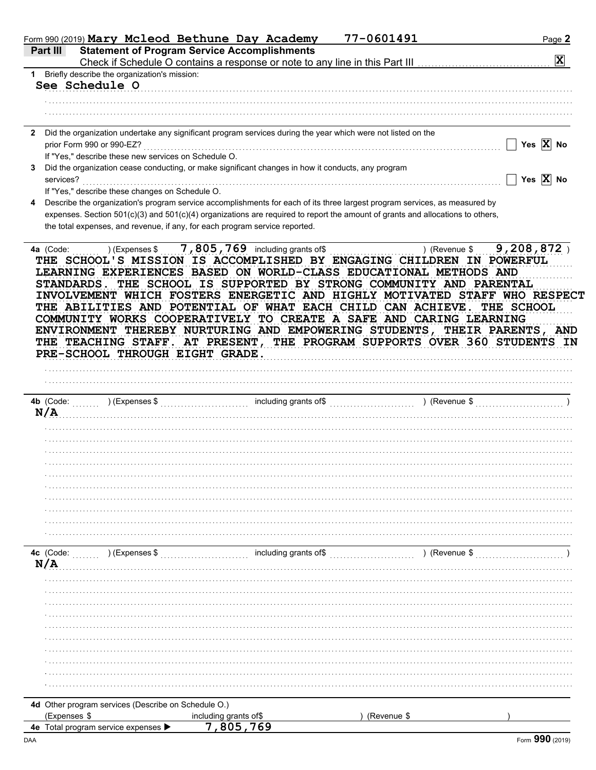Form 990 (2019) **Mary Mcleod Bethune Day Academy** 77-0601491

## Part III Statement of Program Service Accomplishments

Check if Schedule O contains a response or note to any line in this Part III . . . . . . . . . . [X]

**1** Briefly describe the organization's mission:

See Schedule O

**2** Did the organization undertake any significant program services during the year which were not listed on the prior Form 990 or 990-EZ? . . . . . . . . [ ] Yes [X] No

If "Yes," describe these new services on Schedule O.

**3** Did the organization cease conducting, or make significant changes in how it conducts, any program services? . . . . . . . . [ ] Yes [X] No

If "Yes," describe these changes on Schedule O.

**4** Describe the organization's program service accomplishments for each of its three largest program services, as measured by expenses. Section 501(c)(3) and 501(c)(4) organizations are required to report the amount of grants and allocations to others, the total expenses, and revenue, if any, for each program service reported.

**4a** (Code: ) (Expenses $ 7,805,769 including grants of$ ) (Revenue $ 9,208,872 )

THE SCHOOL'S MISSION IS ACCOMPLISHED BY ENGAGING CHILDREN IN POWERFUL LEARNING EXPERIENCES BASED ON WORLD-CLASS EDUCATIONAL METHODS AND STANDARDS. THE SCHOOL IS SUPPORTED BY STRONG COMMUNITY AND PARENTAL INVOLVEMENT WHICH FOSTERS ENERGETIC AND HIGHLY MOTIVATED STAFF WHO RESPECT THE ABILITIES AND POTENTIAL OF WHAT EACH CHILD CAN ACHIEVE. THE SCHOOL COMMUNITY WORKS COOPERATIVELY TO CREATE A SAFE AND CARING LEARNING ENVIRONMENT THEREBY NURTURING AND EMPOWERING STUDENTS, THEIR PARENTS, AND THE TEACHING STAFF. AT PRESENT, THE PROGRAM SUPPORTS OVER 360 STUDENTS IN PRE-SCHOOL THROUGH EIGHT GRADE.

**4b** (Code: ) (Expenses $ including grants of$ ) (Revenue $ )

N/A

**4c** (Code: ) (Expenses $ including grants of$ ) (Revenue $ )

N/A

**4d** Other program services (Describe on Schedule O.)

(Expenses $ including grants of$ ) (Revenue $ )

**4e** Total program service expenses ▶ 7,805,769

Form **990** (2019)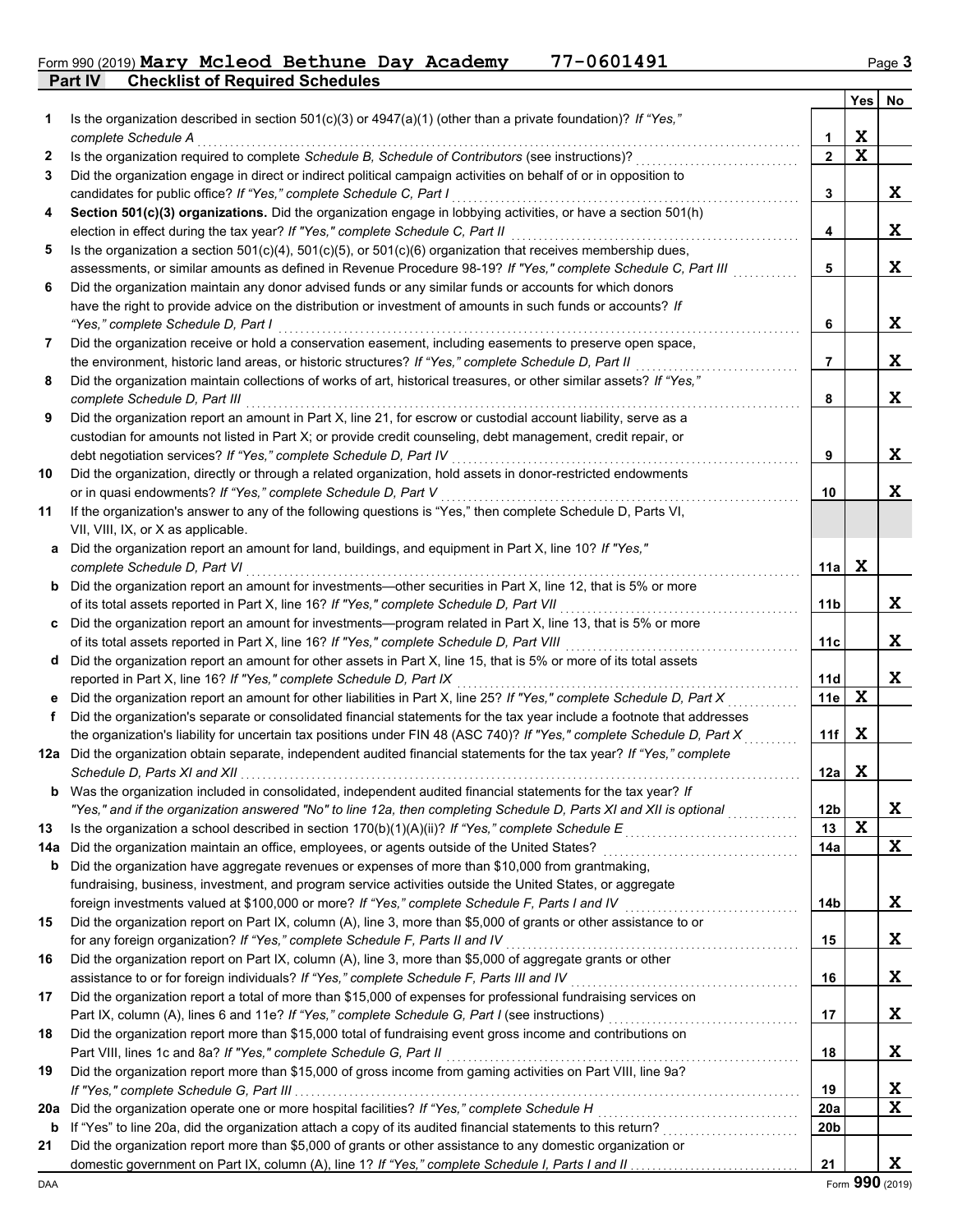Form 990 (2019) **Mary Mcleod Bethune Day Academy 77-0601491** Page 3

## Part IV Checklist of Required Schedules

| | | | Yes | No |
|---|---|---|---|---|
| **1** | Is the organization described in section 501(c)(3) or 4947(a)(1) (other than a private foundation)? *If "Yes," complete Schedule A* | 1 | X | |
| **2** | Is the organization required to complete *Schedule B, Schedule of Contributors* (see instructions)? | 2 | X | |
| **3** | Did the organization engage in direct or indirect political campaign activities on behalf of or in opposition to candidates for public office? *If "Yes," complete Schedule C, Part I* | 3 | | X |
| **4** | **Section 501(c)(3) organizations.** Did the organization engage in lobbying activities, or have a section 501(h) election in effect during the tax year? *If "Yes," complete Schedule C, Part II* | 4 | | X |
| **5** | Is the organization a section 501(c)(4), 501(c)(5), or 501(c)(6) organization that receives membership dues, assessments, or similar amounts as defined in Revenue Procedure 98-19? *If "Yes," complete Schedule C, Part III* | 5 | | X |
| **6** | Did the organization maintain any donor advised funds or any similar funds or accounts for which donors have the right to provide advice on the distribution or investment of amounts in such funds or accounts? *If "Yes," complete Schedule D, Part I* | 6 | | X |
| **7** | Did the organization receive or hold a conservation easement, including easements to preserve open space, the environment, historic land areas, or historic structures? *If "Yes," complete Schedule D, Part II* | 7 | | X |
| **8** | Did the organization maintain collections of works of art, historical treasures, or other similar assets? *If "Yes," complete Schedule D, Part III* | 8 | | X |
| **9** | Did the organization report an amount in Part X, line 21, for escrow or custodial account liability, serve as a custodian for amounts not listed in Part X; or provide credit counseling, debt management, credit repair, or debt negotiation services? *If "Yes," complete Schedule D, Part IV* | 9 | | X |
| **10** | Did the organization, directly or through a related organization, hold assets in donor-restricted endowments or in quasi endowments? *If "Yes," complete Schedule D, Part V* | 10 | | X |
| **11** | If the organization's answer to any of the following questions is "Yes," then complete Schedule D, Parts VI, VII, VIII, IX, or X as applicable. | | | |
| **a** | Did the organization report an amount for land, buildings, and equipment in Part X, line 10? *If "Yes," complete Schedule D, Part VI* | 11a | X | |
| **b** | Did the organization report an amount for investments—other securities in Part X, line 12, that is 5% or more of its total assets reported in Part X, line 16? *If "Yes," complete Schedule D, Part VII* | 11b | | X |
| **c** | Did the organization report an amount for investments—program related in Part X, line 13, that is 5% or more of its total assets reported in Part X, line 16? *If "Yes," complete Schedule D, Part VIII* | 11c | | X |
| **d** | Did the organization report an amount for other assets in Part X, line 15, that is 5% or more of its total assets reported in Part X, line 16? *If "Yes," complete Schedule D, Part IX* | 11d | | X |
| **e** | Did the organization report an amount for other liabilities in Part X, line 25? *If "Yes," complete Schedule D, Part X* | 11e | X | |
| **f** | Did the organization's separate or consolidated financial statements for the tax year include a footnote that addresses the organization's liability for uncertain tax positions under FIN 48 (ASC 740)? *If "Yes," complete Schedule D, Part X* | 11f | X | |
| **12a** | Did the organization obtain separate, independent audited financial statements for the tax year? *If "Yes," complete Schedule D, Parts XI and XII* | 12a | X | |
| **b** | Was the organization included in consolidated, independent audited financial statements for the tax year? *If "Yes," and if the organization answered "No" to line 12a, then completing Schedule D, Parts XI and XII is optional* | 12b | | X |
| **13** | Is the organization a school described in section 170(b)(1)(A)(ii)? *If "Yes," complete Schedule E* | 13 | X | |
| **14a** | Did the organization maintain an office, employees, or agents outside of the United States? | 14a | | X |
| **b** | Did the organization have aggregate revenues or expenses of more than $10,000 from grantmaking, fundraising, business, investment, and program service activities outside the United States, or aggregate foreign investments valued at $100,000 or more? *If "Yes," complete Schedule F, Parts I and IV* | 14b | | X |
| **15** | Did the organization report on Part IX, column (A), line 3, more than $5,000 of grants or other assistance to or for any foreign organization? *If "Yes," complete Schedule F, Parts II and IV* | 15 | | X |
| **16** | Did the organization report on Part IX, column (A), line 3, more than $5,000 of aggregate grants or other assistance to or for foreign individuals? *If "Yes," complete Schedule F, Parts III and IV* | 16 | | X |
| **17** | Did the organization report a total of more than $15,000 of expenses for professional fundraising services on Part IX, column (A), lines 6 and 11e? *If "Yes," complete Schedule G, Part I* (see instructions) | 17 | | X |
| **18** | Did the organization report more than $15,000 total of fundraising event gross income and contributions on Part VIII, lines 1c and 8a? *If "Yes," complete Schedule G, Part II* | 18 | | X |
| **19** | Did the organization report more than $15,000 of gross income from gaming activities on Part VIII, line 9a? *If "Yes," complete Schedule G, Part III* | 19 | | X |
| **20a** | Did the organization operate one or more hospital facilities? *If "Yes," complete Schedule H* | 20a | | X |
| **b** | If "Yes" to line 20a, did the organization attach a copy of its audited financial statements to this return? | 20b | | |
| **21** | Did the organization report more than $5,000 of grants or other assistance to any domestic organization or domestic government on Part IX, column (A), line 1? *If "Yes," complete Schedule I, Parts I and II* | 21 | | X |

DAA Form **990** (2019)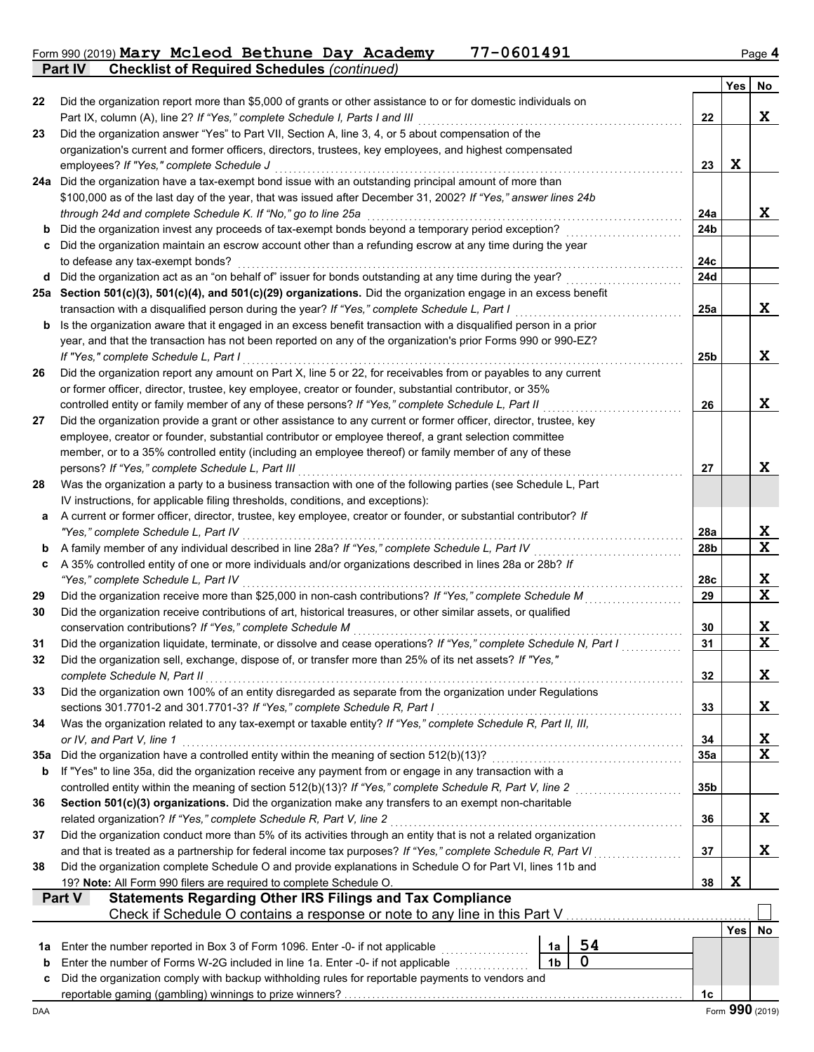Form 990 (2019) **Mary Mcleod Bethune Day Academy 77-0601491** Page 4

## Part IV Checklist of Required Schedules *(continued)*

| | | | Yes | No |
|---|---|---|---|---|
| 22 | Did the organization report more than $5,000 of grants or other assistance to or for domestic individuals on Part IX, column (A), line 2? *If "Yes," complete Schedule I, Parts I and III* | 22 | | X |
| 23 | Did the organization answer "Yes" to Part VII, Section A, line 3, 4, or 5 about compensation of the organization's current and former officers, directors, trustees, key employees, and highest compensated employees? *If "Yes," complete Schedule J* | 23 | X | |
| 24a | Did the organization have a tax-exempt bond issue with an outstanding principal amount of more than $100,000 as of the last day of the year, that was issued after December 31, 2002? *If "Yes," answer lines 24b through 24d and complete Schedule K. If "No," go to line 25a* | 24a | | X |
| b | Did the organization invest any proceeds of tax-exempt bonds beyond a temporary period exception? | 24b | | |
| c | Did the organization maintain an escrow account other than a refunding escrow at any time during the year to defease any tax-exempt bonds? | 24c | | |
| d | Did the organization act as an "on behalf of" issuer for bonds outstanding at any time during the year? | 24d | | |
| 25a | **Section 501(c)(3), 501(c)(4), and 501(c)(29) organizations.** Did the organization engage in an excess benefit transaction with a disqualified person during the year? *If "Yes," complete Schedule L, Part I* | 25a | | X |
| b | Is the organization aware that it engaged in an excess benefit transaction with a disqualified person in a prior year, and that the transaction has not been reported on any of the organization's prior Forms 990 or 990-EZ? *If "Yes," complete Schedule L, Part I* | 25b | | X |
| 26 | Did the organization report any amount on Part X, line 5 or 22, for receivables from or payables to any current or former officer, director, trustee, key employee, creator or founder, substantial contributor, or 35% controlled entity or family member of any of these persons? *If "Yes," complete Schedule L, Part II* | 26 | | X |
| 27 | Did the organization provide a grant or other assistance to any current or former officer, director, trustee, key employee, creator or founder, substantial contributor or employee thereof, a grant selection committee member, or to a 35% controlled entity (including an employee thereof) or family member of any of these persons? *If "Yes," complete Schedule L, Part III* | 27 | | X |
| 28 | Was the organization a party to a business transaction with one of the following parties (see Schedule L, Part IV instructions, for applicable filing thresholds, conditions, and exceptions): | | | |
| a | A current or former officer, director, trustee, key employee, creator or founder, or substantial contributor? *If "Yes," complete Schedule L, Part IV* | 28a | | X |
| b | A family member of any individual described in line 28a? *If "Yes," complete Schedule L, Part IV* | 28b | | X |
| c | A 35% controlled entity of one or more individuals and/or organizations described in lines 28a or 28b? *If "Yes," complete Schedule L, Part IV* | 28c | | X |
| 29 | Did the organization receive more than $25,000 in non-cash contributions? *If "Yes," complete Schedule M* | 29 | | X |
| 30 | Did the organization receive contributions of art, historical treasures, or other similar assets, or qualified conservation contributions? *If "Yes," complete Schedule M* | 30 | | X |
| 31 | Did the organization liquidate, terminate, or dissolve and cease operations? *If "Yes," complete Schedule N, Part I* | 31 | | X |
| 32 | Did the organization sell, exchange, dispose of, or transfer more than 25% of its net assets? *If "Yes," complete Schedule N, Part II* | 32 | | X |
| 33 | Did the organization own 100% of an entity disregarded as separate from the organization under Regulations sections 301.7701-2 and 301.7701-3? *If "Yes," complete Schedule R, Part I* | 33 | | X |
| 34 | Was the organization related to any tax-exempt or taxable entity? *If "Yes," complete Schedule R, Part II, III, or IV, and Part V, line 1* | 34 | | X |
| 35a | Did the organization have a controlled entity within the meaning of section 512(b)(13)? | 35a | | X |
| b | If "Yes" to line 35a, did the organization receive any payment from or engage in any transaction with a controlled entity within the meaning of section 512(b)(13)? *If "Yes," complete Schedule R, Part V, line 2* | 35b | | |
| 36 | **Section 501(c)(3) organizations.** Did the organization make any transfers to an exempt non-charitable related organization? *If "Yes," complete Schedule R, Part V, line 2* | 36 | | X |
| 37 | Did the organization conduct more than 5% of its activities through an entity that is not a related organization and that is treated as a partnership for federal income tax purposes? *If "Yes," complete Schedule R, Part VI* | 37 | | X |
| 38 | Did the organization complete Schedule O and provide explanations in Schedule O for Part VI, lines 11b and 19? **Note:** All Form 990 filers are required to complete Schedule O. | 38 | X | |

## Part V Statements Regarding Other IRS Filings and Tax Compliance

Check if Schedule O contains a response or note to any line in this Part V ☐

| | | | | | Yes | No |
|---|---|---|---|---|---|---|
| 1a | Enter the number reported in Box 3 of Form 1096. Enter -0- if not applicable | 1a | 54 | | | |
| b | Enter the number of Forms W-2G included in line 1a. Enter -0- if not applicable | 1b | 0 | | | |
| c | Did the organization comply with backup withholding rules for reportable payments to vendors and reportable gaming (gambling) winnings to prize winners? | | | 1c | | |

DAA Form **990** (2019)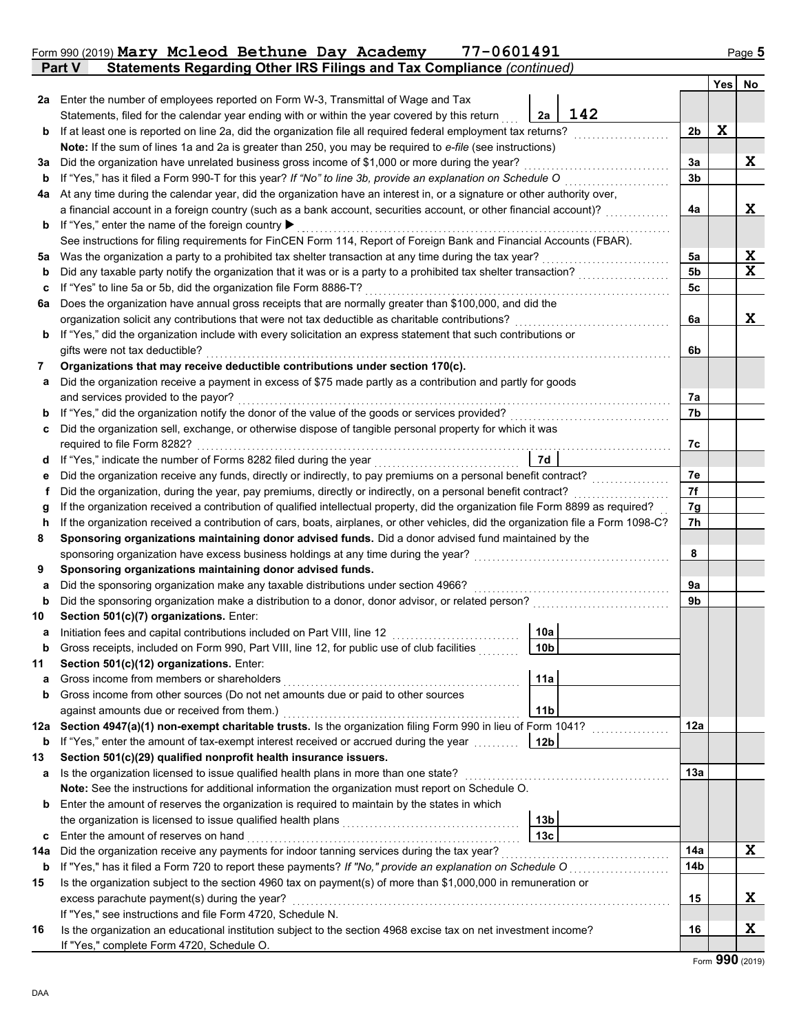Form 990 (2019) **Mary Mcleod Bethune Day Academy 77-0601491** Page 5

## Part V Statements Regarding Other IRS Filings and Tax Compliance *(continued)*

| | | | | | Yes | No |
|---|---|---|---|---|---|---|
| **2a** | Enter the number of employees reported on Form W-3, Transmittal of Wage and Tax Statements, filed for the calendar year ending with or within the year covered by this return | 2a | 142 | | | |
| **b** | If at least one is reported on line 2a, did the organization file all required federal employment tax returns? | | | 2b | X | |
| | **Note:** If the sum of lines 1a and 2a is greater than 250, you may be required to *e-file* (see instructions) | | | | | |
| **3a** | Did the organization have unrelated business gross income of $1,000 or more during the year? | | | 3a | | X |
| **b** | If "Yes," has it filed a Form 990-T for this year? *If "No" to line 3b, provide an explanation on Schedule O* | | | 3b | | |
| **4a** | At any time during the calendar year, did the organization have an interest in, or a signature or other authority over, a financial account in a foreign country (such as a bank account, securities account, or other financial account)? | | | 4a | | X |
| **b** | If "Yes," enter the name of the foreign country ▶ | | | | | |
| | See instructions for filing requirements for FinCEN Form 114, Report of Foreign Bank and Financial Accounts (FBAR). | | | | | |
| **5a** | Was the organization a party to a prohibited tax shelter transaction at any time during the tax year? | | | 5a | | X |
| **b** | Did any taxable party notify the organization that it was or is a party to a prohibited tax shelter transaction? | | | 5b | | X |
| **c** | If "Yes" to line 5a or 5b, did the organization file Form 8886-T? | | | 5c | | |
| **6a** | Does the organization have annual gross receipts that are normally greater than $100,000, and did the organization solicit any contributions that were not tax deductible as charitable contributions? | | | 6a | | X |
| **b** | If "Yes," did the organization include with every solicitation an express statement that such contributions or gifts were not tax deductible? | | | 6b | | |
| **7** | **Organizations that may receive deductible contributions under section 170(c).** | | | | | |
| **a** | Did the organization receive a payment in excess of $75 made partly as a contribution and partly for goods and services provided to the payor? | | | 7a | | |
| **b** | If "Yes," did the organization notify the donor of the value of the goods or services provided? | | | 7b | | |
| **c** | Did the organization sell, exchange, or otherwise dispose of tangible personal property for which it was required to file Form 8282? | | | 7c | | |
| **d** | If "Yes," indicate the number of Forms 8282 filed during the year | 7d | | | | |
| **e** | Did the organization receive any funds, directly or indirectly, to pay premiums on a personal benefit contract? | | | 7e | | |
| **f** | Did the organization, during the year, pay premiums, directly or indirectly, on a personal benefit contract? | | | 7f | | |
| **g** | If the organization received a contribution of qualified intellectual property, did the organization file Form 8899 as required? | | | 7g | | |
| **h** | If the organization received a contribution of cars, boats, airplanes, or other vehicles, did the organization file a Form 1098-C? | | | 7h | | |
| **8** | **Sponsoring organizations maintaining donor advised funds.** Did a donor advised fund maintained by the sponsoring organization have excess business holdings at any time during the year? | | | 8 | | |
| **9** | **Sponsoring organizations maintaining donor advised funds.** | | | | | |
| **a** | Did the sponsoring organization make any taxable distributions under section 4966? | | | 9a | | |
| **b** | Did the sponsoring organization make a distribution to a donor, donor advisor, or related person? | | | 9b | | |
| **10** | **Section 501(c)(7) organizations.** Enter: | | | | | |
| **a** | Initiation fees and capital contributions included on Part VIII, line 12 | 10a | | | | |
| **b** | Gross receipts, included on Form 990, Part VIII, line 12, for public use of club facilities | 10b | | | | |
| **11** | **Section 501(c)(12) organizations.** Enter: | | | | | |
| **a** | Gross income from members or shareholders | 11a | | | | |
| **b** | Gross income from other sources (Do not net amounts due or paid to other sources against amounts due or received from them.) | 11b | | | | |
| **12a** | **Section 4947(a)(1) non-exempt charitable trusts.** Is the organization filing Form 990 in lieu of Form 1041? | | | 12a | | |
| **b** | If "Yes," enter the amount of tax-exempt interest received or accrued during the year | 12b | | | | |
| **13** | **Section 501(c)(29) qualified nonprofit health insurance issuers.** | | | | | |
| **a** | Is the organization licensed to issue qualified health plans in more than one state? | | | 13a | | |
| | **Note:** See the instructions for additional information the organization must report on Schedule O. | | | | | |
| **b** | Enter the amount of reserves the organization is required to maintain by the states in which the organization is licensed to issue qualified health plans | 13b | | | | |
| **c** | Enter the amount of reserves on hand | 13c | | | | |
| **14a** | Did the organization receive any payments for indoor tanning services during the tax year? | | | 14a | | X |
| **b** | If "Yes," has it filed a Form 720 to report these payments? *If "No," provide an explanation on Schedule O* | | | 14b | | |
| **15** | Is the organization subject to the section 4960 tax on payment(s) of more than $1,000,000 in remuneration or excess parachute payment(s) during the year? | | | 15 | | X |
| | If "Yes," see instructions and file Form 4720, Schedule N. | | | | | |
| **16** | Is the organization an educational institution subject to the section 4968 excise tax on net investment income? | | | 16 | | X |
| | If "Yes," complete Form 4720, Schedule O. | | | | | |

Form **990** (2019)

DAA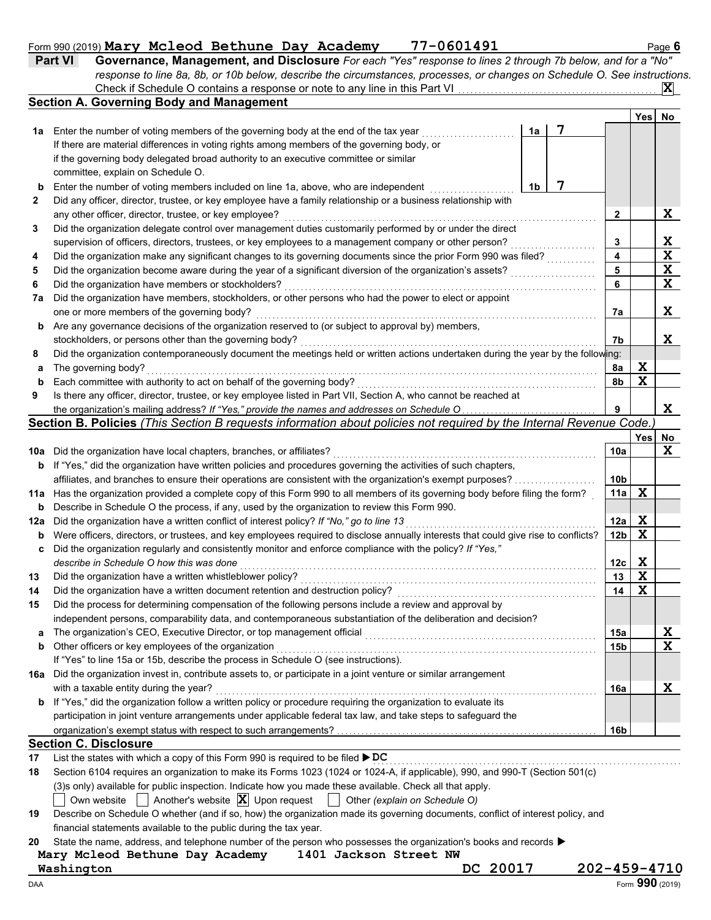Form 990 (2019) **Mary Mcleod Bethune Day Academy 77-0601491** Page **6**

## Part VI Governance, Management, and Disclosure

*For each "Yes" response to lines 2 through 7b below, and for a "No" response to line 8a, 8b, or 10b below, describe the circumstances, processes, or changes on Schedule O. See instructions.*

Check if Schedule O contains a response or note to any line in this Part VI ........ **X**

### Section A. Governing Body and Management

| | | | | Yes | No |
|---|---|---|---|---|---|
| **1a** | Enter the number of voting members of the governing body at the end of the tax year ........ **1a** 7<br>If there are material differences in voting rights among members of the governing body, or if the governing body delegated broad authority to an executive committee or similar committee, explain on Schedule O. | | | | |
| **b** | Enter the number of voting members included on line 1a, above, who are independent ........ **1b** 7 | | | | |
| **2** | Did any officer, director, trustee, or key employee have a family relationship or a business relationship with any other officer, director, trustee, or key employee? | | 2 | | X |
| **3** | Did the organization delegate control over management duties customarily performed by or under the direct supervision of officers, directors, trustees, or key employees to a management company or other person? | | 3 | | X |
| **4** | Did the organization make any significant changes to its governing documents since the prior Form 990 was filed? | | 4 | | X |
| **5** | Did the organization become aware during the year of a significant diversion of the organization's assets? | | 5 | | X |
| **6** | Did the organization have members or stockholders? | | 6 | | X |
| **7a** | Did the organization have members, stockholders, or other persons who had the power to elect or appoint one or more members of the governing body? | | 7a | | X |
| **b** | Are any governance decisions of the organization reserved to (or subject to approval by) members, stockholders, or persons other than the governing body? | | 7b | | X |
| **8** | Did the organization contemporaneously document the meetings held or written actions undertaken during the year by the following: | | | | |
| **a** | The governing body? | | 8a | X | |
| **b** | Each committee with authority to act on behalf of the governing body? | | 8b | X | |
| **9** | Is there any officer, director, trustee, or key employee listed in Part VII, Section A, who cannot be reached at the organization's mailing address? *If "Yes," provide the names and addresses on Schedule O* | | 9 | | X |

### Section B. Policies *(This Section B requests information about policies not required by the Internal Revenue Code.)*

| | | | Yes | No |
|---|---|---|---|---|
| **10a** | Did the organization have local chapters, branches, or affiliates? | 10a | | X |
| **b** | If "Yes," did the organization have written policies and procedures governing the activities of such chapters, affiliates, and branches to ensure their operations are consistent with the organization's exempt purposes? | 10b | | |
| **11a** | Has the organization provided a complete copy of this Form 990 to all members of its governing body before filing the form? | 11a | X | |
| **b** | Describe in Schedule O the process, if any, used by the organization to review this Form 990. | | | |
| **12a** | Did the organization have a written conflict of interest policy? *If "No," go to line 13* | 12a | X | |
| **b** | Were officers, directors, or trustees, and key employees required to disclose annually interests that could give rise to conflicts? | 12b | X | |
| **c** | Did the organization regularly and consistently monitor and enforce compliance with the policy? *If "Yes," describe in Schedule O how this was done* | 12c | X | |
| **13** | Did the organization have a written whistleblower policy? | 13 | X | |
| **14** | Did the organization have a written document retention and destruction policy? | 14 | X | |
| **15** | Did the process for determining compensation of the following persons include a review and approval by independent persons, comparability data, and contemporaneous substantiation of the deliberation and decision? | | | |
| **a** | The organization's CEO, Executive Director, or top management official | 15a | | X |
| **b** | Other officers or key employees of the organization | 15b | | X |
| | If "Yes" to line 15a or 15b, describe the process in Schedule O (see instructions). | | | |
| **16a** | Did the organization invest in, contribute assets to, or participate in a joint venture or similar arrangement with a taxable entity during the year? | 16a | | X |
| **b** | If "Yes," did the organization follow a written policy or procedure requiring the organization to evaluate its participation in joint venture arrangements under applicable federal tax law, and take steps to safeguard the organization's exempt status with respect to such arrangements? | 16b | | |

### Section C. Disclosure

**17** List the states with which a copy of this Form 990 is required to be filed ▶ DC

**18** Section 6104 requires an organization to make its Forms 1023 (1024 or 1024-A, if applicable), 990, and 990-T (Section 501(c)(3)s only) available for public inspection. Indicate how you made these available. Check all that apply.

☐ Own website ☐ Another's website ☒ Upon request ☐ Other *(explain on Schedule O)*

**19** Describe on Schedule O whether (and if so, how) the organization made its governing documents, conflict of interest policy, and financial statements available to the public during the tax year.

**20** State the name, address, and telephone number of the person who possesses the organization's books and records ▶

Mary Mcleod Bethune Day Academy 1401 Jackson Street NW
Washington DC 20017 202-459-4710

DAA Form **990** (2019)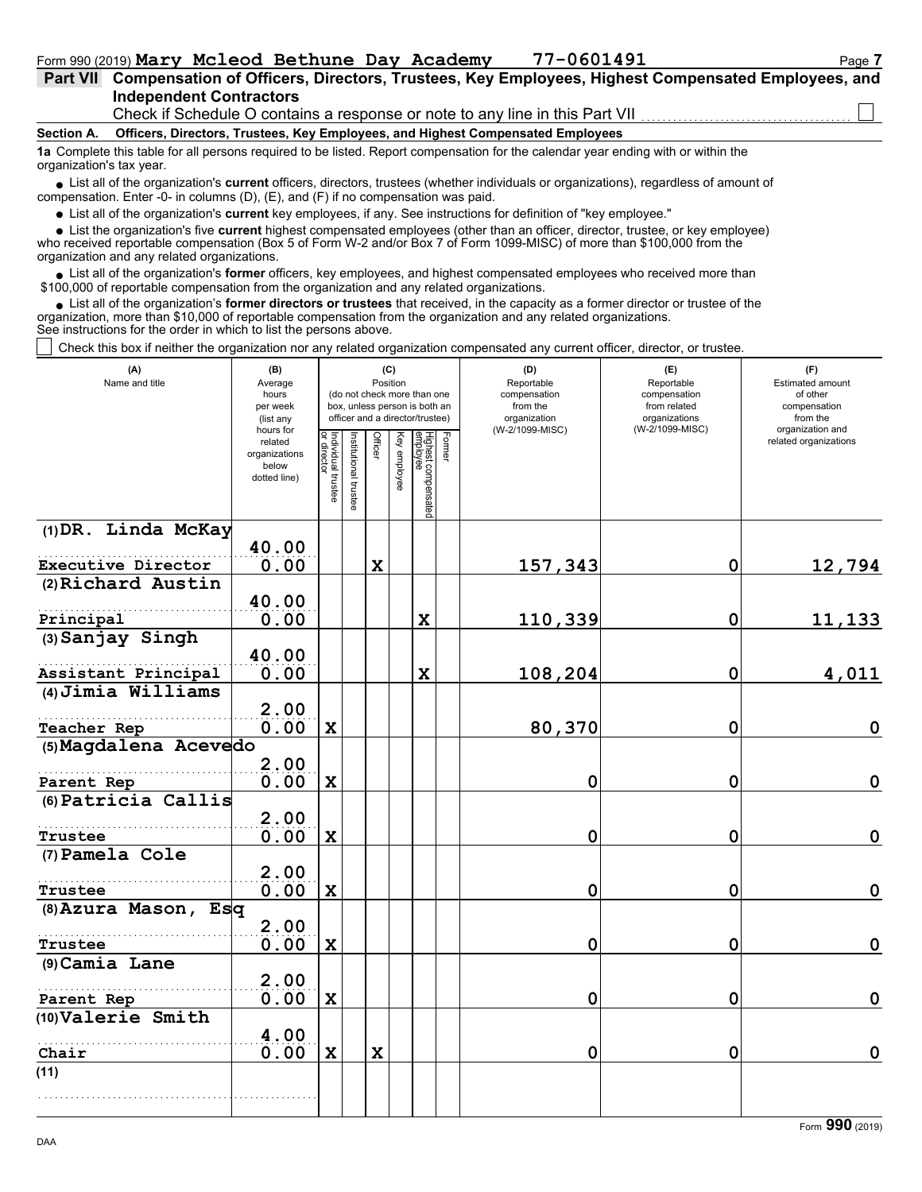Form 990 (2019) **Mary Mcleod Bethune Day Academy** **77-0601491** Page **7**

## Part VII Compensation of Officers, Directors, Trustees, Key Employees, Highest Compensated Employees, and Independent Contractors

Check if Schedule O contains a response or note to any line in this Part VII ☐

**Section A. Officers, Directors, Trustees, Key Employees, and Highest Compensated Employees**

**1a** Complete this table for all persons required to be listed. Report compensation for the calendar year ending with or within the organization's tax year.

- List all of the organization's **current** officers, directors, trustees (whether individuals or organizations), regardless of amount of compensation. Enter -0- in columns (D), (E), and (F) if no compensation was paid.
- List all of the organization's **current** key employees, if any. See instructions for definition of "key employee."
- List the organization's five **current** highest compensated employees (other than an officer, director, trustee, or key employee) who received reportable compensation (Box 5 of Form W-2 and/or Box 7 of Form 1099-MISC) of more than $100,000 from the organization and any related organizations.
- List all of the organization's **former** officers, key employees, and highest compensated employees who received more than $100,000 of reportable compensation from the organization and any related organizations.
- List all of the organization's **former directors or trustees** that received, in the capacity as a former director or trustee of the organization, more than $10,000 of reportable compensation from the organization and any related organizations.

See instructions for the order in which to list the persons above.

☐ Check this box if neither the organization nor any related organization compensated any current officer, director, or trustee.

| (A) Name and title | (B) Average hours per week (list any hours for related organizations below dotted line) | (C) Position: Individual trustee or director | Institutional trustee | Officer | Key employee | Highest compensated employee | Former | (D) Reportable compensation from the organization (W-2/1099-MISC) | (E) Reportable compensation from related organizations (W-2/1099-MISC) | (F) Estimated amount of other compensation from the organization and related organizations |
|---|---|---|---|---|---|---|---|---|---|---|
| (1) DR. Linda McKay<br>Executive Director | 40.00<br>0.00 | | | X | | | | 157,343 | 0 | 12,794 |
| (2) Richard Austin<br>Principal | 40.00<br>0.00 | | | | | X | | 110,339 | 0 | 11,133 |
| (3) Sanjay Singh<br>Assistant Principal | 40.00<br>0.00 | | | | | X | | 108,204 | 0 | 4,011 |
| (4) Jimia Williams<br>Teacher Rep | 2.00<br>0.00 | X | | | | | | 80,370 | 0 | 0 |
| (5) Magdalena Acevedo<br>Parent Rep | 2.00<br>0.00 | X | | | | | | 0 | 0 | 0 |
| (6) Patricia Callis<br>Trustee | 2.00<br>0.00 | X | | | | | | 0 | 0 | 0 |
| (7) Pamela Cole<br>Trustee | 2.00<br>0.00 | X | | | | | | 0 | 0 | 0 |
| (8) Azura Mason, Esq<br>Trustee | 2.00<br>0.00 | X | | | | | | 0 | 0 | 0 |
| (9) Camia Lane<br>Parent Rep | 2.00<br>0.00 | X | | | | | | 0 | 0 | 0 |
| (10) Valerie Smith<br>Chair | 4.00<br>0.00 | X | | X | | | | 0 | 0 | 0 |
| (11) | | | | | | | | | | |

Form **990** (2019)

DAA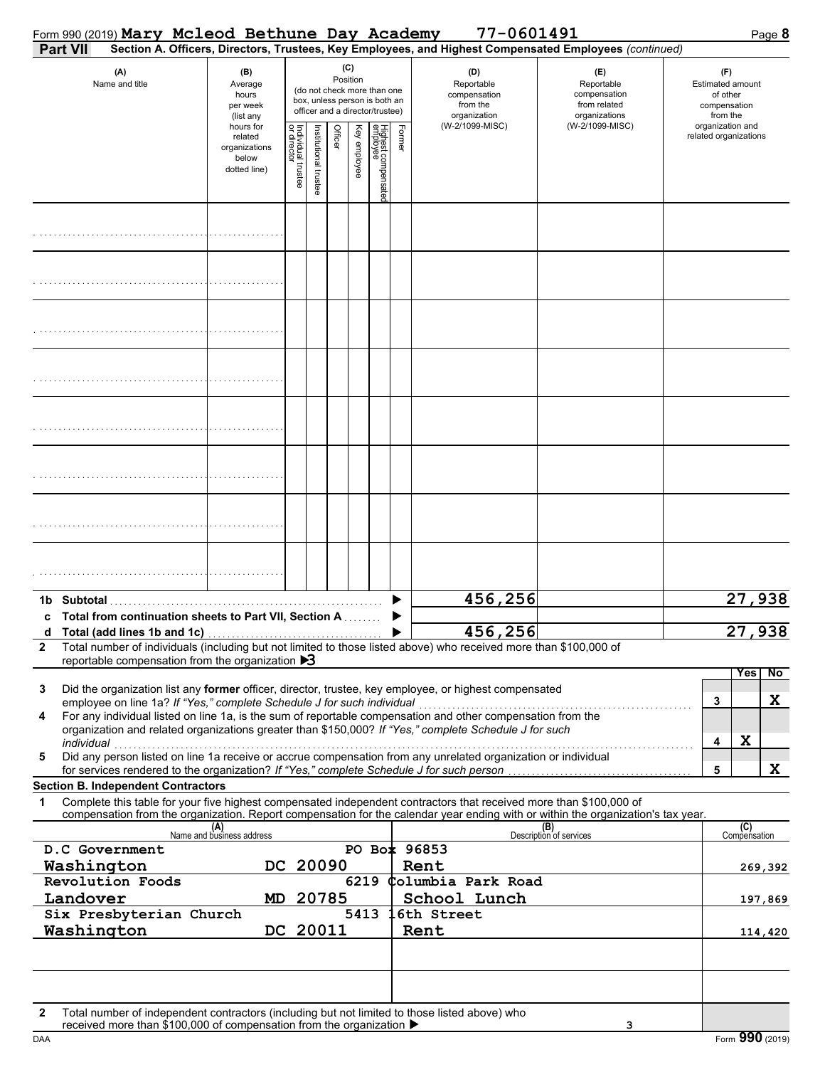Form 990 (2019) **Mary Mcleod Bethune Day Academy** **77-0601491**

**Part VII** **Section A. Officers, Directors, Trustees, Key Employees, and Highest Compensated Employees** *(continued)*

| (A) Name and title | (B) Average hours per week (list any hours for related organizations below dotted line) | (C) Position (do not check more than one box, unless person is both an officer and a director/trustee) Individual trustee or director | Institutional trustee | Officer | Key employee | Highest compensated employee | Former | (D) Reportable compensation from the organization (W-2/1099-MISC) | (E) Reportable compensation from related organizations (W-2/1099-MISC) | (F) Estimated amount of other compensation from the organization and related organizations |
|---|---|---|---|---|---|---|---|---|---|---|
| | | | | | | | | | | |
| | | | | | | | | | | |
| | | | | | | | | | | |
| | | | | | | | | | | |
| | | | | | | | | | | |
| | | | | | | | | | | |
| | | | | | | | | | | |
| | | | | | | | | | | |

| | | (D) | (E) | (F) |
|---|---|---|---|---|
| 1b | Subtotal | 456,256 | | 27,938 |
| c | Total from continuation sheets to Part VII, Section A | | | |
| d | Total (add lines 1b and 1c) | 456,256 | | 27,938 |

**2** Total number of individuals (including but not limited to those listed above) who received more than $100,000 of reportable compensation from the organization ▶ 3

| | | | Yes | No |
|---|---|---|---|---|
| 3 | Did the organization list any **former** officer, director, trustee, key employee, or highest compensated employee on line 1a? *If "Yes," complete Schedule J for such individual* | 3 | | X |
| 4 | For any individual listed on line 1a, is the sum of reportable compensation and other compensation from the organization and related organizations greater than $150,000? *If "Yes," complete Schedule J for such individual* | 4 | X | |
| 5 | Did any person listed on line 1a receive or accrue compensation from any unrelated organization or individual for services rendered to the organization? *If "Yes," complete Schedule J for such person* | 5 | | X |

**Section B. Independent Contractors**

**1** Complete this table for your five highest compensated independent contractors that received more than $100,000 of compensation from the organization. Report compensation for the calendar year ending with or within the organization's tax year.

| (A) Name and business address | (B) Description of services | (C) Compensation |
|---|---|---|
| D.C Government PO Box 96853 Washington DC 20090 | Rent | 269,392 |
| Revolution Foods 6219 Columbia Park Road Landover MD 20785 | School Lunch | 197,869 |
| Six Presbyterian Church 5413 16th Street Washington DC 20011 | Rent | 114,420 |
| | | |
| | | |

**2** Total number of independent contractors (including but not limited to those listed above) who received more than $100,000 of compensation from the organization ▶ 3

Form **990** (2019)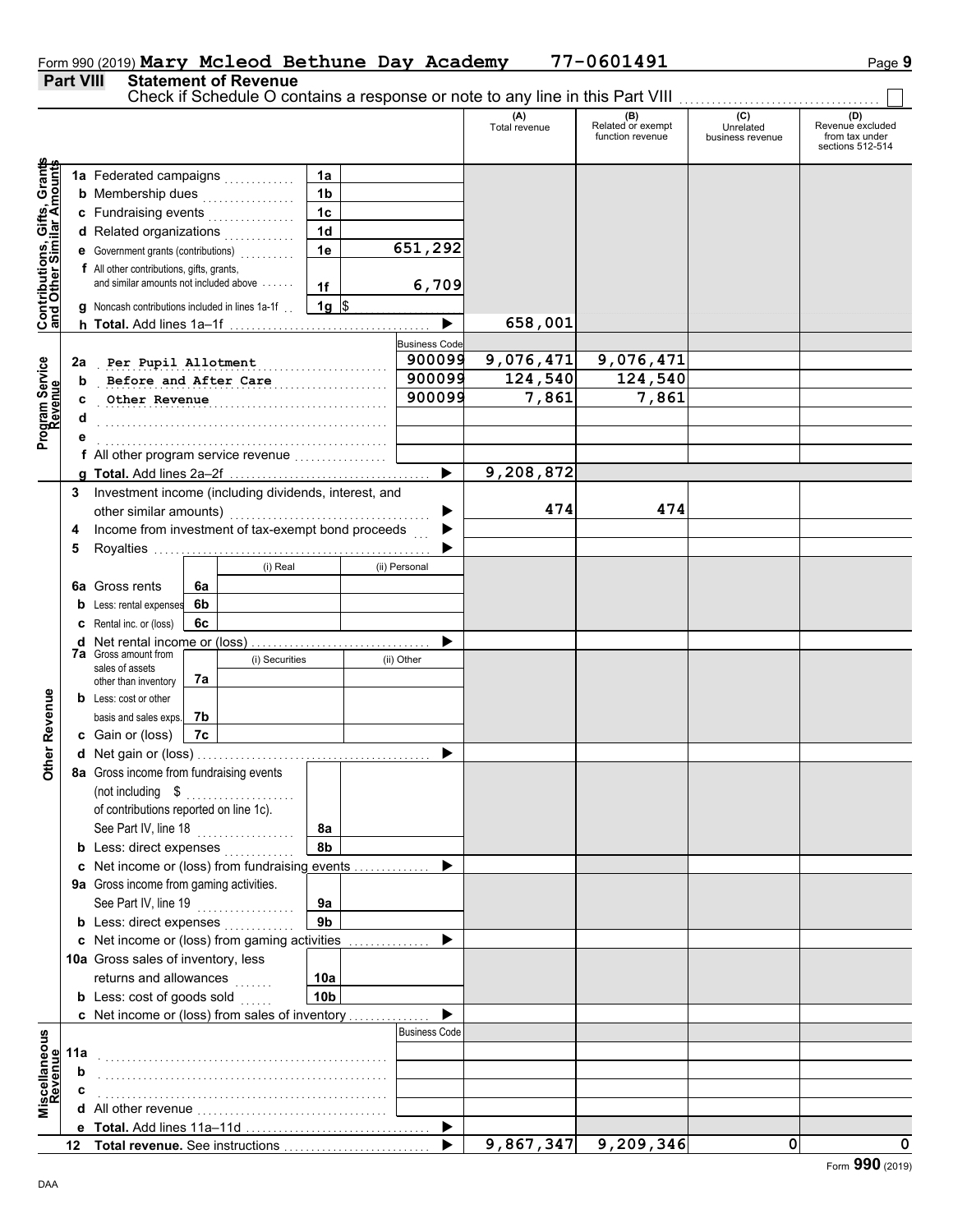Form 990 (2019) **Mary Mcleod Bethune Day Academy** 77-0601491

## Part VIII Statement of Revenue

Check if Schedule O contains a response or note to any line in this Part VIII ☐

| | | | | (A) Total revenue | (B) Related or exempt function revenue | (C) Unrelated business revenue | (D) Revenue excluded from tax under sections 512-514 |
|---|---|---|---|---|---|---|---|
| **Contributions, Gifts, Grants and Other Similar Amounts** | 1a Federated campaigns | 1a | | | | | |
| | b Membership dues | 1b | | | | | |
| | c Fundraising events | 1c | | | | | |
| | d Related organizations | 1d | | | | | |
| | e Government grants (contributions) | 1e | 651,292 | | | | |
| | f All other contributions, gifts, grants, and similar amounts not included above | 1f | 6,709 | | | | |
| | g Noncash contributions included in lines 1a-1f | 1g | $ | | | | |
| | h **Total.** Add lines 1a–1f | | ▶ | 658,001 | | | |
| **Program Service Revenue** | | | Business Code | | | | |
| | 2a Per Pupil Allotment | | 900099 | 9,076,471 | 9,076,471 | | |
| | b Before and After Care | | 900099 | 124,540 | 124,540 | | |
| | c Other Revenue | | 900099 | 7,861 | 7,861 | | |
| | d | | | | | | |
| | e | | | | | | |
| | f All other program service revenue | | | | | | |
| | g **Total.** Add lines 2a–2f | | ▶ | 9,208,872 | | | |
| **Other Revenue** | 3 Investment income (including dividends, interest, and other similar amounts) | | ▶ | 474 | 474 | | |
| | 4 Income from investment of tax-exempt bond proceeds | | ▶ | | | | |
| | 5 Royalties | | ▶ | | | | |
| | | (i) Real | (ii) Personal | | | | |
| | 6a Gross rents (6a) | | | | | | |
| | b Less: rental expenses (6b) | | | | | | |
| | c Rental inc. or (loss) (6c) | | | | | | |
| | d Net rental income or (loss) | | ▶ | | | | |
| | | (i) Securities | (ii) Other | | | | |
| | 7a Gross amount from sales of assets other than inventory (7a) | | | | | | |
| | b Less: cost or other basis and sales exps. (7b) | | | | | | |
| | c Gain or (loss) (7c) | | | | | | |
| | d Net gain or (loss) | | ▶ | | | | |
| | 8a Gross income from fundraising events (not including $ of contributions reported on line 1c). See Part IV, line 18 | 8a | | | | | |
| | b Less: direct expenses | 8b | | | | | |
| | c Net income or (loss) from fundraising events | | ▶ | | | | |
| | 9a Gross income from gaming activities. See Part IV, line 19 | 9a | | | | | |
| | b Less: direct expenses | 9b | | | | | |
| | c Net income or (loss) from gaming activities | | ▶ | | | | |
| | 10a Gross sales of inventory, less returns and allowances | 10a | | | | | |
| | b Less: cost of goods sold | 10b | | | | | |
| | c Net income or (loss) from sales of inventory | | ▶ | | | | |
| **Miscellaneous Revenue** | | | Business Code | | | | |
| | 11a | | | | | | |
| | b | | | | | | |
| | c | | | | | | |
| | d All other revenue | | | | | | |
| | e **Total.** Add lines 11a–11d | | ▶ | | | | |
| | 12 **Total revenue.** See instructions | | ▶ | 9,867,347 | 9,209,346 | 0 | 0 |

Form **990** (2019)

DAA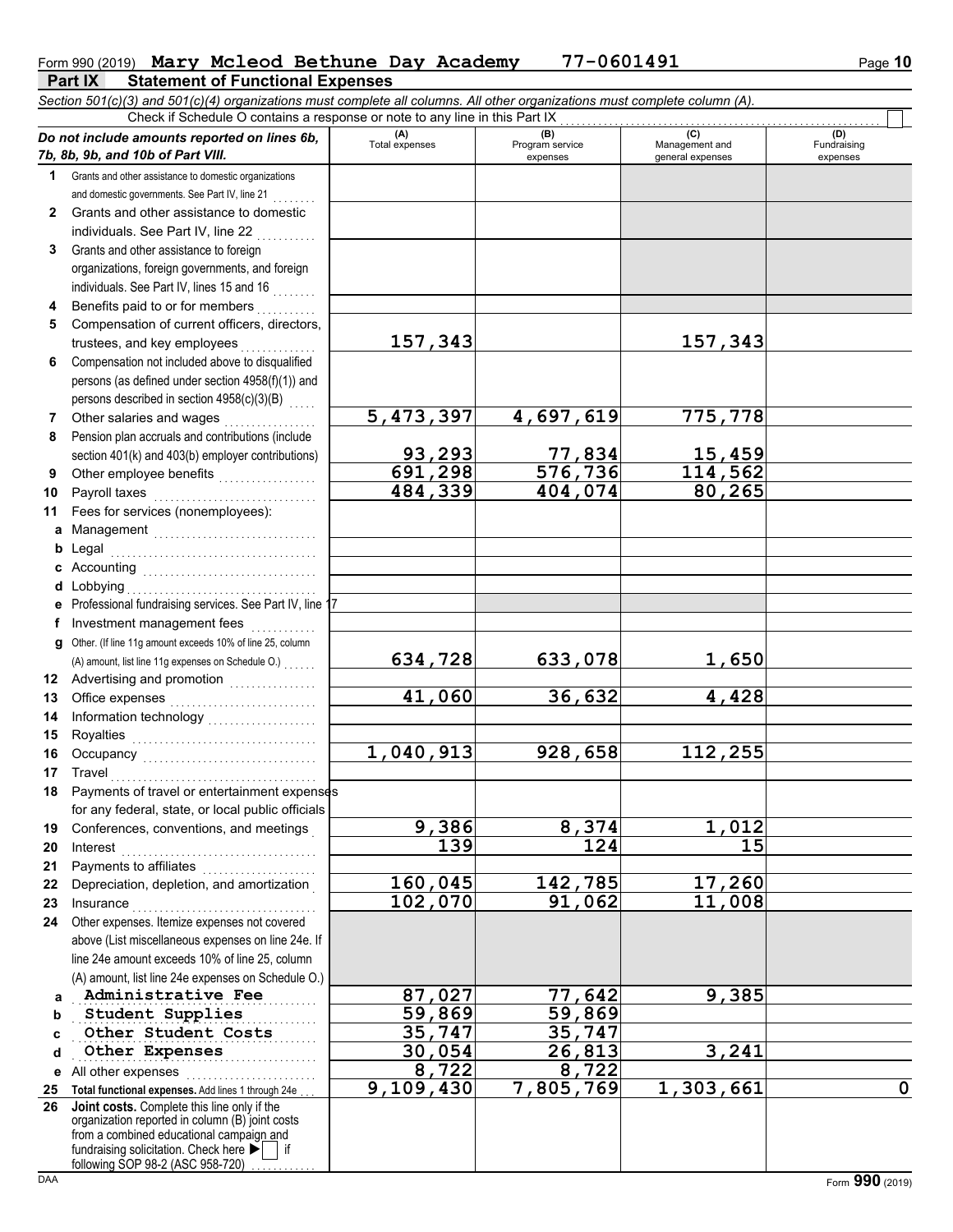Form 990 (2019) **Mary Mcleod Bethune Day Academy** **77-0601491**

## Part IX Statement of Functional Expenses

*Section 501(c)(3) and 501(c)(4) organizations must complete all columns. All other organizations must complete column (A).*

Check if Schedule O contains a response or note to any line in this Part IX ☐

| *Do not include amounts reported on lines 6b, 7b, 8b, 9b, and 10b of Part VIII.* | (A) Total expenses | (B) Program service expenses | (C) Management and general expenses | (D) Fundraising expenses |
|---|---|---|---|---|
| **1** Grants and other assistance to domestic organizations and domestic governments. See Part IV, line 21 | | | | |
| **2** Grants and other assistance to domestic individuals. See Part IV, line 22 | | | | |
| **3** Grants and other assistance to foreign organizations, foreign governments, and foreign individuals. See Part IV, lines 15 and 16 | | | | |
| **4** Benefits paid to or for members | | | | |
| **5** Compensation of current officers, directors, trustees, and key employees | 157,343 | | 157,343 | |
| **6** Compensation not included above to disqualified persons (as defined under section 4958(f)(1)) and persons described in section 4958(c)(3)(B) | | | | |
| **7** Other salaries and wages | 5,473,397 | 4,697,619 | 775,778 | |
| **8** Pension plan accruals and contributions (include section 401(k) and 403(b) employer contributions) | 93,293 | 77,834 | 15,459 | |
| **9** Other employee benefits | 691,298 | 576,736 | 114,562 | |
| **10** Payroll taxes | 484,339 | 404,074 | 80,265 | |
| **11** Fees for services (nonemployees): | | | | |
| **a** Management | | | | |
| **b** Legal | | | | |
| **c** Accounting | | | | |
| **d** Lobbying | | | | |
| **e** Professional fundraising services. See Part IV, line 17 | | | | |
| **f** Investment management fees | | | | |
| **g** Other. (If line 11g amount exceeds 10% of line 25, column (A) amount, list line 11g expenses on Schedule O.) | 634,728 | 633,078 | 1,650 | |
| **12** Advertising and promotion | | | | |
| **13** Office expenses | 41,060 | 36,632 | 4,428 | |
| **14** Information technology | | | | |
| **15** Royalties | | | | |
| **16** Occupancy | 1,040,913 | 928,658 | 112,255 | |
| **17** Travel | | | | |
| **18** Payments of travel or entertainment expenses for any federal, state, or local public officials | | | | |
| **19** Conferences, conventions, and meetings | 9,386 | 8,374 | 1,012 | |
| **20** Interest | 139 | 124 | 15 | |
| **21** Payments to affiliates | | | | |
| **22** Depreciation, depletion, and amortization | 160,045 | 142,785 | 17,260 | |
| **23** Insurance | 102,070 | 91,062 | 11,008 | |
| **24** Other expenses. Itemize expenses not covered above (List miscellaneous expenses on line 24e. If line 24e amount exceeds 10% of line 25, column (A) amount, list line 24e expenses on Schedule O.) | | | | |
| **a** Administrative Fee | 87,027 | 77,642 | 9,385 | |
| **b** Student Supplies | 59,869 | 59,869 | | |
| **c** Other Student Costs | 35,747 | 35,747 | | |
| **d** Other Expenses | 30,054 | 26,813 | 3,241 | |
| **e** All other expenses | 8,722 | 8,722 | | |
| **25 Total functional expenses.** Add lines 1 through 24e | 9,109,430 | 7,805,769 | 1,303,661 | 0 |
| **26 Joint costs.** Complete this line only if the organization reported in column (B) joint costs from a combined educational campaign and fundraising solicitation. Check here ▶ ☐ if following SOP 98-2 (ASC 958-720) | | | | |

Form **990** (2019)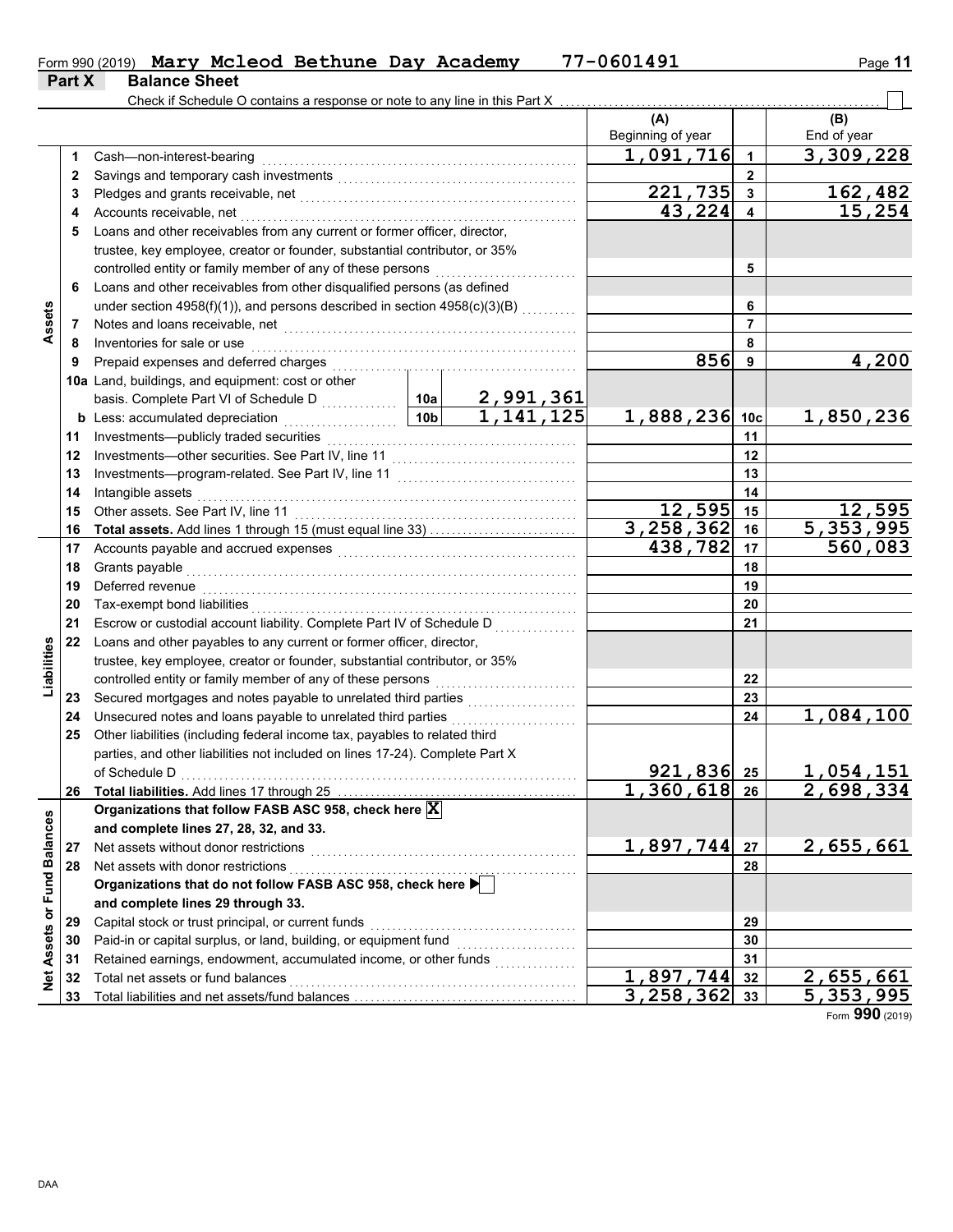Form 990 (2019) **Mary Mcleod Bethune Day Academy** **77-0601491**

## Part X Balance Sheet

Check if Schedule O contains a response or note to any line in this Part X . . . . . . ☐

| | | | | (A) Beginning of year | | (B) End of year |
|---|---|---|---|---|---|---|
| **Assets** | 1 | Cash—non-interest-bearing | | 1,091,716 | 1 | 3,309,228 |
| | 2 | Savings and temporary cash investments | | | 2 | |
| | 3 | Pledges and grants receivable, net | | 221,735 | 3 | 162,482 |
| | 4 | Accounts receivable, net | | 43,224 | 4 | 15,254 |
| | 5 | Loans and other receivables from any current or former officer, director, trustee, key employee, creator or founder, substantial contributor, or 35% controlled entity or family member of any of these persons | | | 5 | |
| | 6 | Loans and other receivables from other disqualified persons (as defined under section 4958(f)(1)), and persons described in section 4958(c)(3)(B) | | | 6 | |
| | 7 | Notes and loans receivable, net | | | 7 | |
| | 8 | Inventories for sale or use | | | 8 | |
| | 9 | Prepaid expenses and deferred charges | | 856 | 9 | 4,200 |
| | 10a | Land, buildings, and equipment: cost or other basis. Complete Part VI of Schedule D | 10a 2,991,361 | | | |
| | b | Less: accumulated depreciation | 10b 1,141,125 | 1,888,236 | 10c | 1,850,236 |
| | 11 | Investments—publicly traded securities | | | 11 | |
| | 12 | Investments—other securities. See Part IV, line 11 | | | 12 | |
| | 13 | Investments—program-related. See Part IV, line 11 | | | 13 | |
| | 14 | Intangible assets | | | 14 | |
| | 15 | Other assets. See Part IV, line 11 | | 12,595 | 15 | 12,595 |
| | 16 | **Total assets.** Add lines 1 through 15 (must equal line 33) | | 3,258,362 | 16 | 5,353,995 |
| **Liabilities** | 17 | Accounts payable and accrued expenses | | 438,782 | 17 | 560,083 |
| | 18 | Grants payable | | | 18 | |
| | 19 | Deferred revenue | | | 19 | |
| | 20 | Tax-exempt bond liabilities | | | 20 | |
| | 21 | Escrow or custodial account liability. Complete Part IV of Schedule D | | | 21 | |
| | 22 | Loans and other payables to any current or former officer, director, trustee, key employee, creator or founder, substantial contributor, or 35% controlled entity or family member of any of these persons | | | 22 | |
| | 23 | Secured mortgages and notes payable to unrelated third parties | | | 23 | |
| | 24 | Unsecured notes and loans payable to unrelated third parties | | | 24 | 1,084,100 |
| | 25 | Other liabilities (including federal income tax, payables to related third parties, and other liabilities not included on lines 17-24). Complete Part X of Schedule D | | 921,836 | 25 | 1,054,151 |
| | 26 | **Total liabilities.** Add lines 17 through 25 | | 1,360,618 | 26 | 2,698,334 |
| **Net Assets or Fund Balances** | | **Organizations that follow FASB ASC 958, check here** ☒ **and complete lines 27, 28, 32, and 33.** | | | | |
| | 27 | Net assets without donor restrictions | | 1,897,744 | 27 | 2,655,661 |
| | 28 | Net assets with donor restrictions | | | 28 | |
| | | **Organizations that do not follow FASB ASC 958, check here** ☐ **and complete lines 29 through 33.** | | | | |
| | 29 | Capital stock or trust principal, or current funds | | | 29 | |
| | 30 | Paid-in or capital surplus, or land, building, or equipment fund | | | 30 | |
| | 31 | Retained earnings, endowment, accumulated income, or other funds | | | 31 | |
| | 32 | Total net assets or fund balances | | 1,897,744 | 32 | 2,655,661 |
| | 33 | Total liabilities and net assets/fund balances | | 3,258,362 | 33 | 5,353,995 |

Form **990** (2019)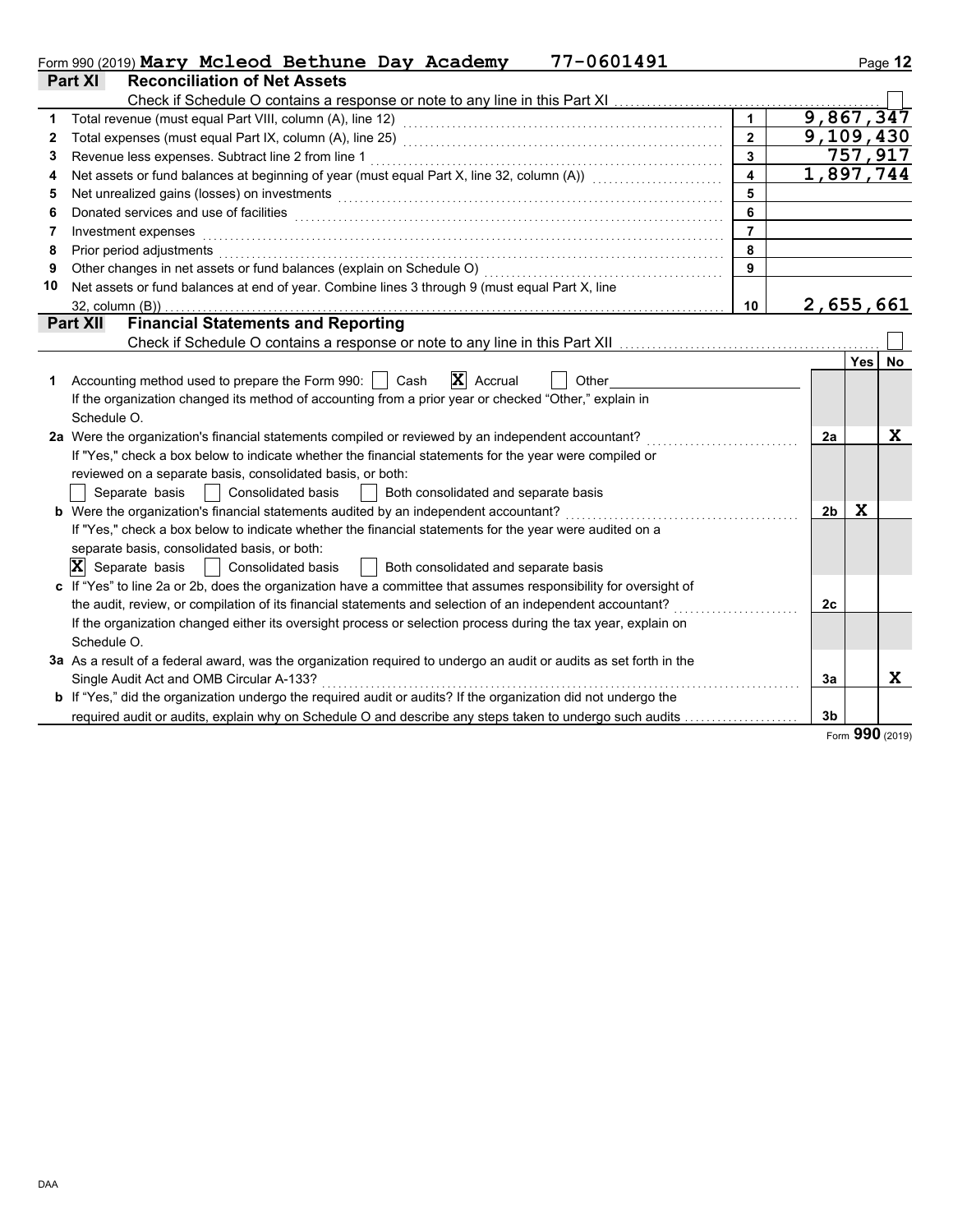Form 990 (2019) **Mary Mcleod Bethune Day Academy 77-0601491**

## Part XI Reconciliation of Net Assets

Check if Schedule O contains a response or note to any line in this Part XI ☐

| | | | |
|---|---|---|---|
| 1 | Total revenue (must equal Part VIII, column (A), line 12) | 1 | 9,867,347 |
| 2 | Total expenses (must equal Part IX, column (A), line 25) | 2 | 9,109,430 |
| 3 | Revenue less expenses. Subtract line 2 from line 1 | 3 | 757,917 |
| 4 | Net assets or fund balances at beginning of year (must equal Part X, line 32, column (A)) | 4 | 1,897,744 |
| 5 | Net unrealized gains (losses) on investments | 5 | |
| 6 | Donated services and use of facilities | 6 | |
| 7 | Investment expenses | 7 | |
| 8 | Prior period adjustments | 8 | |
| 9 | Other changes in net assets or fund balances (explain on Schedule O) | 9 | |
| 10 | Net assets or fund balances at end of year. Combine lines 3 through 9 (must equal Part X, line 32, column (B)) | 10 | 2,655,661 |

## Part XII Financial Statements and Reporting

Check if Schedule O contains a response or note to any line in this Part XII ☐

| | | | Yes | No |
|---|---|---|---|---|
| 1 | Accounting method used to prepare the Form 990: ☐ Cash ☒ Accrual ☐ Other<br>If the organization changed its method of accounting from a prior year or checked "Other," explain in Schedule O. | | | |
| 2a | Were the organization's financial statements compiled or reviewed by an independent accountant?<br>If "Yes," check a box below to indicate whether the financial statements for the year were compiled or reviewed on a separate basis, consolidated basis, or both:<br>☐ Separate basis ☐ Consolidated basis ☐ Both consolidated and separate basis | 2a | | X |
| b | Were the organization's financial statements audited by an independent accountant?<br>If "Yes," check a box below to indicate whether the financial statements for the year were audited on a separate basis, consolidated basis, or both:<br>☒ Separate basis ☐ Consolidated basis ☐ Both consolidated and separate basis | 2b | X | |
| c | If "Yes" to line 2a or 2b, does the organization have a committee that assumes responsibility for oversight of the audit, review, or compilation of its financial statements and selection of an independent accountant?<br>If the organization changed either its oversight process or selection process during the tax year, explain on Schedule O. | 2c | | |
| 3a | As a result of a federal award, was the organization required to undergo an audit or audits as set forth in the Single Audit Act and OMB Circular A-133? | 3a | | X |
| b | If "Yes," did the organization undergo the required audit or audits? If the organization did not undergo the required audit or audits, explain why on Schedule O and describe any steps taken to undergo such audits | 3b | | |

Form **990** (2019)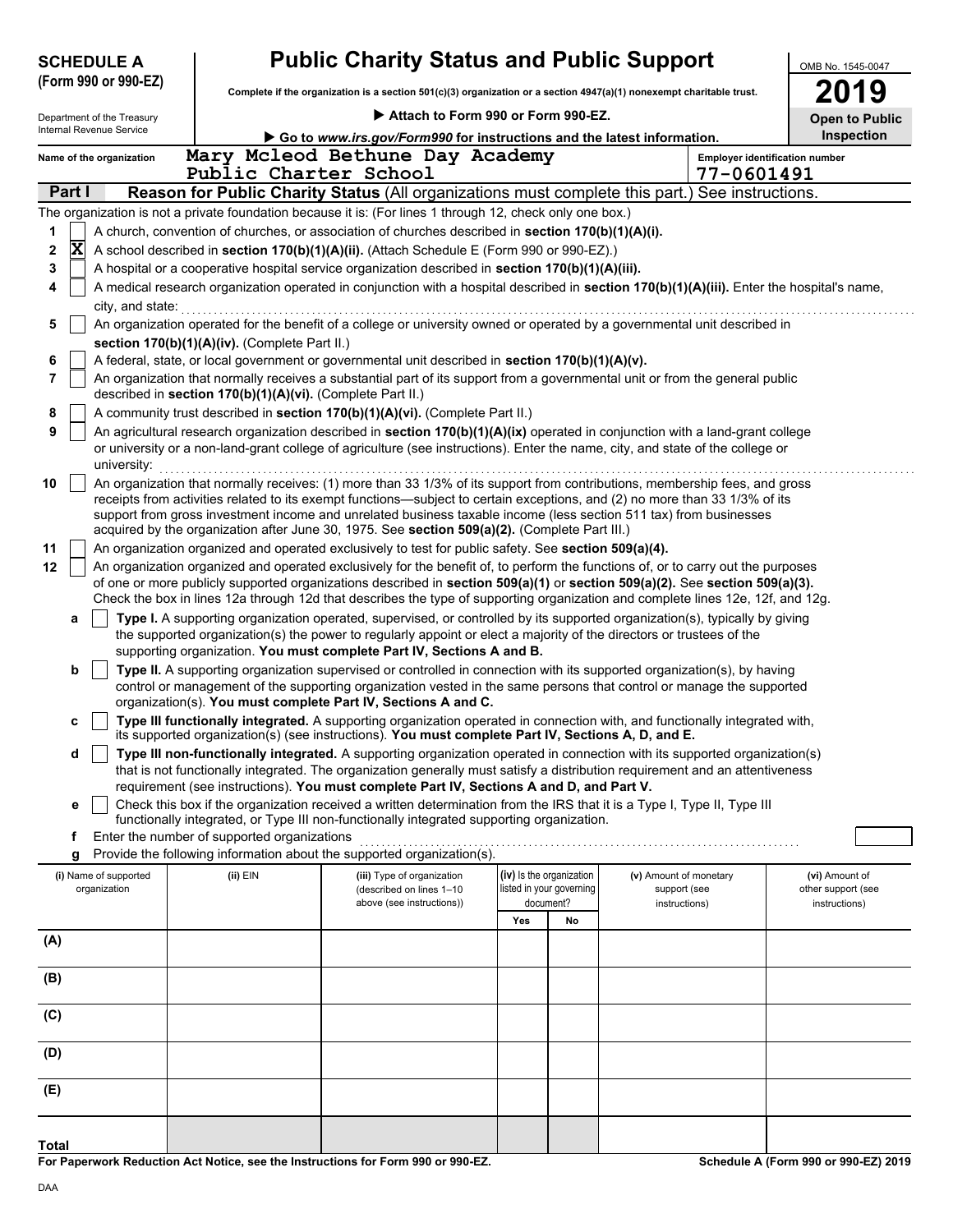**SCHEDULE A (Form 990 or 990-EZ)**

Department of the Treasury
Internal Revenue Service

# Public Charity Status and Public Support

**Complete if the organization is a section 501(c)(3) organization or a section 4947(a)(1) nonexempt charitable trust.**

▶ **Attach to Form 990 or Form 990-EZ.**

▶ **Go to *www.irs.gov/Form990* for instructions and the latest information.**

OMB No. 1545-0047

**2019**

**Open to Public Inspection**

Name of the organization: Mary Mcleod Bethune Day Academy Public Charter School

Employer identification number: 77-0601491

## Part I — Reason for Public Charity Status (All organizations must complete this part.) See instructions.

The organization is not a private foundation because it is: (For lines 1 through 12, check only one box.)

1. [ ] A church, convention of churches, or association of churches described in **section 170(b)(1)(A)(i).**
2. [X] A school described in **section 170(b)(1)(A)(ii).** (Attach Schedule E (Form 990 or 990-EZ).)
3. [ ] A hospital or a cooperative hospital service organization described in **section 170(b)(1)(A)(iii).**
4. [ ] A medical research organization operated in conjunction with a hospital described in **section 170(b)(1)(A)(iii).** Enter the hospital's name, city, and state:
5. [ ] An organization operated for the benefit of a college or university owned or operated by a governmental unit described in **section 170(b)(1)(A)(iv).** (Complete Part II.)
6. [ ] A federal, state, or local government or governmental unit described in **section 170(b)(1)(A)(v).**
7. [ ] An organization that normally receives a substantial part of its support from a governmental unit or from the general public described in **section 170(b)(1)(A)(vi).** (Complete Part II.)
8. [ ] A community trust described in **section 170(b)(1)(A)(vi).** (Complete Part II.)
9. [ ] An agricultural research organization described in **section 170(b)(1)(A)(ix)** operated in conjunction with a land-grant college or university or a non-land-grant college of agriculture (see instructions). Enter the name, city, and state of the college or university:
10. [ ] An organization that normally receives: (1) more than 33 1/3% of its support from contributions, membership fees, and gross receipts from activities related to its exempt functions—subject to certain exceptions, and (2) no more than 33 1/3% of its support from gross investment income and unrelated business taxable income (less section 511 tax) from businesses acquired by the organization after June 30, 1975. See **section 509(a)(2).** (Complete Part III.)
11. [ ] An organization organized and operated exclusively to test for public safety. See **section 509(a)(4).**
12. [ ] An organization organized and operated exclusively for the benefit of, to perform the functions of, or to carry out the purposes of one or more publicly supported organizations described in **section 509(a)(1)** or **section 509(a)(2).** See **section 509(a)(3).** Check the box in lines 12a through 12d that describes the type of supporting organization and complete lines 12e, 12f, and 12g.
   - a [ ] **Type I.** A supporting organization operated, supervised, or controlled by its supported organization(s), typically by giving the supported organization(s) the power to regularly appoint or elect a majority of the directors or trustees of the supporting organization. **You must complete Part IV, Sections A and B.**
   - b [ ] **Type II.** A supporting organization supervised or controlled in connection with its supported organization(s), by having control or management of the supporting organization vested in the same persons that control or manage the supported organization(s). **You must complete Part IV, Sections A and C.**
   - c [ ] **Type III functionally integrated.** A supporting organization operated in connection with, and functionally integrated with, its supported organization(s) (see instructions). **You must complete Part IV, Sections A, D, and E.**
   - d [ ] **Type III non-functionally integrated.** A supporting organization operated in connection with its supported organization(s) that is not functionally integrated. The organization generally must satisfy a distribution requirement and an attentiveness requirement (see instructions). **You must complete Part IV, Sections A and D, and Part V.**
   - e [ ] Check this box if the organization received a written determination from the IRS that it is a Type I, Type II, Type III functionally integrated, or Type III non-functionally integrated supporting organization.
   - f Enter the number of supported organizations
   - g Provide the following information about the supported organization(s).

| (i) Name of supported organization | (ii) EIN | (iii) Type of organization (described on lines 1–10 above (see instructions)) | (iv) Is the organization listed in your governing document? Yes | No | (v) Amount of monetary support (see instructions) | (vi) Amount of other support (see instructions) |
|---|---|---|---|---|---|---|
| (A) | | | | | | |
| (B) | | | | | | |
| (C) | | | | | | |
| (D) | | | | | | |
| (E) | | | | | | |
| **Total** | | | | | | |

**For Paperwork Reduction Act Notice, see the Instructions for Form 990 or 990-EZ.** **Schedule A (Form 990 or 990-EZ) 2019**

DAA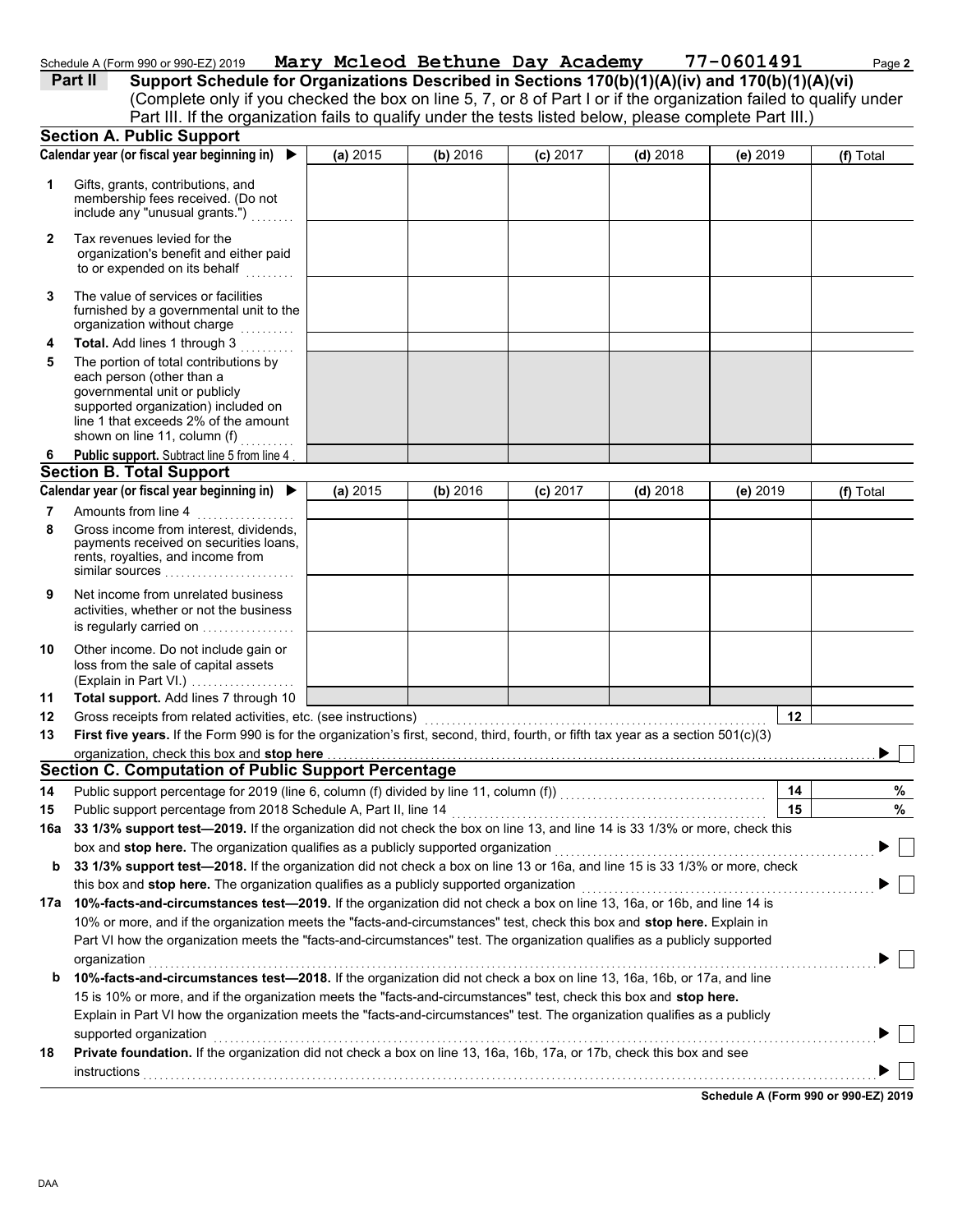Schedule A (Form 990 or 990-EZ) 2019 **Mary Mcleod Bethune Day Academy** **77-0601491**

**Part II** **Support Schedule for Organizations Described in Sections 170(b)(1)(A)(iv) and 170(b)(1)(A)(vi)**
(Complete only if you checked the box on line 5, 7, or 8 of Part I or if the organization failed to qualify under Part III. If the organization fails to qualify under the tests listed below, please complete Part III.)

## Section A. Public Support

| Calendar year (or fiscal year beginning in) ▶ | (a) 2015 | (b) 2016 | (c) 2017 | (d) 2018 | (e) 2019 | (f) Total |
|---|---|---|---|---|---|---|
| **1** Gifts, grants, contributions, and membership fees received. (Do not include any "unusual grants.") | | | | | | |
| **2** Tax revenues levied for the organization's benefit and either paid to or expended on its behalf | | | | | | |
| **3** The value of services or facilities furnished by a governmental unit to the organization without charge | | | | | | |
| **4** **Total.** Add lines 1 through 3 | | | | | | |
| **5** The portion of total contributions by each person (other than a governmental unit or publicly supported organization) included on line 1 that exceeds 2% of the amount shown on line 11, column (f) | | | | | | |
| **6** **Public support.** Subtract line 5 from line 4 | | | | | | |

## Section B. Total Support

| Calendar year (or fiscal year beginning in) ▶ | (a) 2015 | (b) 2016 | (c) 2017 | (d) 2018 | (e) 2019 | (f) Total |
|---|---|---|---|---|---|---|
| **7** Amounts from line 4 | | | | | | |
| **8** Gross income from interest, dividends, payments received on securities loans, rents, royalties, and income from similar sources | | | | | | |
| **9** Net income from unrelated business activities, whether or not the business is regularly carried on | | | | | | |
| **10** Other income. Do not include gain or loss from the sale of capital assets (Explain in Part VI.) | | | | | | |
| **11** **Total support.** Add lines 7 through 10 | | | | | | |

**12** Gross receipts from related activities, etc. (see instructions) **12**

**13** **First five years.** If the Form 990 is for the organization's first, second, third, fourth, or fifth tax year as a section 501(c)(3) organization, check this box and **stop here** ▶ ☐

## Section C. Computation of Public Support Percentage

**14** Public support percentage for 2019 (line 6, column (f) divided by line 11, column (f)) **14** %

**15** Public support percentage from 2018 Schedule A, Part II, line 14 **15** %

**16a** **33 1/3% support test—2019.** If the organization did not check the box on line 13, and line 14 is 33 1/3% or more, check this box and **stop here.** The organization qualifies as a publicly supported organization ▶ ☐

**b** **33 1/3% support test—2018.** If the organization did not check a box on line 13 or 16a, and line 15 is 33 1/3% or more, check this box and **stop here.** The organization qualifies as a publicly supported organization ▶ ☐

**17a** **10%-facts-and-circumstances test—2019.** If the organization did not check a box on line 13, 16a, or 16b, and line 14 is 10% or more, and if the organization meets the "facts-and-circumstances" test, check this box and **stop here.** Explain in Part VI how the organization meets the "facts-and-circumstances" test. The organization qualifies as a publicly supported organization ▶ ☐

**b** **10%-facts-and-circumstances test—2018.** If the organization did not check a box on line 13, 16a, 16b, or 17a, and line 15 is 10% or more, and if the organization meets the "facts-and-circumstances" test, check this box and **stop here.** Explain in Part VI how the organization meets the "facts-and-circumstances" test. The organization qualifies as a publicly supported organization ▶ ☐

**18** **Private foundation.** If the organization did not check a box on line 13, 16a, 16b, 17a, or 17b, check this box and see instructions ▶ ☐

**Schedule A (Form 990 or 990-EZ) 2019**

DAA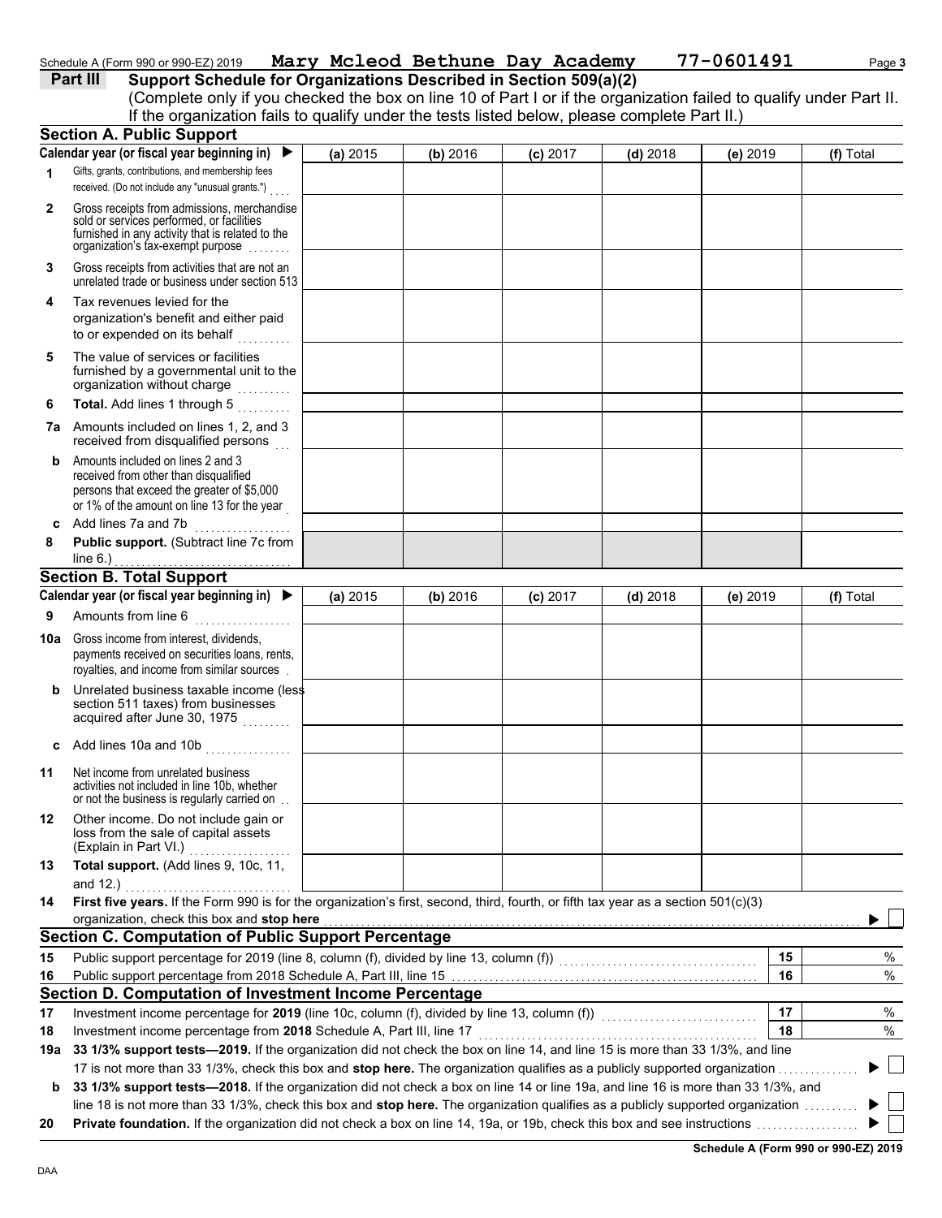Schedule A (Form 990 or 990-EZ) 2019 **Mary Mcleod Bethune Day Academy** 77-0601491

## Part III Support Schedule for Organizations Described in Section 509(a)(2)

(Complete only if you checked the box on line 10 of Part I or if the organization failed to qualify under Part II. If the organization fails to qualify under the tests listed below, please complete Part II.)

### Section A. Public Support

| Calendar year (or fiscal year beginning in) ▶ | (a) 2015 | (b) 2016 | (c) 2017 | (d) 2018 | (e) 2019 | (f) Total |
|---|---|---|---|---|---|---|
| **1** Gifts, grants, contributions, and membership fees received. (Do not include any "unusual grants.") | | | | | | |
| **2** Gross receipts from admissions, merchandise sold or services performed, or facilities furnished in any activity that is related to the organization's tax-exempt purpose | | | | | | |
| **3** Gross receipts from activities that are not an unrelated trade or business under section 513 | | | | | | |
| **4** Tax revenues levied for the organization's benefit and either paid to or expended on its behalf | | | | | | |
| **5** The value of services or facilities furnished by a governmental unit to the organization without charge | | | | | | |
| **6** **Total.** Add lines 1 through 5 | | | | | | |
| **7a** Amounts included on lines 1, 2, and 3 received from disqualified persons | | | | | | |
| **b** Amounts included on lines 2 and 3 received from other than disqualified persons that exceed the greater of $5,000 or 1% of the amount on line 13 for the year | | | | | | |
| **c** Add lines 7a and 7b | | | | | | |
| **8** **Public support.** (Subtract line 7c from line 6.) | | | | | | |

### Section B. Total Support

| Calendar year (or fiscal year beginning in) ▶ | (a) 2015 | (b) 2016 | (c) 2017 | (d) 2018 | (e) 2019 | (f) Total |
|---|---|---|---|---|---|---|
| **9** Amounts from line 6 | | | | | | |
| **10a** Gross income from interest, dividends, payments received on securities loans, rents, royalties, and income from similar sources | | | | | | |
| **b** Unrelated business taxable income (less section 511 taxes) from businesses acquired after June 30, 1975 | | | | | | |
| **c** Add lines 10a and 10b | | | | | | |
| **11** Net income from unrelated business activities not included in line 10b, whether or not the business is regularly carried on | | | | | | |
| **12** Other income. Do not include gain or loss from the sale of capital assets (Explain in Part VI.) | | | | | | |
| **13** **Total support.** (Add lines 9, 10c, 11, and 12.) | | | | | | |

**14** **First five years.** If the Form 990 is for the organization's first, second, third, fourth, or fifth tax year as a section 501(c)(3) organization, check this box and **stop here** ▶ ☐

### Section C. Computation of Public Support Percentage

| | | | |
|---|---|---|---|
| **15** | Public support percentage for 2019 (line 8, column (f), divided by line 13, column (f)) | **15** | % |
| **16** | Public support percentage from 2018 Schedule A, Part III, line 15 | **16** | % |

### Section D. Computation of Investment Income Percentage

| | | | |
|---|---|---|---|
| **17** | Investment income percentage for **2019** (line 10c, column (f), divided by line 13, column (f)) | **17** | % |
| **18** | Investment income percentage from **2018** Schedule A, Part III, line 17 | **18** | % |

**19a** **33 1/3% support tests—2019.** If the organization did not check the box on line 14, and line 15 is more than 33 1/3%, and line 17 is not more than 33 1/3%, check this box and **stop here.** The organization qualifies as a publicly supported organization ▶ ☐

**b** **33 1/3% support tests—2018.** If the organization did not check a box on line 14 or line 19a, and line 16 is more than 33 1/3%, and line 18 is not more than 33 1/3%, check this box and **stop here.** The organization qualifies as a publicly supported organization ▶ ☐

**20** **Private foundation.** If the organization did not check a box on line 14, 19a, or 19b, check this box and see instructions ▶ ☐

**Schedule A (Form 990 or 990-EZ) 2019**

DAA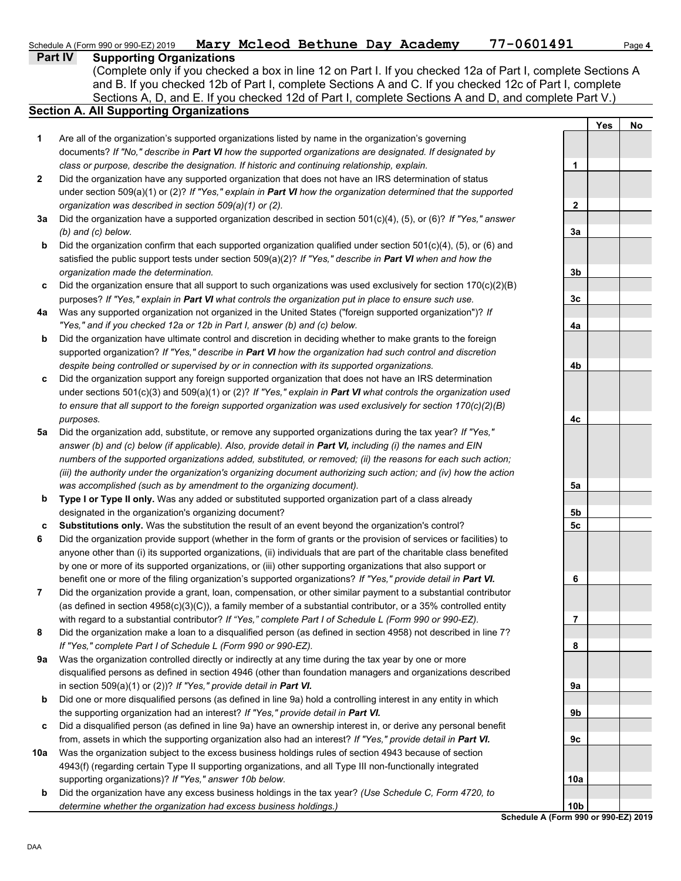Schedule A (Form 990 or 990-EZ) 2019 **Mary Mcleod Bethune Day Academy 77-0601491**

## Part IV Supporting Organizations

(Complete only if you checked a box in line 12 on Part I. If you checked 12a of Part I, complete Sections A and B. If you checked 12b of Part I, complete Sections A and C. If you checked 12c of Part I, complete Sections A, D, and E. If you checked 12d of Part I, complete Sections A and D, and complete Part V.)

### Section A. All Supporting Organizations

| | | | Yes | No |
|---|---|---|---|---|
| **1** | Are all of the organization's supported organizations listed by name in the organization's governing documents? *If "No," describe in **Part VI** how the supported organizations are designated. If designated by class or purpose, describe the designation. If historic and continuing relationship, explain.* | 1 | | |
| **2** | Did the organization have any supported organization that does not have an IRS determination of status under section 509(a)(1) or (2)? *If "Yes," explain in **Part VI** how the organization determined that the supported organization was described in section 509(a)(1) or (2).* | 2 | | |
| **3a** | Did the organization have a supported organization described in section 501(c)(4), (5), or (6)? *If "Yes," answer (b) and (c) below.* | 3a | | |
| **b** | Did the organization confirm that each supported organization qualified under section 501(c)(4), (5), or (6) and satisfied the public support tests under section 509(a)(2)? *If "Yes," describe in **Part VI** when and how the organization made the determination.* | 3b | | |
| **c** | Did the organization ensure that all support to such organizations was used exclusively for section 170(c)(2)(B) purposes? *If "Yes," explain in **Part VI** what controls the organization put in place to ensure such use.* | 3c | | |
| **4a** | Was any supported organization not organized in the United States ("foreign supported organization")? *If "Yes," and if you checked 12a or 12b in Part I, answer (b) and (c) below.* | 4a | | |
| **b** | Did the organization have ultimate control and discretion in deciding whether to make grants to the foreign supported organization? *If "Yes," describe in **Part VI** how the organization had such control and discretion despite being controlled or supervised by or in connection with its supported organizations.* | 4b | | |
| **c** | Did the organization support any foreign supported organization that does not have an IRS determination under sections 501(c)(3) and 509(a)(1) or (2)? *If "Yes," explain in **Part VI** what controls the organization used to ensure that all support to the foreign supported organization was used exclusively for section 170(c)(2)(B) purposes.* | 4c | | |
| **5a** | Did the organization add, substitute, or remove any supported organizations during the tax year? *If "Yes," answer (b) and (c) below (if applicable). Also, provide detail in **Part VI,** including (i) the names and EIN numbers of the supported organizations added, substituted, or removed; (ii) the reasons for each such action; (iii) the authority under the organization's organizing document authorizing such action; and (iv) how the action was accomplished (such as by amendment to the organizing document).* | 5a | | |
| **b** | **Type I or Type II only.** Was any added or substituted supported organization part of a class already designated in the organization's organizing document? | 5b | | |
| **c** | **Substitutions only.** Was the substitution the result of an event beyond the organization's control? | 5c | | |
| **6** | Did the organization provide support (whether in the form of grants or the provision of services or facilities) to anyone other than (i) its supported organizations, (ii) individuals that are part of the charitable class benefited by one or more of its supported organizations, or (iii) other supporting organizations that also support or benefit one or more of the filing organization's supported organizations? *If "Yes," provide detail in **Part VI.*** | 6 | | |
| **7** | Did the organization provide a grant, loan, compensation, or other similar payment to a substantial contributor (as defined in section 4958(c)(3)(C)), a family member of a substantial contributor, or a 35% controlled entity with regard to a substantial contributor? *If "Yes," complete Part I of Schedule L (Form 990 or 990-EZ).* | 7 | | |
| **8** | Did the organization make a loan to a disqualified person (as defined in section 4958) not described in line 7? *If "Yes," complete Part I of Schedule L (Form 990 or 990-EZ).* | 8 | | |
| **9a** | Was the organization controlled directly or indirectly at any time during the tax year by one or more disqualified persons as defined in section 4946 (other than foundation managers and organizations described in section 509(a)(1) or (2))? *If "Yes," provide detail in **Part VI.*** | 9a | | |
| **b** | Did one or more disqualified persons (as defined in line 9a) hold a controlling interest in any entity in which the supporting organization had an interest? *If "Yes," provide detail in **Part VI.*** | 9b | | |
| **c** | Did a disqualified person (as defined in line 9a) have an ownership interest in, or derive any personal benefit from, assets in which the supporting organization also had an interest? *If "Yes," provide detail in **Part VI.*** | 9c | | |
| **10a** | Was the organization subject to the excess business holdings rules of section 4943 because of section 4943(f) (regarding certain Type II supporting organizations, and all Type III non-functionally integrated supporting organizations)? *If "Yes," answer 10b below.* | 10a | | |
| **b** | Did the organization have any excess business holdings in the tax year? *(Use Schedule C, Form 4720, to determine whether the organization had excess business holdings.)* | 10b | | |

**Schedule A (Form 990 or 990-EZ) 2019**

DAA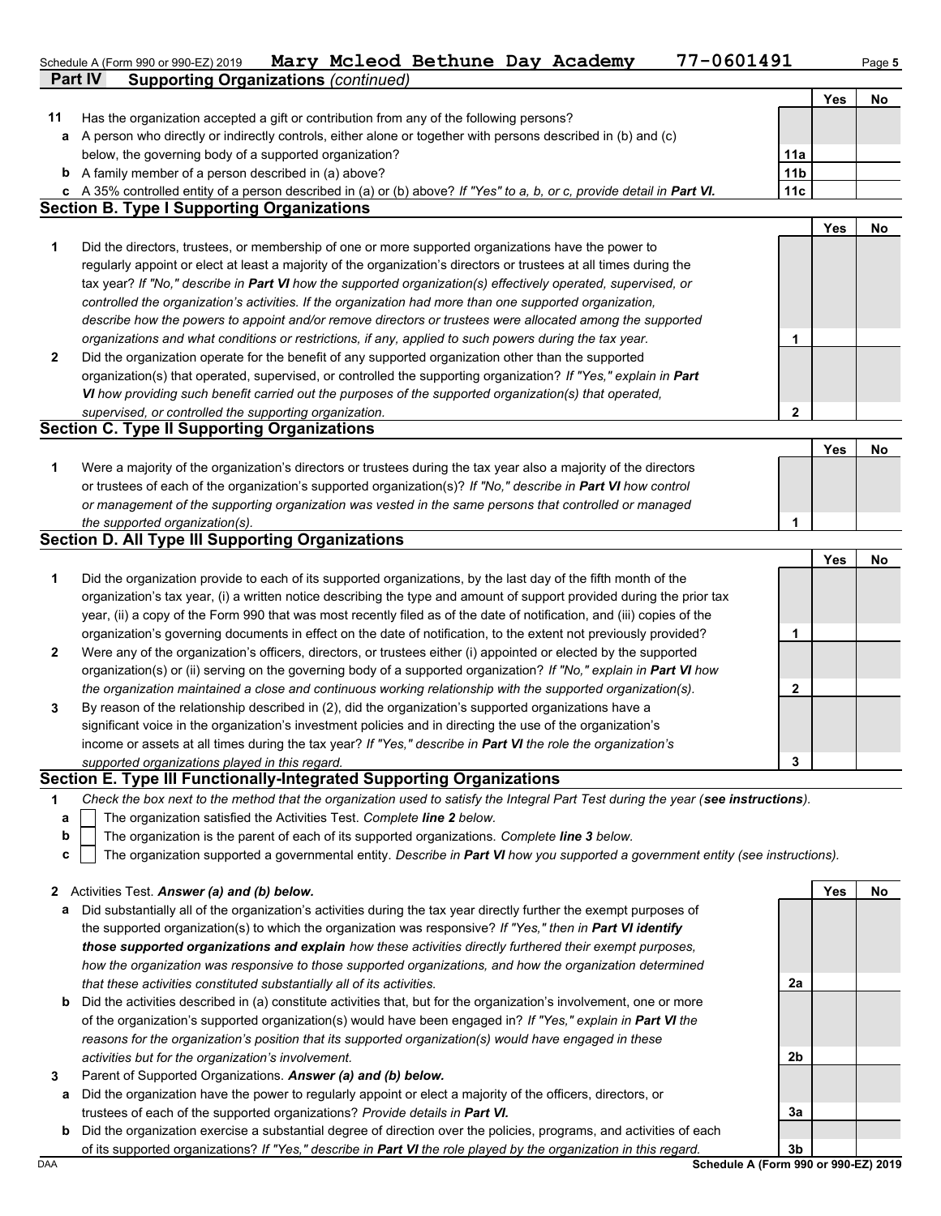Schedule A (Form 990 or 990-EZ) 2019 **Mary Mcleod Bethune Day Academy 77-0601491**

## Part IV Supporting Organizations *(continued)*

| | | | Yes | No |
|---|---|---|---|---|
| **11** | Has the organization accepted a gift or contribution from any of the following persons? | | | |
| **a** | A person who directly or indirectly controls, either alone or together with persons described in (b) and (c) below, the governing body of a supported organization? | **11a** | | |
| **b** | A family member of a person described in (a) above? | **11b** | | |
| **c** | A 35% controlled entity of a person described in (a) or (b) above? *If "Yes" to a, b, or c, provide detail in* ***Part VI.*** | **11c** | | |

### Section B. Type I Supporting Organizations

| | | | Yes | No |
|---|---|---|---|---|
| **1** | Did the directors, trustees, or membership of one or more supported organizations have the power to regularly appoint or elect at least a majority of the organization's directors or trustees at all times during the tax year? *If "No," describe in* ***Part VI*** *how the supported organization(s) effectively operated, supervised, or controlled the organization's activities. If the organization had more than one supported organization, describe how the powers to appoint and/or remove directors or trustees were allocated among the supported organizations and what conditions or restrictions, if any, applied to such powers during the tax year.* | **1** | | |
| **2** | Did the organization operate for the benefit of any supported organization other than the supported organization(s) that operated, supervised, or controlled the supporting organization? *If "Yes," explain in* ***Part VI*** *how providing such benefit carried out the purposes of the supported organization(s) that operated, supervised, or controlled the supporting organization.* | **2** | | |

### Section C. Type II Supporting Organizations

| | | | Yes | No |
|---|---|---|---|---|
| **1** | Were a majority of the organization's directors or trustees during the tax year also a majority of the directors or trustees of each of the organization's supported organization(s)? *If "No," describe in* ***Part VI*** *how control or management of the supporting organization was vested in the same persons that controlled or managed the supported organization(s).* | **1** | | |

### Section D. All Type III Supporting Organizations

| | | | Yes | No |
|---|---|---|---|---|
| **1** | Did the organization provide to each of its supported organizations, by the last day of the fifth month of the organization's tax year, (i) a written notice describing the type and amount of support provided during the prior tax year, (ii) a copy of the Form 990 that was most recently filed as of the date of notification, and (iii) copies of the organization's governing documents in effect on the date of notification, to the extent not previously provided? | **1** | | |
| **2** | Were any of the organization's officers, directors, or trustees either (i) appointed or elected by the supported organization(s) or (ii) serving on the governing body of a supported organization? *If "No," explain in* ***Part VI*** *how the organization maintained a close and continuous working relationship with the supported organization(s).* | **2** | | |
| **3** | By reason of the relationship described in (2), did the organization's supported organizations have a significant voice in the organization's investment policies and in directing the use of the organization's income or assets at all times during the tax year? *If "Yes," describe in* ***Part VI*** *the role the organization's supported organizations played in this regard.* | **3** | | |

### Section E. Type III Functionally-Integrated Supporting Organizations

**1** *Check the box next to the method that the organization used to satisfy the Integral Part Test during the year (****see instructions****).*

- **a** ☐ The organization satisfied the Activities Test. *Complete* ***line 2*** *below.*
- **b** ☐ The organization is the parent of each of its supported organizations. *Complete* ***line 3*** *below.*
- **c** ☐ The organization supported a governmental entity. *Describe in* ***Part VI*** *how you supported a government entity (see instructions).*

| | | | Yes | No |
|---|---|---|---|---|
| **2** | Activities Test. ***Answer (a) and (b) below.*** | | | |
| **a** | Did substantially all of the organization's activities during the tax year directly further the exempt purposes of the supported organization(s) to which the organization was responsive? *If "Yes," then in* ***Part VI identify those supported organizations and explain*** *how these activities directly furthered their exempt purposes, how the organization was responsive to those supported organizations, and how the organization determined that these activities constituted substantially all of its activities.* | **2a** | | |
| **b** | Did the activities described in (a) constitute activities that, but for the organization's involvement, one or more of the organization's supported organization(s) would have been engaged in? *If "Yes," explain in* ***Part VI*** *the reasons for the organization's position that its supported organization(s) would have engaged in these activities but for the organization's involvement.* | **2b** | | |
| **3** | Parent of Supported Organizations. ***Answer (a) and (b) below.*** | | | |
| **a** | Did the organization have the power to regularly appoint or elect a majority of the officers, directors, or trustees of each of the supported organizations? *Provide details in* ***Part VI.*** | **3a** | | |
| **b** | Did the organization exercise a substantial degree of direction over the policies, programs, and activities of each of its supported organizations? *If "Yes," describe in* ***Part VI*** *the role played by the organization in this regard.* | **3b** | | |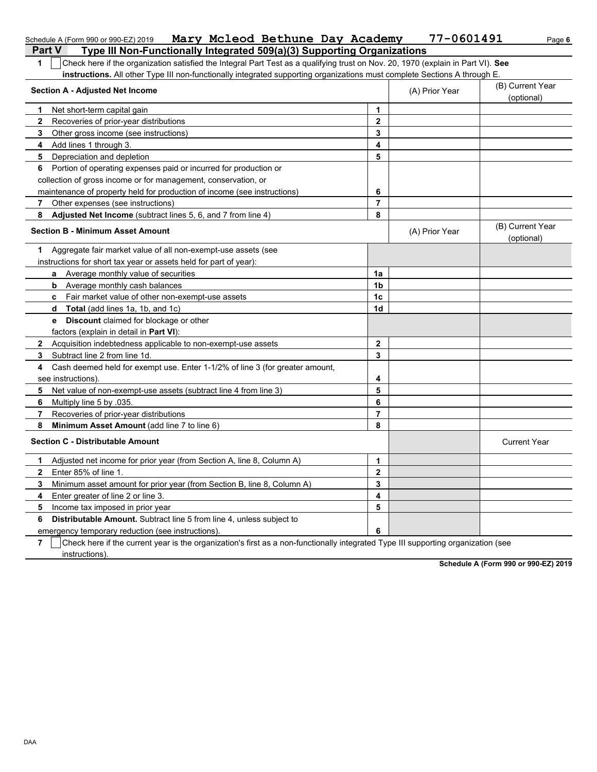Schedule A (Form 990 or 990-EZ) 2019 **Mary Mcleod Bethune Day Academy** **77-0601491**

## Part V Type III Non-Functionally Integrated 509(a)(3) Supporting Organizations

**1** ☐ Check here if the organization satisfied the Integral Part Test as a qualifying trust on Nov. 20, 1970 (explain in Part VI). **See instructions.** All other Type III non-functionally integrated supporting organizations must complete Sections A through E.

| **Section A - Adjusted Net Income** | | (A) Prior Year | (B) Current Year (optional) |
|---|---|---|---|
| **1** Net short-term capital gain | **1** | | |
| **2** Recoveries of prior-year distributions | **2** | | |
| **3** Other gross income (see instructions) | **3** | | |
| **4** Add lines 1 through 3. | **4** | | |
| **5** Depreciation and depletion | **5** | | |
| **6** Portion of operating expenses paid or incurred for production or collection of gross income or for management, conservation, or maintenance of property held for production of income (see instructions) | **6** | | |
| **7** Other expenses (see instructions) | **7** | | |
| **8** **Adjusted Net Income** (subtract lines 5, 6, and 7 from line 4) | **8** | | |

| **Section B - Minimum Asset Amount** | | (A) Prior Year | (B) Current Year (optional) |
|---|---|---|---|
| **1** Aggregate fair market value of all non-exempt-use assets (see instructions for short tax year or assets held for part of year): | | | |
| **a** Average monthly value of securities | **1a** | | |
| **b** Average monthly cash balances | **1b** | | |
| **c** Fair market value of other non-exempt-use assets | **1c** | | |
| **d** **Total** (add lines 1a, 1b, and 1c) | **1d** | | |
| **e** **Discount** claimed for blockage or other factors (explain in detail in **Part VI**): | | | |
| **2** Acquisition indebtedness applicable to non-exempt-use assets | **2** | | |
| **3** Subtract line 2 from line 1d. | **3** | | |
| **4** Cash deemed held for exempt use. Enter 1-1/2% of line 3 (for greater amount, see instructions). | **4** | | |
| **5** Net value of non-exempt-use assets (subtract line 4 from line 3) | **5** | | |
| **6** Multiply line 5 by .035. | **6** | | |
| **7** Recoveries of prior-year distributions | **7** | | |
| **8** **Minimum Asset Amount** (add line 7 to line 6) | **8** | | |

| **Section C - Distributable Amount** | | | Current Year |
|---|---|---|---|
| **1** Adjusted net income for prior year (from Section A, line 8, Column A) | **1** | | |
| **2** Enter 85% of line 1. | **2** | | |
| **3** Minimum asset amount for prior year (from Section B, line 8, Column A) | **3** | | |
| **4** Enter greater of line 2 or line 3. | **4** | | |
| **5** Income tax imposed in prior year | **5** | | |
| **6** **Distributable Amount.** Subtract line 5 from line 4, unless subject to emergency temporary reduction (see instructions). | **6** | | |

**7** ☐ Check here if the current year is the organization's first as a non-functionally integrated Type III supporting organization (see instructions).

**Schedule A (Form 990 or 990-EZ) 2019**

DAA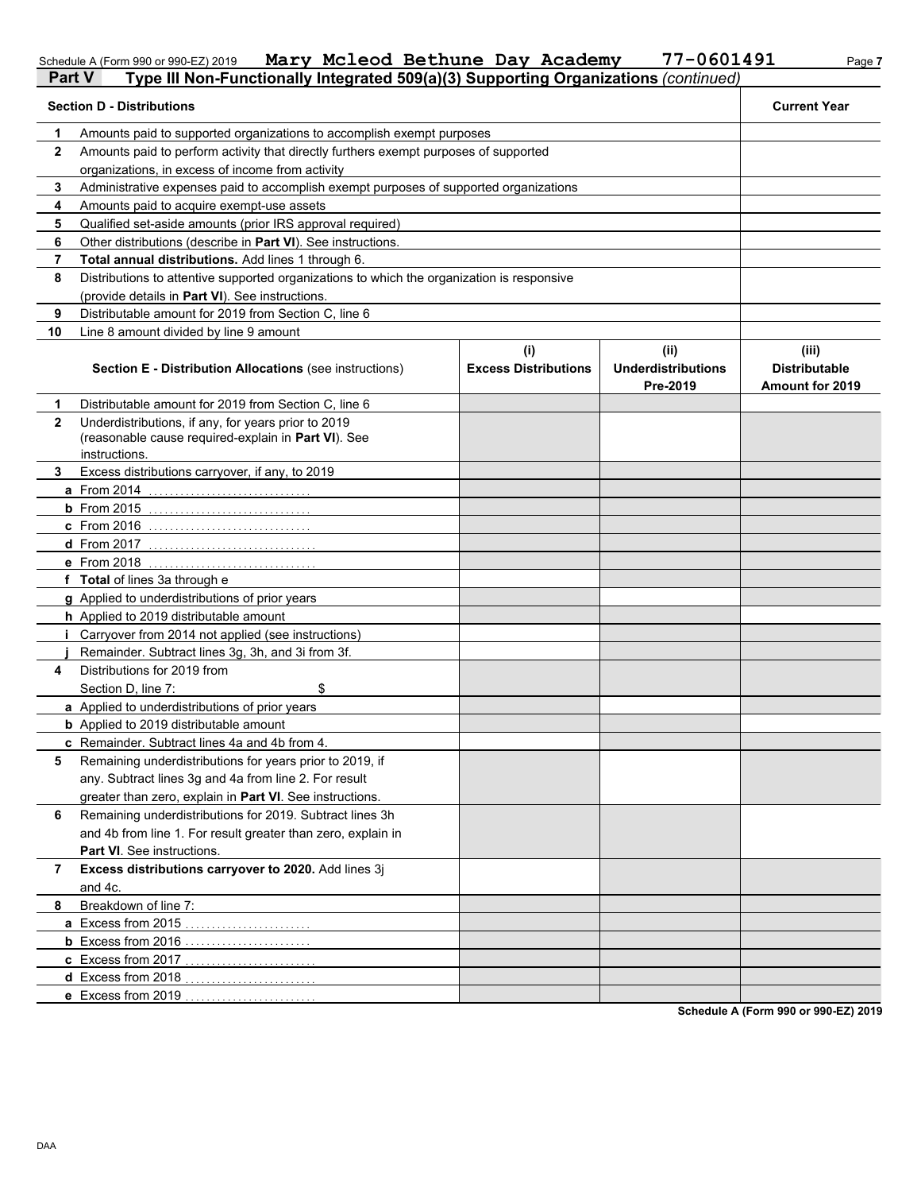Schedule A (Form 990 or 990-EZ) 2019 **Mary Mcleod Bethune Day Academy 77-0601491**

## Part V Type III Non-Functionally Integrated 509(a)(3) Supporting Organizations *(continued)*

| Section D - Distributions | | Current Year |
|---|---|---|
| 1 | Amounts paid to supported organizations to accomplish exempt purposes | |
| 2 | Amounts paid to perform activity that directly furthers exempt purposes of supported organizations, in excess of income from activity | |
| 3 | Administrative expenses paid to accomplish exempt purposes of supported organizations | |
| 4 | Amounts paid to acquire exempt-use assets | |
| 5 | Qualified set-aside amounts (prior IRS approval required) | |
| 6 | Other distributions (describe in **Part VI**). See instructions. | |
| 7 | **Total annual distributions.** Add lines 1 through 6. | |
| 8 | Distributions to attentive supported organizations to which the organization is responsive (provide details in **Part VI**). See instructions. | |
| 9 | Distributable amount for 2019 from Section C, line 6 | |
| 10 | Line 8 amount divided by line 9 amount | |

| | Section E - Distribution Allocations (see instructions) | (i) Excess Distributions | (ii) Underdistributions Pre-2019 | (iii) Distributable Amount for 2019 |
|---|---|---|---|---|
| 1 | Distributable amount for 2019 from Section C, line 6 | | | |
| 2 | Underdistributions, if any, for years prior to 2019 (reasonable cause required-explain in **Part VI**). See instructions. | | | |
| 3 | Excess distributions carryover, if any, to 2019 | | | |
| a | From 2014 | | | |
| b | From 2015 | | | |
| c | From 2016 | | | |
| d | From 2017 | | | |
| e | From 2018 | | | |
| f | **Total** of lines 3a through e | | | |
| g | Applied to underdistributions of prior years | | | |
| h | Applied to 2019 distributable amount | | | |
| i | Carryover from 2014 not applied (see instructions) | | | |
| j | Remainder. Subtract lines 3g, 3h, and 3i from 3f. | | | |
| 4 | Distributions for 2019 from Section D, line 7: $ | | | |
| a | Applied to underdistributions of prior years | | | |
| b | Applied to 2019 distributable amount | | | |
| c | Remainder. Subtract lines 4a and 4b from 4. | | | |
| 5 | Remaining underdistributions for years prior to 2019, if any. Subtract lines 3g and 4a from line 2. For result greater than zero, explain in **Part VI**. See instructions. | | | |
| 6 | Remaining underdistributions for 2019. Subtract lines 3h and 4b from line 1. For result greater than zero, explain in **Part VI**. See instructions. | | | |
| 7 | **Excess distributions carryover to 2020.** Add lines 3j and 4c. | | | |
| 8 | Breakdown of line 7: | | | |
| a | Excess from 2015 | | | |
| b | Excess from 2016 | | | |
| c | Excess from 2017 | | | |
| d | Excess from 2018 | | | |
| e | Excess from 2019 | | | |

**Schedule A (Form 990 or 990-EZ) 2019**

DAA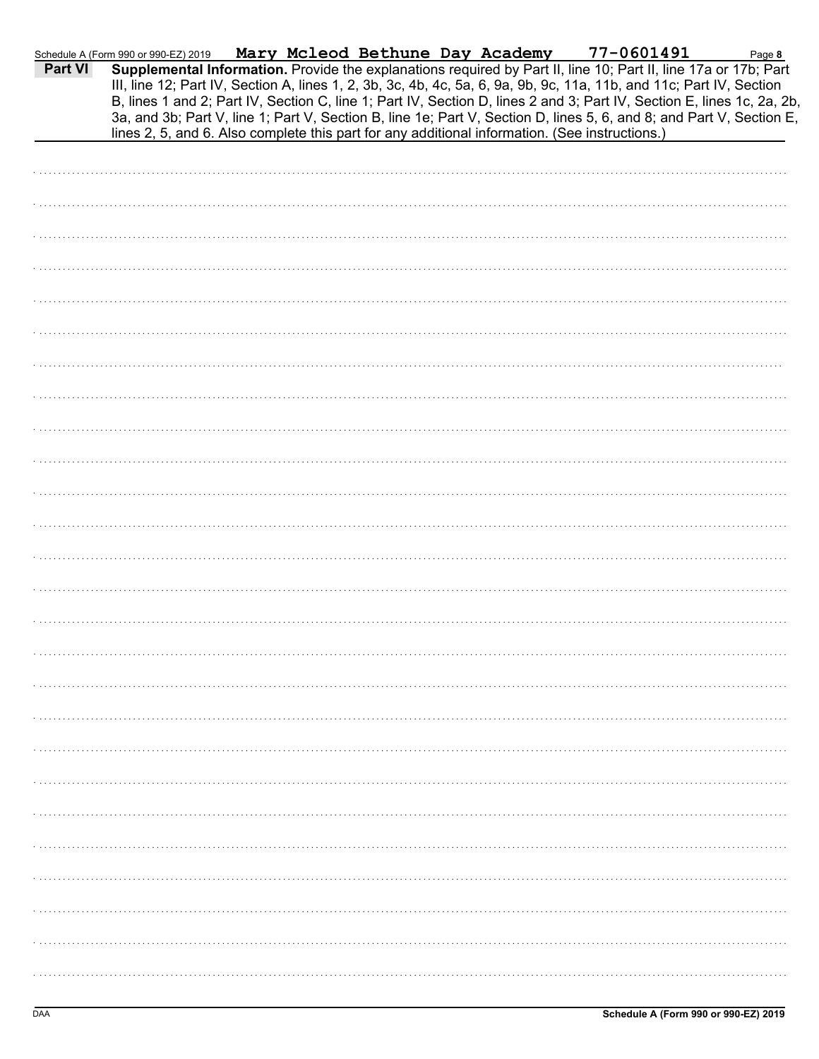Schedule A (Form 990 or 990-EZ) 2019 **Mary Mcleod Bethune Day Academy** **77-0601491** Page **8**

**Part VI** **Supplemental Information.** Provide the explanations required by Part II, line 10; Part II, line 17a or 17b; Part III, line 12; Part IV, Section A, lines 1, 2, 3b, 3c, 4b, 4c, 5a, 6, 9a, 9b, 9c, 11a, 11b, and 11c; Part IV, Section B, lines 1 and 2; Part IV, Section C, line 1; Part IV, Section D, lines 2 and 3; Part IV, Section E, lines 1c, 2a, 2b, 3a, and 3b; Part V, line 1; Part V, Section B, line 1e; Part V, Section D, lines 5, 6, and 8; and Part V, Section E, lines 2, 5, and 6. Also complete this part for any additional information. (See instructions.)

DAA **Schedule A (Form 990 or 990-EZ) 2019**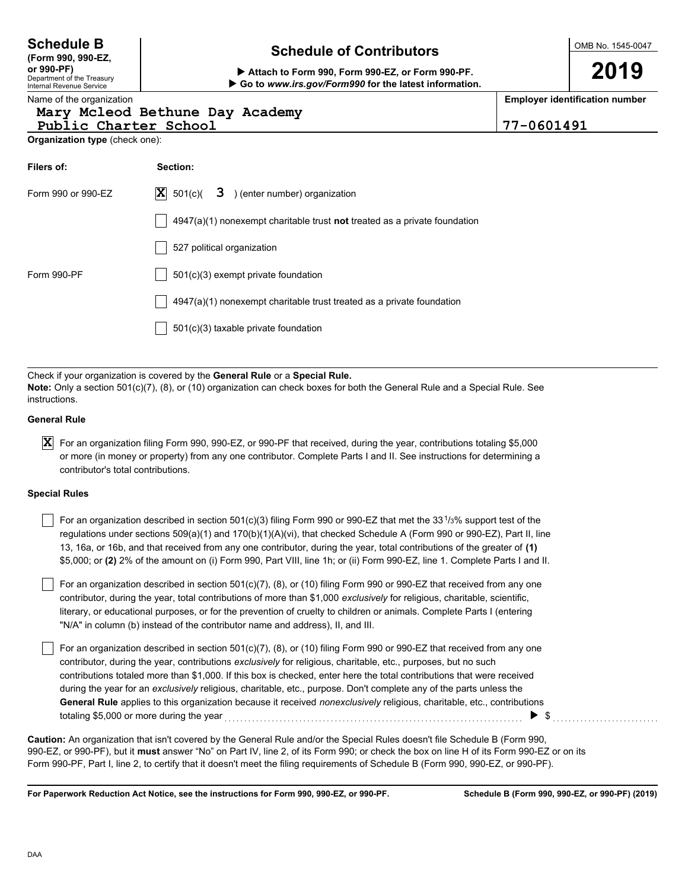**Schedule B**
**(Form 990, 990-EZ, or 990-PF)**
Department of the Treasury
Internal Revenue Service

# Schedule of Contributors

▶ **Attach to Form 990, Form 990-EZ, or Form 990-PF.**
▶ **Go to *www.irs.gov/Form990* for the latest information.**

OMB No. 1545-0047

**2019**

Name of the organization
**Mary Mcleod Bethune Day Academy Public Charter School**

**Employer identification number**
**77-0601491**

**Organization type** (check one):

| **Filers of:** | **Section:** |
|---|---|
| Form 990 or 990-EZ | [X] 501(c)( **3** ) (enter number) organization |
| | [ ] 4947(a)(1) nonexempt charitable trust **not** treated as a private foundation |
| | [ ] 527 political organization |
| Form 990-PF | [ ] 501(c)(3) exempt private foundation |
| | [ ] 4947(a)(1) nonexempt charitable trust treated as a private foundation |
| | [ ] 501(c)(3) taxable private foundation |

Check if your organization is covered by the **General Rule** or a **Special Rule.**
**Note:** Only a section 501(c)(7), (8), or (10) organization can check boxes for both the General Rule and a Special Rule. See instructions.

**General Rule**

[X] For an organization filing Form 990, 990-EZ, or 990-PF that received, during the year, contributions totaling $5,000 or more (in money or property) from any one contributor. Complete Parts I and II. See instructions for determining a contributor's total contributions.

**Special Rules**

[ ] For an organization described in section 501(c)(3) filing Form 990 or 990-EZ that met the 33 1/3% support test of the regulations under sections 509(a)(1) and 170(b)(1)(A)(vi), that checked Schedule A (Form 990 or 990-EZ), Part II, line 13, 16a, or 16b, and that received from any one contributor, during the year, total contributions of the greater of **(1)** $5,000; or **(2)** 2% of the amount on (i) Form 990, Part VIII, line 1h; or (ii) Form 990-EZ, line 1. Complete Parts I and II.

[ ] For an organization described in section 501(c)(7), (8), or (10) filing Form 990 or 990-EZ that received from any one contributor, during the year, total contributions of more than $1,000 *exclusively* for religious, charitable, scientific, literary, or educational purposes, or for the prevention of cruelty to children or animals. Complete Parts I (entering "N/A" in column (b) instead of the contributor name and address), II, and III.

[ ] For an organization described in section 501(c)(7), (8), or (10) filing Form 990 or 990-EZ that received from any one contributor, during the year, contributions *exclusively* for religious, charitable, etc., purposes, but no such contributions totaled more than $1,000. If this box is checked, enter here the total contributions that were received during the year for an *exclusively* religious, charitable, etc., purpose. Don't complete any of the parts unless the **General Rule** applies to this organization because it received *nonexclusively* religious, charitable, etc., contributions totaling $5,000 or more during the year ▶ $ ..........

**Caution:** An organization that isn't covered by the General Rule and/or the Special Rules doesn't file Schedule B (Form 990, 990-EZ, or 990-PF), but it **must** answer "No" on Part IV, line 2, of its Form 990; or check the box on line H of its Form 990-EZ or on its Form 990-PF, Part I, line 2, to certify that it doesn't meet the filing requirements of Schedule B (Form 990, 990-EZ, or 990-PF).

**For Paperwork Reduction Act Notice, see the instructions for Form 990, 990-EZ, or 990-PF.** **Schedule B (Form 990, 990-EZ, or 990-PF) (2019)**

DAA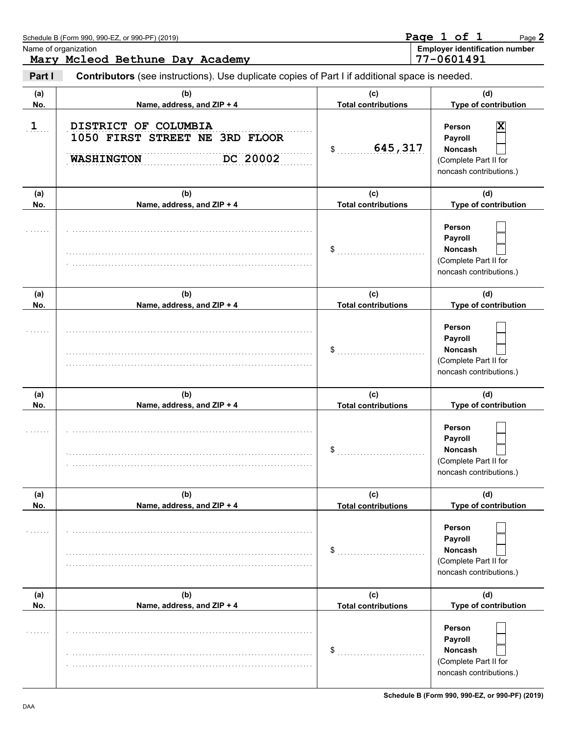Schedule B (Form 990, 990-EZ, or 990-PF) (2019)

Page 1 of 1

Name of organization: **Mary Mcleod Bethune Day Academy**

Employer identification number: **77-0601491**

**Part I** **Contributors** (see instructions). Use duplicate copies of Part I if additional space is needed.

| (a) No. | (b) Name, address, and ZIP + 4 | (c) Total contributions | (d) Type of contribution |
|---|---|---|---|
| 1 | DISTRICT OF COLUMBIA<br>1050 FIRST STREET NE 3RD FLOOR<br>WASHINGTON DC 20002 | $ 645,317 | Person [X]<br>Payroll [ ]<br>Noncash [ ]<br>(Complete Part II for noncash contributions.) |
| | | $ | Person [ ]<br>Payroll [ ]<br>Noncash [ ]<br>(Complete Part II for noncash contributions.) |
| | | $ | Person [ ]<br>Payroll [ ]<br>Noncash [ ]<br>(Complete Part II for noncash contributions.) |
| | | $ | Person [ ]<br>Payroll [ ]<br>Noncash [ ]<br>(Complete Part II for noncash contributions.) |
| | | $ | Person [ ]<br>Payroll [ ]<br>Noncash [ ]<br>(Complete Part II for noncash contributions.) |
| | | $ | Person [ ]<br>Payroll [ ]<br>Noncash [ ]<br>(Complete Part II for noncash contributions.) |

DAA

Schedule B (Form 990, 990-EZ, or 990-PF) (2019)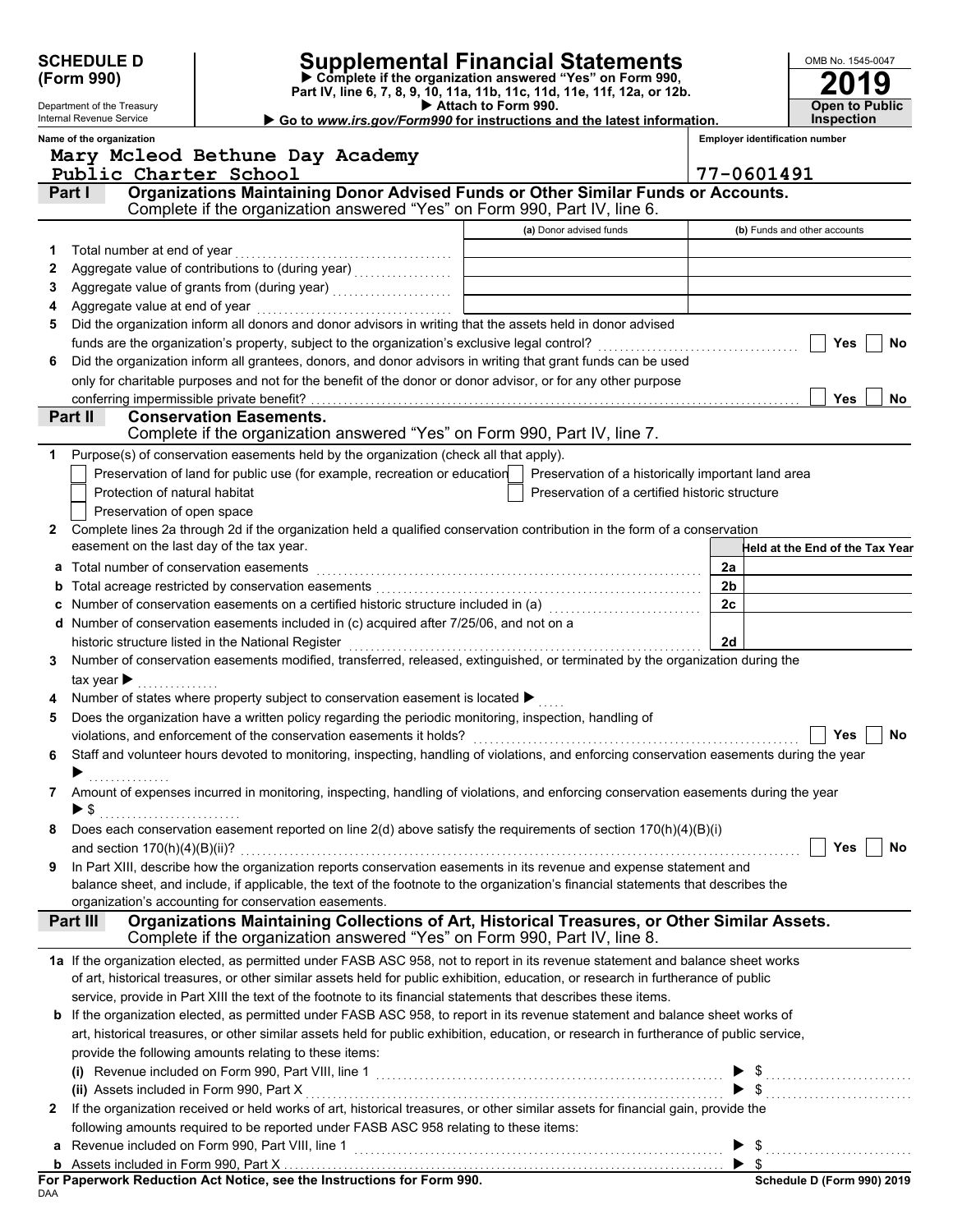**SCHEDULE D (Form 990)**

Department of the Treasury
Internal Revenue Service

# Supplemental Financial Statements

▶ Complete if the organization answered "Yes" on Form 990, Part IV, line 6, 7, 8, 9, 10, 11a, 11b, 11c, 11d, 11e, 11f, 12a, or 12b.
▶ Attach to Form 990.
▶ Go to *www.irs.gov/Form990* for instructions and the latest information.

OMB No. 1545-0047

**2019**

**Open to Public Inspection**

**Name of the organization**
Mary Mcleod Bethune Day Academy Public Charter School

**Employer identification number**
77-0601491

## Part I — Organizations Maintaining Donor Advised Funds or Other Similar Funds or Accounts.

Complete if the organization answered "Yes" on Form 990, Part IV, line 6.

| | | (a) Donor advised funds | (b) Funds and other accounts |
|---|---|---|---|
| 1 | Total number at end of year | | |
| 2 | Aggregate value of contributions to (during year) | | |
| 3 | Aggregate value of grants from (during year) | | |
| 4 | Aggregate value at end of year | | |

5 Did the organization inform all donors and donor advisors in writing that the assets held in donor advised funds are the organization's property, subject to the organization's exclusive legal control? ☐ Yes ☐ No

6 Did the organization inform all grantees, donors, and donor advisors in writing that grant funds can be used only for charitable purposes and not for the benefit of the donor or donor advisor, or for any other purpose conferring impermissible private benefit? ☐ Yes ☐ No

## Part II — Conservation Easements.

Complete if the organization answered "Yes" on Form 990, Part IV, line 7.

1 Purpose(s) of conservation easements held by the organization (check all that apply).

- ☐ Preservation of land for public use (for example, recreation or education)
- ☐ Preservation of a historically important land area
- ☐ Protection of natural habitat
- ☐ Preservation of a certified historic structure
- ☐ Preservation of open space

2 Complete lines 2a through 2d if the organization held a qualified conservation contribution in the form of a conservation easement on the last day of the tax year.

| | | | Held at the End of the Tax Year |
|---|---|---|---|
| a | Total number of conservation easements | 2a | |
| b | Total acreage restricted by conservation easements | 2b | |
| c | Number of conservation easements on a certified historic structure included in (a) | 2c | |
| d | Number of conservation easements included in (c) acquired after 7/25/06, and not on a historic structure listed in the National Register | 2d | |

3 Number of conservation easements modified, transferred, released, extinguished, or terminated by the organization during the tax year ▶

4 Number of states where property subject to conservation easement is located ▶

5 Does the organization have a written policy regarding the periodic monitoring, inspection, handling of violations, and enforcement of the conservation easements it holds? ☐ Yes ☐ No

6 Staff and volunteer hours devoted to monitoring, inspecting, handling of violations, and enforcing conservation easements during the year ▶

7 Amount of expenses incurred in monitoring, inspecting, handling of violations, and enforcing conservation easements during the year ▶ $

8 Does each conservation easement reported on line 2(d) above satisfy the requirements of section 170(h)(4)(B)(i) and section 170(h)(4)(B)(ii)? ☐ Yes ☐ No

9 In Part XIII, describe how the organization reports conservation easements in its revenue and expense statement and balance sheet, and include, if applicable, the text of the footnote to the organization's financial statements that describes the organization's accounting for conservation easements.

## Part III — Organizations Maintaining Collections of Art, Historical Treasures, or Other Similar Assets.

Complete if the organization answered "Yes" on Form 990, Part IV, line 8.

1a If the organization elected, as permitted under FASB ASC 958, not to report in its revenue statement and balance sheet works of art, historical treasures, or other similar assets held for public exhibition, education, or research in furtherance of public service, provide in Part XIII the text of the footnote to its financial statements that describes these items.

b If the organization elected, as permitted under FASB ASC 958, to report in its revenue statement and balance sheet works of art, historical treasures, or other similar assets held for public exhibition, education, or research in furtherance of public service, provide the following amounts relating to these items:

(i) Revenue included on Form 990, Part VIII, line 1 ▶ $

(ii) Assets included in Form 990, Part X ▶ $

2 If the organization received or held works of art, historical treasures, or other similar assets for financial gain, provide the following amounts required to be reported under FASB ASC 958 relating to these items:

a Revenue included on Form 990, Part VIII, line 1 ▶ $

b Assets included in Form 990, Part X ▶ $

**For Paperwork Reduction Act Notice, see the Instructions for Form 990.**

DAA

**Schedule D (Form 990) 2019**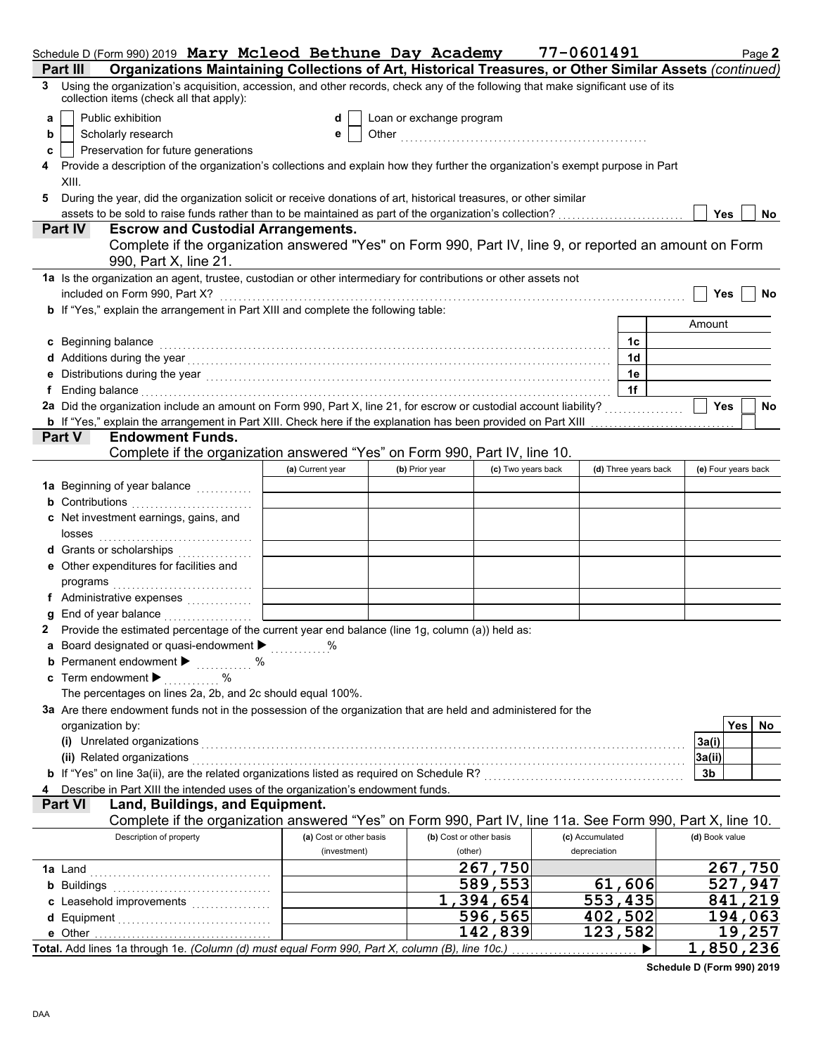Schedule D (Form 990) 2019 **Mary Mcleod Bethune Day Academy** **77-0601491** Page **2**

## Part III Organizations Maintaining Collections of Art, Historical Treasures, or Other Similar Assets *(continued)*

**3** Using the organization's acquisition, accession, and other records, check any of the following that make significant use of its collection items (check all that apply):

- **a** ☐ Public exhibition
- **b** ☐ Scholarly research
- **c** ☐ Preservation for future generations
- **d** ☐ Loan or exchange program
- **e** ☐ Other ....................

**4** Provide a description of the organization's collections and explain how they further the organization's exempt purpose in Part XIII.

**5** During the year, did the organization solicit or receive donations of art, historical treasures, or other similar assets to be sold to raise funds rather than to be maintained as part of the organization's collection? ☐ Yes ☐ No

## Part IV Escrow and Custodial Arrangements.

Complete if the organization answered "Yes" on Form 990, Part IV, line 9, or reported an amount on Form 990, Part X, line 21.

**1a** Is the organization an agent, trustee, custodian or other intermediary for contributions or other assets not included on Form 990, Part X? ☐ Yes ☐ No

**b** If "Yes," explain the arrangement in Part XIII and complete the following table:

| | | Amount |
|---|---|---|
| **c** Beginning balance | 1c | |
| **d** Additions during the year | 1d | |
| **e** Distributions during the year | 1e | |
| **f** Ending balance | 1f | |

**2a** Did the organization include an amount on Form 990, Part X, line 21, for escrow or custodial account liability? ☐ Yes ☐ No

**b** If "Yes," explain the arrangement in Part XIII. Check here if the explanation has been provided on Part XIII ☐

## Part V Endowment Funds.

Complete if the organization answered "Yes" on Form 990, Part IV, line 10.

| | (a) Current year | (b) Prior year | (c) Two years back | (d) Three years back | (e) Four years back |
|---|---|---|---|---|---|
| **1a** Beginning of year balance | | | | | |
| **b** Contributions | | | | | |
| **c** Net investment earnings, gains, and losses | | | | | |
| **d** Grants or scholarships | | | | | |
| **e** Other expenditures for facilities and programs | | | | | |
| **f** Administrative expenses | | | | | |
| **g** End of year balance | | | | | |

**2** Provide the estimated percentage of the current year end balance (line 1g, column (a)) held as:

- **a** Board designated or quasi-endowment ▶ ........ %
- **b** Permanent endowment ▶ ........ %
- **c** Term endowment ▶ ........ %

The percentages on lines 2a, 2b, and 2c should equal 100%.

**3a** Are there endowment funds not in the possession of the organization that are held and administered for the organization by:

| | | Yes | No |
|---|---|---|---|
| **(i)** Unrelated organizations | 3a(i) | | |
| **(ii)** Related organizations | 3a(ii) | | |
| **b** If "Yes" on line 3a(ii), are the related organizations listed as required on Schedule R? | 3b | | |

**4** Describe in Part XIII the intended uses of the organization's endowment funds.

## Part VI Land, Buildings, and Equipment.

Complete if the organization answered "Yes" on Form 990, Part IV, line 11a. See Form 990, Part X, line 10.

| Description of property | (a) Cost or other basis (investment) | (b) Cost or other basis (other) | (c) Accumulated depreciation | (d) Book value |
|---|---|---|---|---|
| **1a** Land | | 267,750 | | 267,750 |
| **b** Buildings | | 589,553 | 61,606 | 527,947 |
| **c** Leasehold improvements | | 1,394,654 | 553,435 | 841,219 |
| **d** Equipment | | 596,565 | 402,502 | 194,063 |
| **e** Other | | 142,839 | 123,582 | 19,257 |
| **Total.** Add lines 1a through 1e. *(Column (d) must equal Form 990, Part X, column (B), line 10c.)* ▶ | | | | 1,850,236 |

**Schedule D (Form 990) 2019**

DAA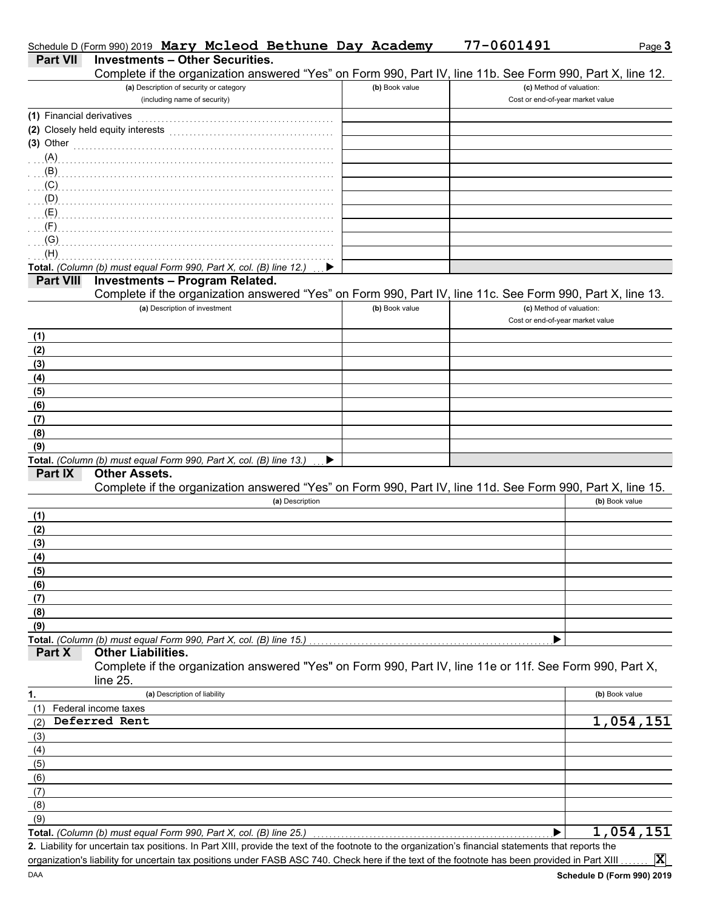Schedule D (Form 990) 2019 **Mary Mcleod Bethune Day Academy** **77-0601491**

## Part VII Investments – Other Securities.

Complete if the organization answered "Yes" on Form 990, Part IV, line 11b. See Form 990, Part X, line 12.

| (a) Description of security or category (including name of security) | (b) Book value | (c) Method of valuation: Cost or end-of-year market value |
|---|---|---|
| (1) Financial derivatives | | |
| (2) Closely held equity interests | | |
| (3) Other | | |
| (A) | | |
| (B) | | |
| (C) | | |
| (D) | | |
| (E) | | |
| (F) | | |
| (G) | | |
| (H) | | |
| **Total.** *(Column (b) must equal Form 990, Part X, col. (B) line 12.)* ▶ | | |

## Part VIII Investments – Program Related.

Complete if the organization answered "Yes" on Form 990, Part IV, line 11c. See Form 990, Part X, line 13.

| (a) Description of investment | (b) Book value | (c) Method of valuation: Cost or end-of-year market value |
|---|---|---|
| (1) | | |
| (2) | | |
| (3) | | |
| (4) | | |
| (5) | | |
| (6) | | |
| (7) | | |
| (8) | | |
| (9) | | |
| **Total.** *(Column (b) must equal Form 990, Part X, col. (B) line 13.)* ▶ | | |

## Part IX Other Assets.

Complete if the organization answered "Yes" on Form 990, Part IV, line 11d. See Form 990, Part X, line 15.

| (a) Description | (b) Book value |
|---|---|
| (1) | |
| (2) | |
| (3) | |
| (4) | |
| (5) | |
| (6) | |
| (7) | |
| (8) | |
| (9) | |
| **Total.** *(Column (b) must equal Form 990, Part X, col. (B) line 15.)* ▶ | |

## Part X Other Liabilities.

Complete if the organization answered "Yes" on Form 990, Part IV, line 11e or 11f. See Form 990, Part X, line 25.

| 1. (a) Description of liability | (b) Book value |
|---|---|
| (1) Federal income taxes | |
| (2) Deferred Rent | 1,054,151 |
| (3) | |
| (4) | |
| (5) | |
| (6) | |
| (7) | |
| (8) | |
| (9) | |
| **Total.** *(Column (b) must equal Form 990, Part X, col. (B) line 25.)* ▶ | 1,054,151 |

**2.** Liability for uncertain tax positions. In Part XIII, provide the text of the footnote to the organization's financial statements that reports the organization's liability for uncertain tax positions under FASB ASC 740. Check here if the text of the footnote has been provided in Part XIII ....... **X**

Schedule D (Form 990) 2019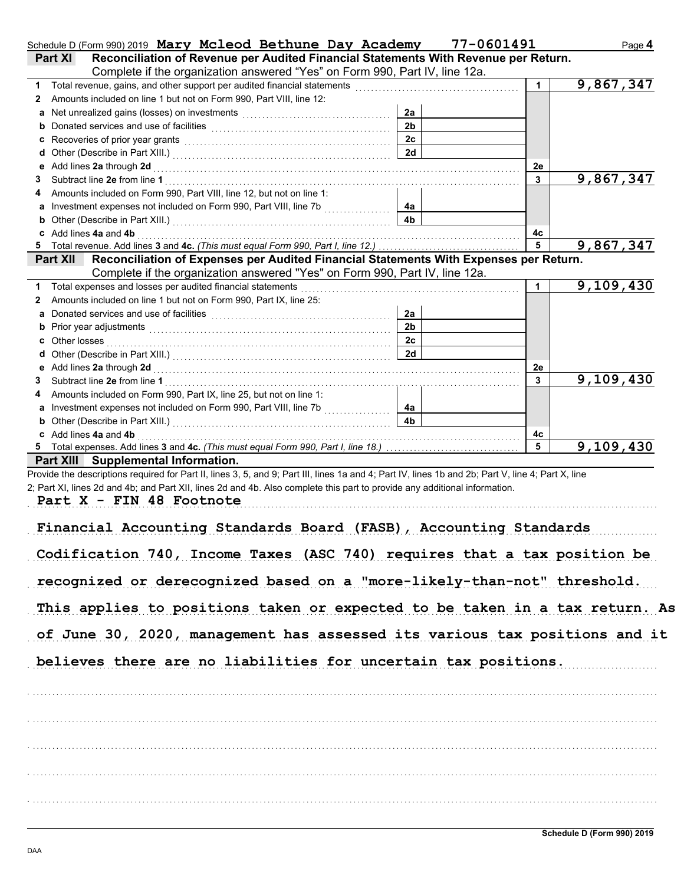Schedule D (Form 990) 2019 **Mary Mcleod Bethune Day Academy** **77-0601491** Page **4**

## Part XI Reconciliation of Revenue per Audited Financial Statements With Revenue per Return.

Complete if the organization answered "Yes" on Form 990, Part IV, line 12a.

| | | | | | |
|---|---|---|---|---|---|
| **1** | Total revenue, gains, and other support per audited financial statements | | | 1 | 9,867,347 |
| **2** | Amounts included on line 1 but not on Form 990, Part VIII, line 12: | | | | |
| **a** | Net unrealized gains (losses) on investments | 2a | | | |
| **b** | Donated services and use of facilities | 2b | | | |
| **c** | Recoveries of prior year grants | 2c | | | |
| **d** | Other (Describe in Part XIII.) | 2d | | | |
| **e** | Add lines **2a** through **2d** | | | 2e | |
| **3** | Subtract line **2e** from line **1** | | | 3 | 9,867,347 |
| **4** | Amounts included on Form 990, Part VIII, line 12, but not on line 1: | | | | |
| **a** | Investment expenses not included on Form 990, Part VIII, line 7b | 4a | | | |
| **b** | Other (Describe in Part XIII.) | 4b | | | |
| **c** | Add lines **4a** and **4b** | | | 4c | |
| **5** | Total revenue. Add lines **3** and **4c.** *(This must equal Form 990, Part I, line 12.)* | | | 5 | 9,867,347 |

## Part XII Reconciliation of Expenses per Audited Financial Statements With Expenses per Return.

Complete if the organization answered "Yes" on Form 990, Part IV, line 12a.

| | | | | | |
|---|---|---|---|---|---|
| **1** | Total expenses and losses per audited financial statements | | | 1 | 9,109,430 |
| **2** | Amounts included on line 1 but not on Form 990, Part IX, line 25: | | | | |
| **a** | Donated services and use of facilities | 2a | | | |
| **b** | Prior year adjustments | 2b | | | |
| **c** | Other losses | 2c | | | |
| **d** | Other (Describe in Part XIII.) | 2d | | | |
| **e** | Add lines **2a** through **2d** | | | 2e | |
| **3** | Subtract line **2e** from line **1** | | | 3 | 9,109,430 |
| **4** | Amounts included on Form 990, Part IX, line 25, but not on line 1: | | | | |
| **a** | Investment expenses not included on Form 990, Part VIII, line 7b | 4a | | | |
| **b** | Other (Describe in Part XIII.) | 4b | | | |
| **c** | Add lines **4a** and **4b** | | | 4c | |
| **5** | Total expenses. Add lines **3** and **4c.** *(This must equal Form 990, Part I, line 18.)* | | | 5 | 9,109,430 |

## Part XIII Supplemental Information.

Provide the descriptions required for Part II, lines 3, 5, and 9; Part III, lines 1a and 4; Part IV, lines 1b and 2b; Part V, line 4; Part X, line 2; Part XI, lines 2d and 4b; and Part XII, lines 2d and 4b. Also complete this part to provide any additional information.

Part X - FIN 48 Footnote

Financial Accounting Standards Board (FASB), Accounting Standards Codification 740, Income Taxes (ASC 740) requires that a tax position be recognized or derecognized based on a "more-likely-than-not" threshold. This applies to positions taken or expected to be taken in a tax return. As of June 30, 2020, management has assessed its various tax positions and it believes there are no liabilities for uncertain tax positions.

**Schedule D (Form 990) 2019**

DAA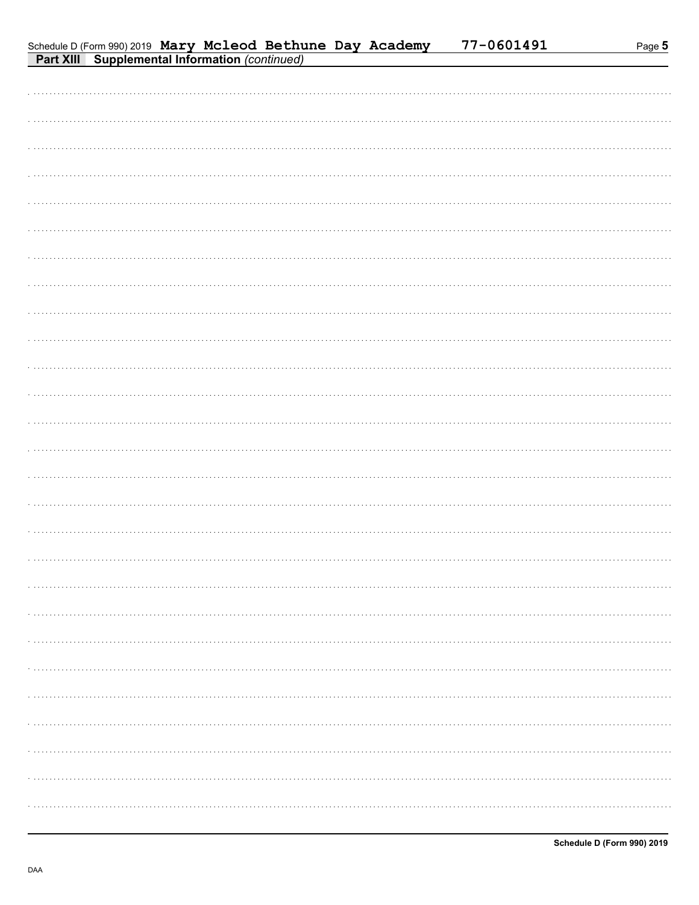Schedule D (Form 990) 2019 **Mary Mcleod Bethune Day Academy** 77-0601491

**Part XIII Supplemental Information** *(continued)*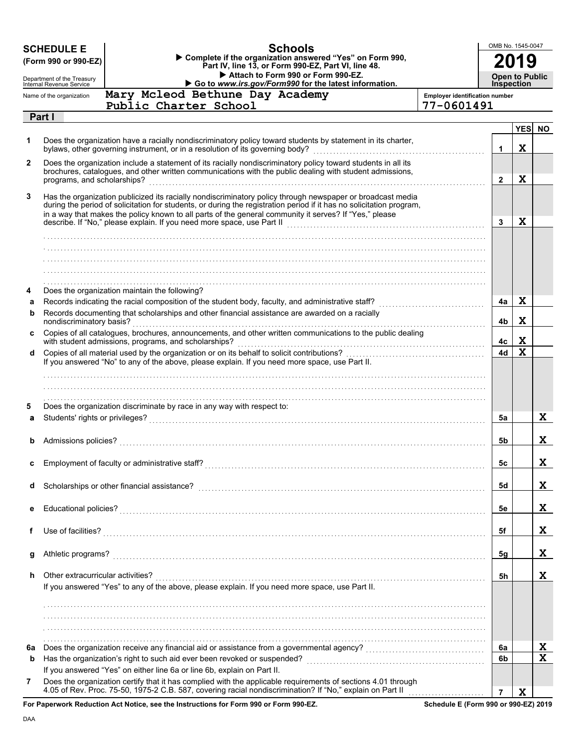**SCHEDULE E**
**(Form 990 or 990-EZ)**

Department of the Treasury
Internal Revenue Service

# Schools

▶ Complete if the organization answered "Yes" on Form 990, Part IV, line 13, or Form 990-EZ, Part VI, line 48.
▶ Attach to Form 990 or Form 990-EZ.
▶ Go to *www.irs.gov/Form990* for the latest information.

OMB No. 1545-0047

**2019**

**Open to Public Inspection**

Name of the organization: **Mary Mcleod Bethune Day Academy Public Charter School**

Employer identification number: **77-0601491**

## Part I

| | | | YES | NO |
|---|---|---|---|---|
| 1 | Does the organization have a racially nondiscriminatory policy toward students by statement in its charter, bylaws, other governing instrument, or in a resolution of its governing body? | 1 | X | |
| 2 | Does the organization include a statement of its racially nondiscriminatory policy toward students in all its brochures, catalogues, and other written communications with the public dealing with student admissions, programs, and scholarships? | 2 | X | |
| 3 | Has the organization publicized its racially nondiscriminatory policy through newspaper or broadcast media during the period of solicitation for students, or during the registration period if it has no solicitation program, in a way that makes the policy known to all parts of the general community it serves? If "Yes," please describe. If "No," please explain. If you need more space, use Part II | 3 | X | |
| 4 | Does the organization maintain the following? | | | |
| a | Records indicating the racial composition of the student body, faculty, and administrative staff? | 4a | X | |
| b | Records documenting that scholarships and other financial assistance are awarded on a racially nondiscriminatory basis? | 4b | X | |
| c | Copies of all catalogues, brochures, announcements, and other written communications to the public dealing with student admissions, programs, and scholarships? | 4c | X | |
| d | Copies of all material used by the organization or on its behalf to solicit contributions? If you answered "No" to any of the above, please explain. If you need more space, use Part II. | 4d | X | |
| 5 | Does the organization discriminate by race in any way with respect to: | | | |
| a | Students' rights or privileges? | 5a | | X |
| b | Admissions policies? | 5b | | X |
| c | Employment of faculty or administrative staff? | 5c | | X |
| d | Scholarships or other financial assistance? | 5d | | X |
| e | Educational policies? | 5e | | X |
| f | Use of facilities? | 5f | | X |
| g | Athletic programs? | 5g | | X |
| h | Other extracurricular activities? If you answered "Yes" to any of the above, please explain. If you need more space, use Part II. | 5h | | X |
| 6a | Does the organization receive any financial aid or assistance from a governmental agency? | 6a | | X |
| b | Has the organization's right to such aid ever been revoked or suspended? If you answered "Yes" on either line 6a or line 6b, explain on Part II. | 6b | | X |
| 7 | Does the organization certify that it has complied with the applicable requirements of sections 4.01 through 4.05 of Rev. Proc. 75-50, 1975-2 C.B. 587, covering racial nondiscrimination? If "No," explain on Part II | 7 | X | |

**For Paperwork Reduction Act Notice, see the Instructions for Form 990 or Form 990-EZ.** **Schedule E (Form 990 or 990-EZ) 2019**

DAA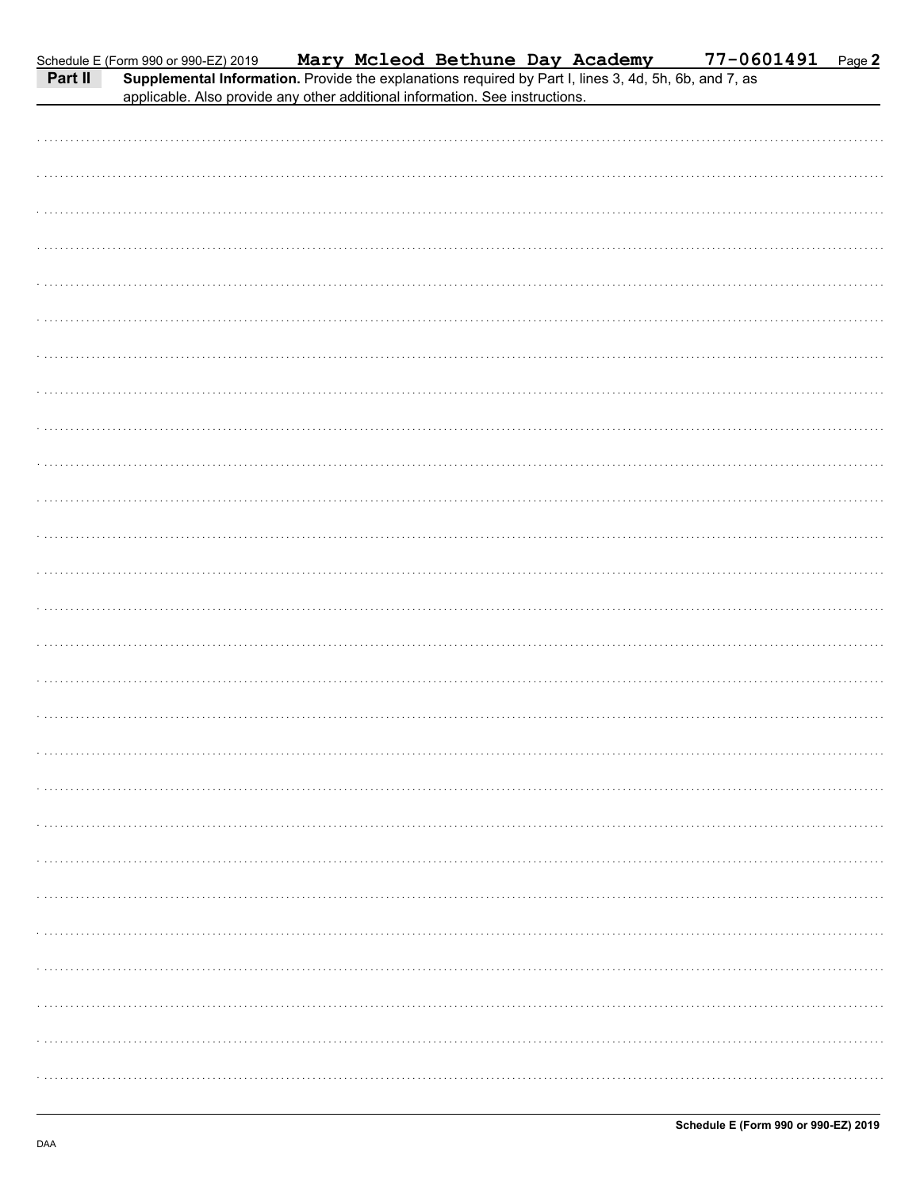Schedule E (Form 990 or 990-EZ) 2019 **Mary Mcleod Bethune Day Academy** **77-0601491** Page **2**

**Part II** **Supplemental Information.** Provide the explanations required by Part I, lines 3, 4d, 5h, 6b, and 7, as applicable. Also provide any other additional information. See instructions.

**Schedule E (Form 990 or 990-EZ) 2019**

DAA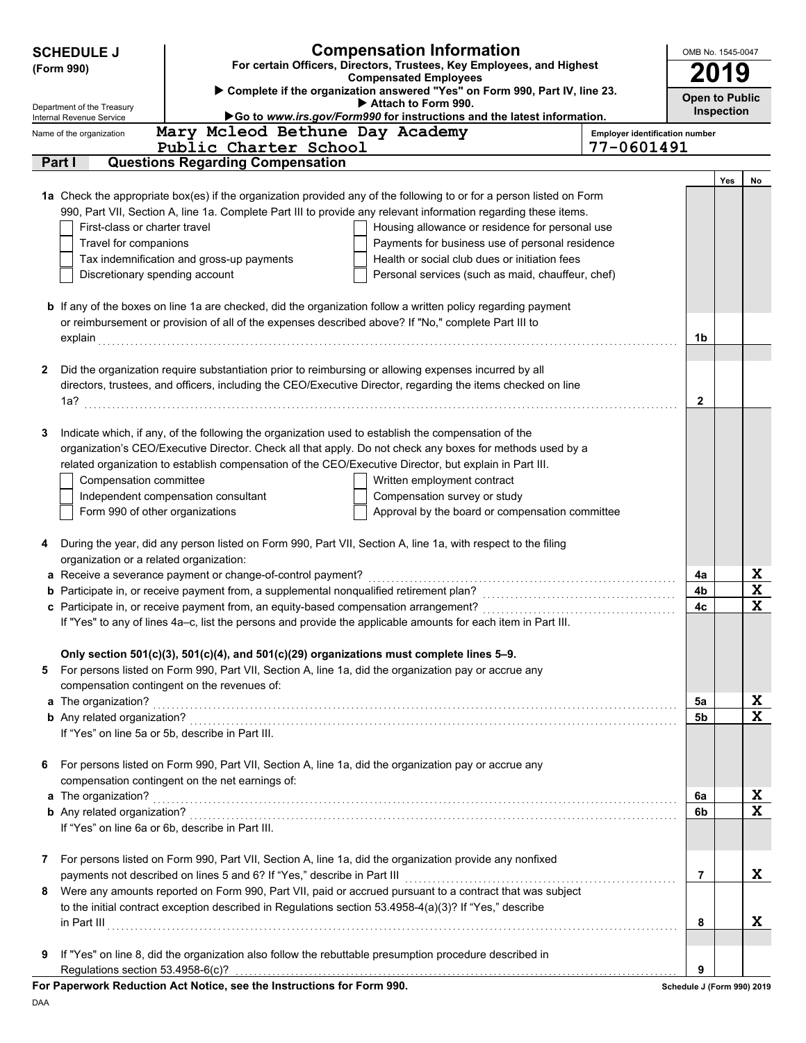# SCHEDULE J (Form 990)

## Compensation Information

**For certain Officers, Directors, Trustees, Key Employees, and Highest Compensated Employees**

▶ Complete if the organization answered "Yes" on Form 990, Part IV, line 23.
▶ Attach to Form 990.
▶Go to *www.irs.gov/Form990* for instructions and the latest information.

OMB No. 1545-0047

**2019**

**Open to Public Inspection**

Department of the Treasury
Internal Revenue Service

Name of the organization: Mary Mcleod Bethune Day Academy Public Charter School

Employer identification number: 77-0601491

### Part I Questions Regarding Compensation

| | | | Yes | No |
|---|---|---|---|---|
| **1a** | Check the appropriate box(es) if the organization provided any of the following to or for a person listed on Form 990, Part VII, Section A, line 1a. Complete Part III to provide any relevant information regarding these items.<br>☐ First-class or charter travel ☐ Housing allowance or residence for personal use<br>☐ Travel for companions ☐ Payments for business use of personal residence<br>☐ Tax indemnification and gross-up payments ☐ Health or social club dues or initiation fees<br>☐ Discretionary spending account ☐ Personal services (such as maid, chauffeur, chef) | | | |
| **b** | If any of the boxes on line 1a are checked, did the organization follow a written policy regarding payment or reimbursement or provision of all of the expenses described above? If "No," complete Part III to explain | 1b | | |
| **2** | Did the organization require substantiation prior to reimbursing or allowing expenses incurred by all directors, trustees, and officers, including the CEO/Executive Director, regarding the items checked on line 1a? | 2 | | |
| **3** | Indicate which, if any, of the following the organization used to establish the compensation of the organization's CEO/Executive Director. Check all that apply. Do not check any boxes for methods used by a related organization to establish compensation of the CEO/Executive Director, but explain in Part III.<br>☐ Compensation committee ☐ Written employment contract<br>☐ Independent compensation consultant ☐ Compensation survey or study<br>☐ Form 990 of other organizations ☐ Approval by the board or compensation committee | | | |
| **4** | During the year, did any person listed on Form 990, Part VII, Section A, line 1a, with respect to the filing organization or a related organization: | | | |
| **a** | Receive a severance payment or change-of-control payment? | 4a | | X |
| **b** | Participate in, or receive payment from, a supplemental nonqualified retirement plan? | 4b | | X |
| **c** | Participate in, or receive payment from, an equity-based compensation arrangement? | 4c | | X |
| | If "Yes" to any of lines 4a–c, list the persons and provide the applicable amounts for each item in Part III. | | | |
| | **Only section 501(c)(3), 501(c)(4), and 501(c)(29) organizations must complete lines 5–9.** | | | |
| **5** | For persons listed on Form 990, Part VII, Section A, line 1a, did the organization pay or accrue any compensation contingent on the revenues of: | | | |
| **a** | The organization? | 5a | | X |
| **b** | Any related organization? | 5b | | X |
| | If "Yes" on line 5a or 5b, describe in Part III. | | | |
| **6** | For persons listed on Form 990, Part VII, Section A, line 1a, did the organization pay or accrue any compensation contingent on the net earnings of: | | | |
| **a** | The organization? | 6a | | X |
| **b** | Any related organization? | 6b | | X |
| | If "Yes" on line 6a or 6b, describe in Part III. | | | |
| **7** | For persons listed on Form 990, Part VII, Section A, line 1a, did the organization provide any nonfixed payments not described on lines 5 and 6? If "Yes," describe in Part III | 7 | | X |
| **8** | Were any amounts reported on Form 990, Part VII, paid or accrued pursuant to a contract that was subject to the initial contract exception described in Regulations section 53.4958-4(a)(3)? If "Yes," describe in Part III | 8 | | X |
| **9** | If "Yes" on line 8, did the organization also follow the rebuttable presumption procedure described in Regulations section 53.4958-6(c)? | 9 | | |

**For Paperwork Reduction Act Notice, see the Instructions for Form 990.**

Schedule J (Form 990) 2019

DAA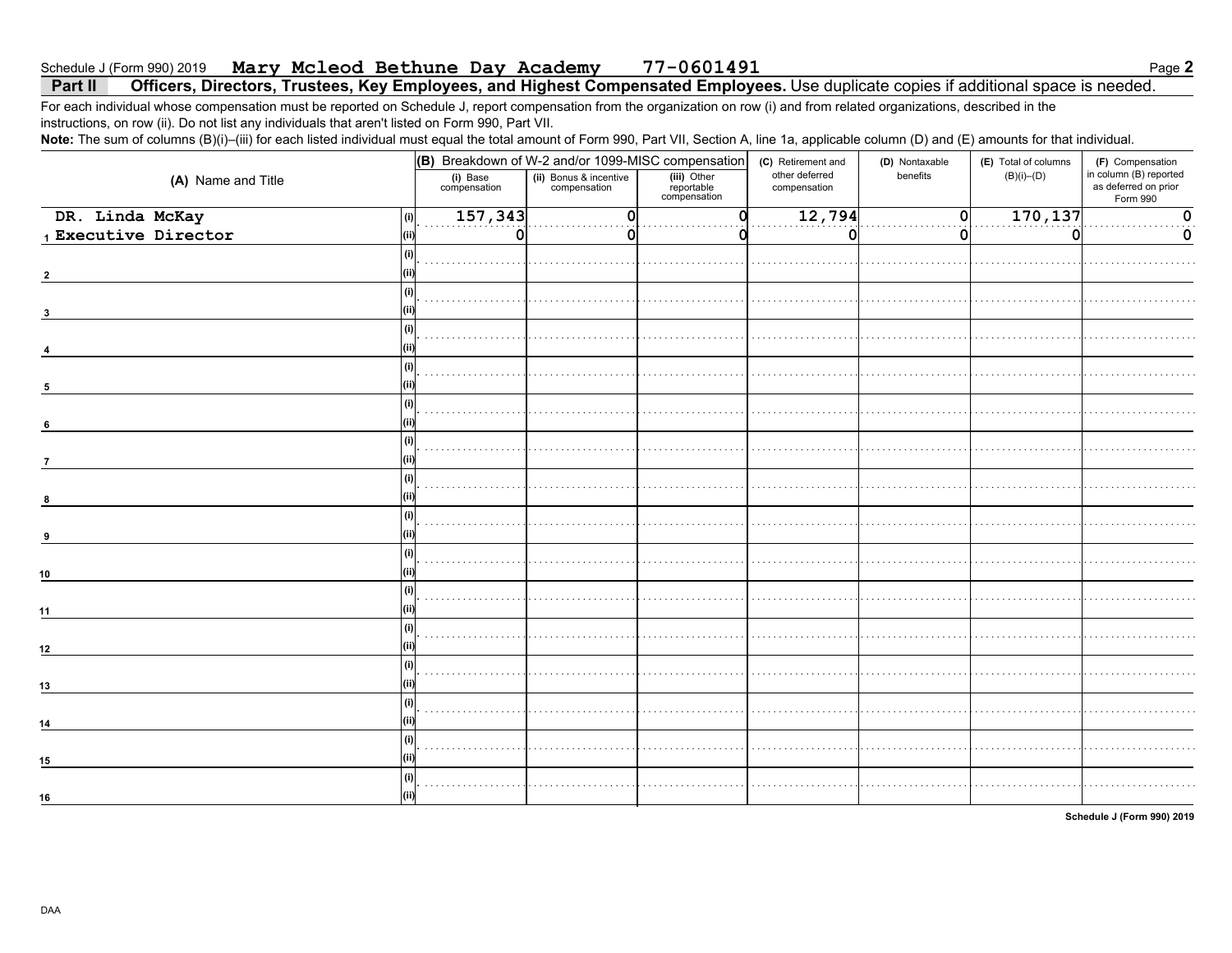Schedule J (Form 990) 2019 **Mary Mcleod Bethune Day Academy** **77-0601491**

## Part II Officers, Directors, Trustees, Key Employees, and Highest Compensated Employees. Use duplicate copies if additional space is needed.

For each individual whose compensation must be reported on Schedule J, report compensation from the organization on row (i) and from related organizations, described in the instructions, on row (ii). Do not list any individuals that aren't listed on Form 990, Part VII.

**Note:** The sum of columns (B)(i)–(iii) for each listed individual must equal the total amount of Form 990, Part VII, Section A, line 1a, applicable column (D) and (E) amounts for that individual.

| (A) Name and Title | | (B) Breakdown of W-2 and/or 1099-MISC compensation | | | (C) Retirement and other deferred compensation | (D) Nontaxable benefits | (E) Total of columns (B)(i)–(D) | (F) Compensation in column (B) reported as deferred on prior Form 990 |
|---|---|---|---|---|---|---|---|---|
| | | (i) Base compensation | (ii) Bonus & incentive compensation | (iii) Other reportable compensation | | | | |
| 1 DR. Linda McKay | (i) | 157,343 | 0 | 0 | 12,794 | 0 | 170,137 | 0 |
| Executive Director | (ii) | 0 | 0 | 0 | 0 | 0 | 0 | 0 |
| 2 | (i) | | | | | | | |
| | (ii) | | | | | | | |
| 3 | (i) | | | | | | | |
| | (ii) | | | | | | | |
| 4 | (i) | | | | | | | |
| | (ii) | | | | | | | |
| 5 | (i) | | | | | | | |
| | (ii) | | | | | | | |
| 6 | (i) | | | | | | | |
| | (ii) | | | | | | | |
| 7 | (i) | | | | | | | |
| | (ii) | | | | | | | |
| 8 | (i) | | | | | | | |
| | (ii) | | | | | | | |
| 9 | (i) | | | | | | | |
| | (ii) | | | | | | | |
| 10 | (i) | | | | | | | |
| | (ii) | | | | | | | |
| 11 | (i) | | | | | | | |
| | (ii) | | | | | | | |
| 12 | (i) | | | | | | | |
| | (ii) | | | | | | | |
| 13 | (i) | | | | | | | |
| | (ii) | | | | | | | |
| 14 | (i) | | | | | | | |
| | (ii) | | | | | | | |
| 15 | (i) | | | | | | | |
| | (ii) | | | | | | | |
| 16 | (i) | | | | | | | |
| | (ii) | | | | | | | |

Schedule J (Form 990) 2019

DAA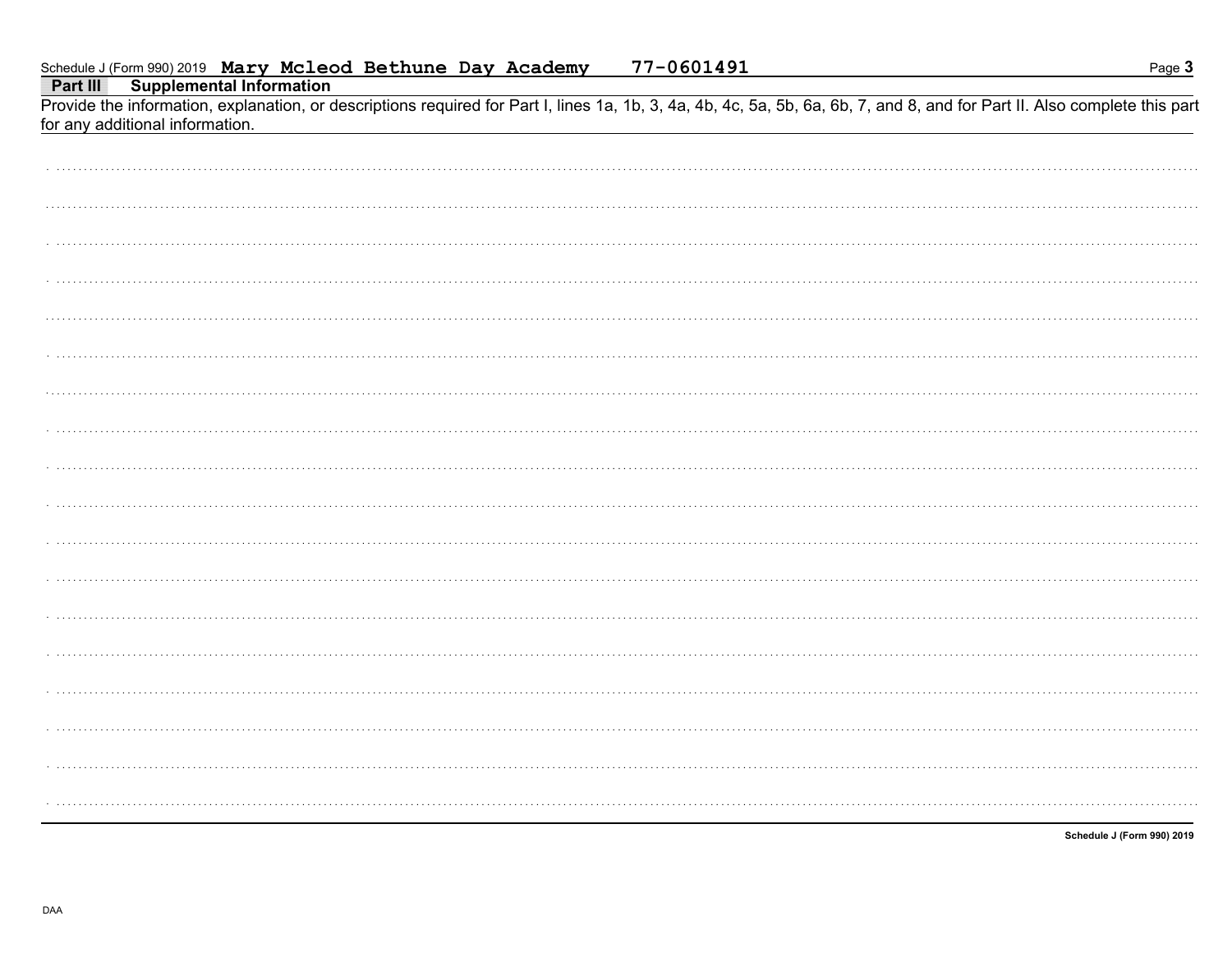Schedule J (Form 990) 2019 **Mary Mcleod Bethune Day Academy** **77-0601491**

## Part III Supplemental Information

Provide the information, explanation, or descriptions required for Part I, lines 1a, 1b, 3, 4a, 4b, 4c, 5a, 5b, 6a, 6b, 7, and 8, and for Part II. Also complete this part for any additional information.

**Schedule J (Form 990) 2019**

DAA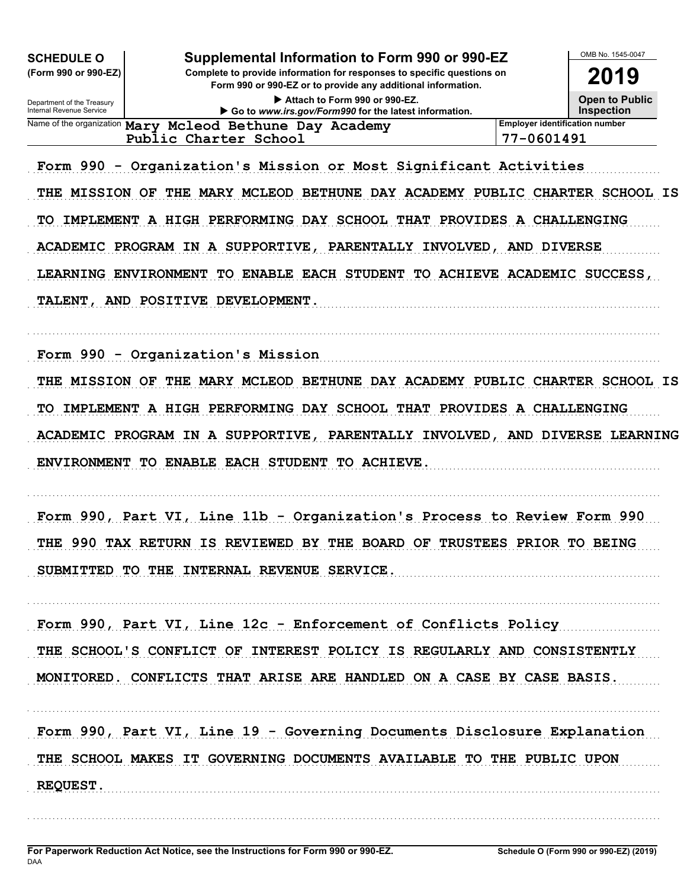**SCHEDULE O**
**(Form 990 or 990-EZ)**

Department of the Treasury
Internal Revenue Service

# Supplemental Information to Form 990 or 990-EZ

**Complete to provide information for responses to specific questions on Form 990 or 990-EZ or to provide any additional information.**

▶ Attach to Form 990 or 990-EZ.
▶ Go to *www.irs.gov/Form990* for the latest information.

OMB No. 1545-0047

**2019**

**Open to Public Inspection**

| Name of the organization | Employer identification number |
|---|---|
| Mary Mcleod Bethune Day Academy Public Charter School | 77-0601491 |

Form 990 - Organization's Mission or Most Significant Activities

THE MISSION OF THE MARY MCLEOD BETHUNE DAY ACADEMY PUBLIC CHARTER SCHOOL IS TO IMPLEMENT A HIGH PERFORMING DAY SCHOOL THAT PROVIDES A CHALLENGING ACADEMIC PROGRAM IN A SUPPORTIVE, PARENTALLY INVOLVED, AND DIVERSE LEARNING ENVIRONMENT TO ENABLE EACH STUDENT TO ACHIEVE ACADEMIC SUCCESS, TALENT, AND POSITIVE DEVELOPMENT.

Form 990 - Organization's Mission

THE MISSION OF THE MARY MCLEOD BETHUNE DAY ACADEMY PUBLIC CHARTER SCHOOL IS TO IMPLEMENT A HIGH PERFORMING DAY SCHOOL THAT PROVIDES A CHALLENGING ACADEMIC PROGRAM IN A SUPPORTIVE, PARENTALLY INVOLVED, AND DIVERSE LEARNING ENVIRONMENT TO ENABLE EACH STUDENT TO ACHIEVE.

Form 990, Part VI, Line 11b - Organization's Process to Review Form 990

THE 990 TAX RETURN IS REVIEWED BY THE BOARD OF TRUSTEES PRIOR TO BEING SUBMITTED TO THE INTERNAL REVENUE SERVICE.

Form 990, Part VI, Line 12c - Enforcement of Conflicts Policy

THE SCHOOL'S CONFLICT OF INTEREST POLICY IS REGULARLY AND CONSISTENTLY MONITORED. CONFLICTS THAT ARISE ARE HANDLED ON A CASE BY CASE BASIS.

Form 990, Part VI, Line 19 - Governing Documents Disclosure Explanation

THE SCHOOL MAKES IT GOVERNING DOCUMENTS AVAILABLE TO THE PUBLIC UPON REQUEST.

**For Paperwork Reduction Act Notice, see the Instructions for Form 990 or 990-EZ.**
DAA

**Schedule O (Form 990 or 990-EZ) (2019)**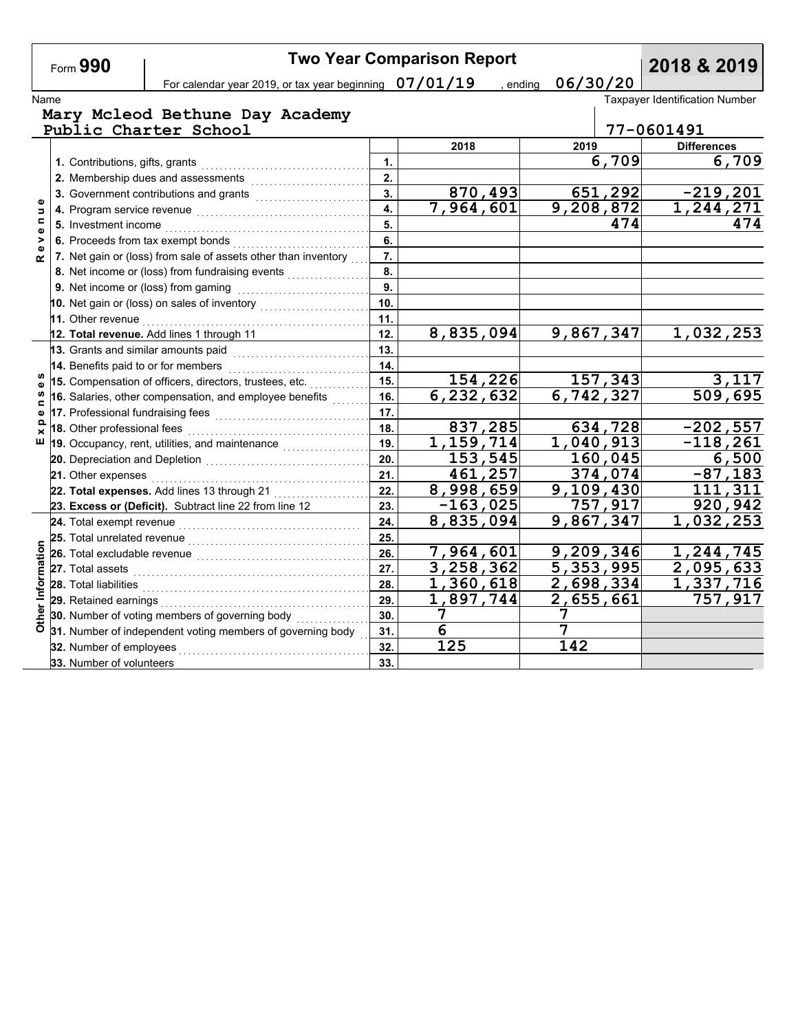Form **990**

# Two Year Comparison Report

**2018 & 2019**

For calendar year 2019, or tax year beginning 07/01/19 , ending 06/30/20

Name: Mary Mcleod Bethune Day Academy Public Charter School

Taxpayer Identification Number: 77-0601491

| Section | Item | Line | 2018 | 2019 | Differences |
|---|---|---|---|---|---|
| Revenue | 1. Contributions, gifts, grants | 1. | | 6,709 | 6,709 |
| | 2. Membership dues and assessments | 2. | | | |
| | 3. Government contributions and grants | 3. | 870,493 | 651,292 | -219,201 |
| | 4. Program service revenue | 4. | 7,964,601 | 9,208,872 | 1,244,271 |
| | 5. Investment income | 5. | | 474 | 474 |
| | 6. Proceeds from tax exempt bonds | 6. | | | |
| | 7. Net gain or (loss) from sale of assets other than inventory | 7. | | | |
| | 8. Net income or (loss) from fundraising events | 8. | | | |
| | 9. Net income or (loss) from gaming | 9. | | | |
| | 10. Net gain or (loss) on sales of inventory | 10. | | | |
| | 11. Other revenue | 11. | | | |
| | **12. Total revenue.** Add lines 1 through 11 | 12. | 8,835,094 | 9,867,347 | 1,032,253 |
| Expenses | 13. Grants and similar amounts paid | 13. | | | |
| | 14. Benefits paid to or for members | 14. | | | |
| | 15. Compensation of officers, directors, trustees, etc. | 15. | 154,226 | 157,343 | 3,117 |
| | 16. Salaries, other compensation, and employee benefits | 16. | 6,232,632 | 6,742,327 | 509,695 |
| | 17. Professional fundraising fees | 17. | | | |
| | 18. Other professional fees | 18. | 837,285 | 634,728 | -202,557 |
| | 19. Occupancy, rent, utilities, and maintenance | 19. | 1,159,714 | 1,040,913 | -118,261 |
| | 20. Depreciation and Depletion | 20. | 153,545 | 160,045 | 6,500 |
| | 21. Other expenses | 21. | 461,257 | 374,074 | -87,183 |
| | **22. Total expenses.** Add lines 13 through 21 | 22. | 8,998,659 | 9,109,430 | 111,311 |
| | **23. Excess or (Deficit).** Subtract line 22 from line 12 | 23. | -163,025 | 757,917 | 920,942 |
| Other Information | 24. Total exempt revenue | 24. | 8,835,094 | 9,867,347 | 1,032,253 |
| | 25. Total unrelated revenue | 25. | | | |
| | 26. Total excludable revenue | 26. | 7,964,601 | 9,209,346 | 1,244,745 |
| | 27. Total assets | 27. | 3,258,362 | 5,353,995 | 2,095,633 |
| | 28. Total liabilities | 28. | 1,360,618 | 2,698,334 | 1,337,716 |
| | 29. Retained earnings | 29. | 1,897,744 | 2,655,661 | 757,917 |
| | 30. Number of voting members of governing body | 30. | 7 | 7 | |
| | 31. Number of independent voting members of governing body | 31. | 6 | 7 | |
| | 32. Number of employees | 32. | 125 | 142 | |
| | 33. Number of volunteers | 33. | | | |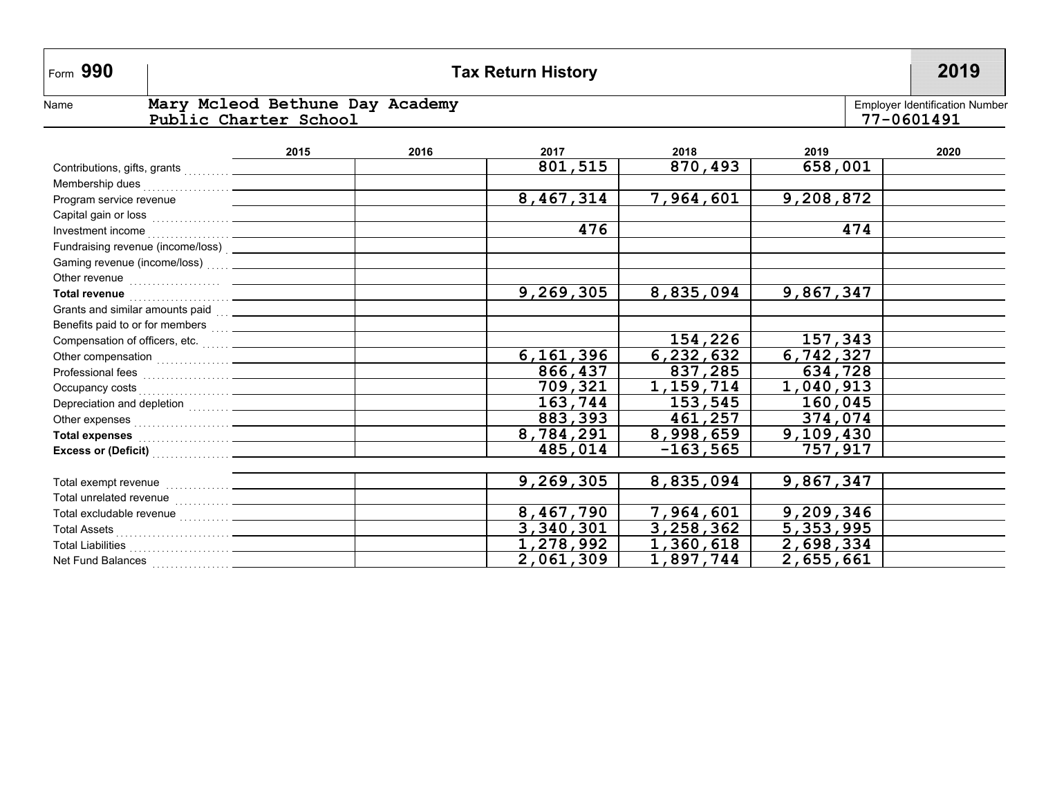Form **990** | **Tax Return History** | **2019**

Name: Mary Mcleod Bethune Day Academy Public Charter School

Employer Identification Number: 77-0601491

| | 2015 | 2016 | 2017 | 2018 | 2019 | 2020 |
|---|---|---|---|---|---|---|
| Contributions, gifts, grants | | | 801,515 | 870,493 | 658,001 | |
| Membership dues | | | | | | |
| Program service revenue | | | 8,467,314 | 7,964,601 | 9,208,872 | |
| Capital gain or loss | | | | | | |
| Investment income | | | 476 | | 474 | |
| Fundraising revenue (income/loss) | | | | | | |
| Gaming revenue (income/loss) | | | | | | |
| Other revenue | | | | | | |
| **Total revenue** | | | 9,269,305 | 8,835,094 | 9,867,347 | |
| Grants and similar amounts paid | | | | | | |
| Benefits paid to or for members | | | | | | |
| Compensation of officers, etc. | | | | 154,226 | 157,343 | |
| Other compensation | | | 6,161,396 | 6,232,632 | 6,742,327 | |
| Professional fees | | | 866,437 | 837,285 | 634,728 | |
| Occupancy costs | | | 709,321 | 1,159,714 | 1,040,913 | |
| Depreciation and depletion | | | 163,744 | 153,545 | 160,045 | |
| Other expenses | | | 883,393 | 461,257 | 374,074 | |
| **Total expenses** | | | 8,784,291 | 8,998,659 | 9,109,430 | |
| **Excess or (Deficit)** | | | 485,014 | -163,565 | 757,917 | |
| | | | | | | |
| Total exempt revenue | | | 9,269,305 | 8,835,094 | 9,867,347 | |
| Total unrelated revenue | | | | | | |
| Total excludable revenue | | | 8,467,790 | 7,964,601 | 9,209,346 | |
| Total Assets | | | 3,340,301 | 3,258,362 | 5,353,995 | |
| Total Liabilities | | | 1,278,992 | 1,360,618 | 2,698,334 | |
| Net Fund Balances | | | 2,061,309 | 1,897,744 | 2,655,661 | |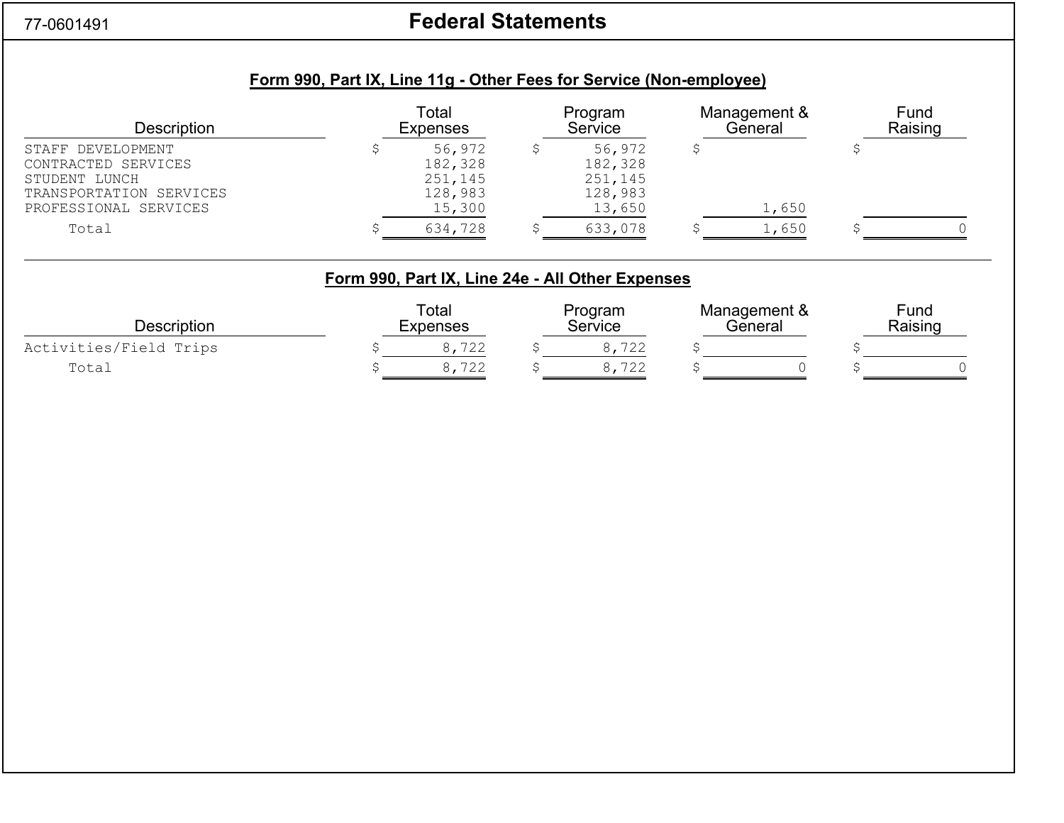77-0601491

# Federal Statements

## Form 990, Part IX, Line 11g - Other Fees for Service (Non-employee)

| Description | Total Expenses | Program Service | Management & General | Fund Raising |
|---|---|---|---|---|
| STAFF DEVELOPMENT | $ 56,972 | $ 56,972 | $ | $ |
| CONTRACTED SERVICES | 182,328 | 182,328 | | |
| STUDENT LUNCH | 251,145 | 251,145 | | |
| TRANSPORTATION SERVICES | 128,983 | 128,983 | | |
| PROFESSIONAL SERVICES | 15,300 | 13,650 | 1,650 | |
| Total | $ 634,728 | $ 633,078 | $ 1,650 | $ 0 |

## Form 990, Part IX, Line 24e - All Other Expenses

| Description | Total Expenses | Program Service | Management & General | Fund Raising |
|---|---|---|---|---|
| Activities/Field Trips | $ 8,722 | $ 8,722 | $ | $ |
| Total | $ 8,722 | $ 8,722 | $ 0 | $ 0 |